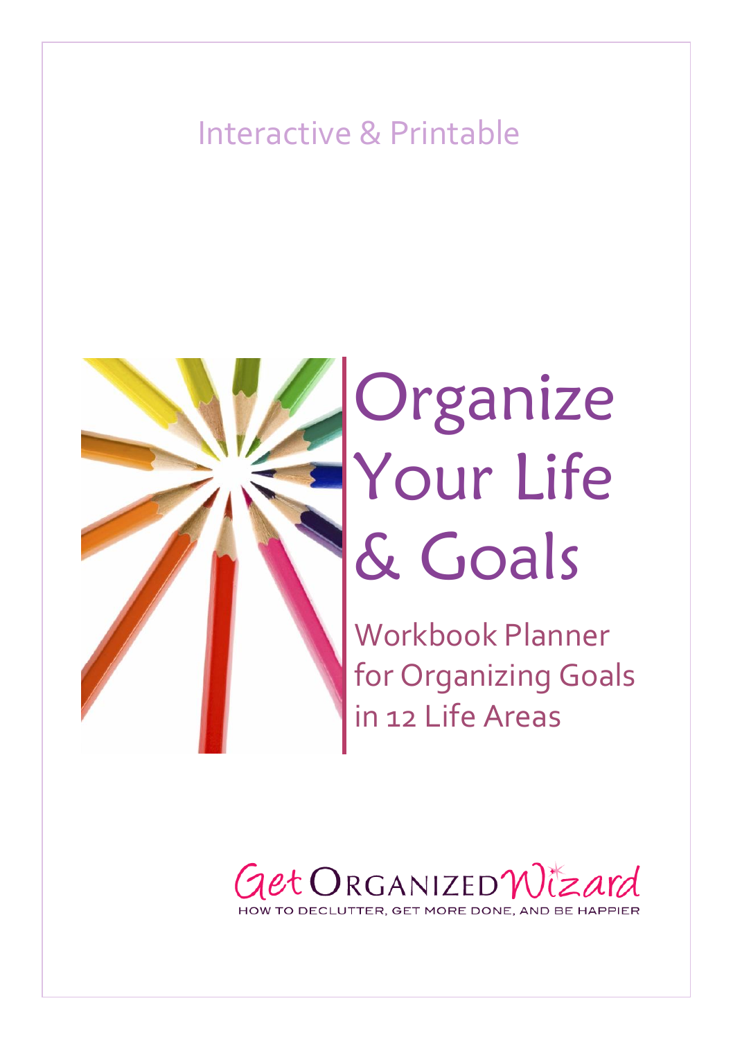Interactive & Printable

# Organize Your Life & Goals

## Workbook Planner for Organizing Goals in 12 Life Areas

Get Organized Wizard

HOW TO DECLUTTER, GET MORE DONE, AND BE HAPPIER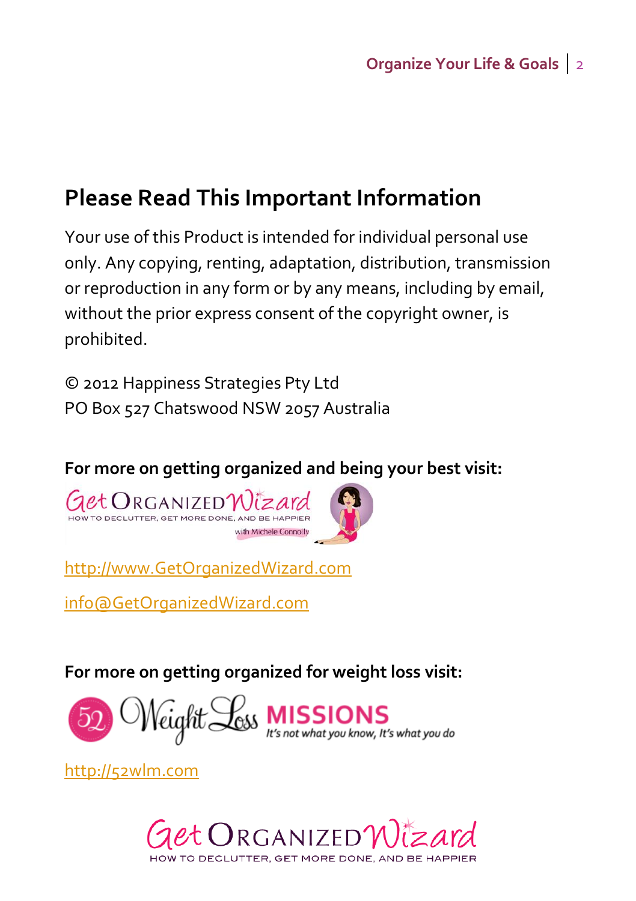## Please Read This Important Information

Your use of this Product is intended for individual personal use only. Any copying, renting, adaptation, distribution, transmission or reproduction in any form or by any means, including by email, without the prior express consent of the copyright owner, is prohibited.

© 2012 Happiness Strategies Pty Ltd
PO Box 527 Chatswood NSW 2057 Australia

**For more on getting organized and being your best visit:**

Get Organized Wizard
HOW TO DECLUTTER, GET MORE DONE, AND BE HAPPIER
with Michele Connolly

http://www.GetOrganizedWizard.com

info@GetOrganizedWizard.com

**For more on getting organized for weight loss visit:**

52 Weight Loss MISSIONS
*It's not what you know, It's what you do*

http://52wlm.com

Get Organized Wizard
HOW TO DECLUTTER, GET MORE DONE, AND BE HAPPIER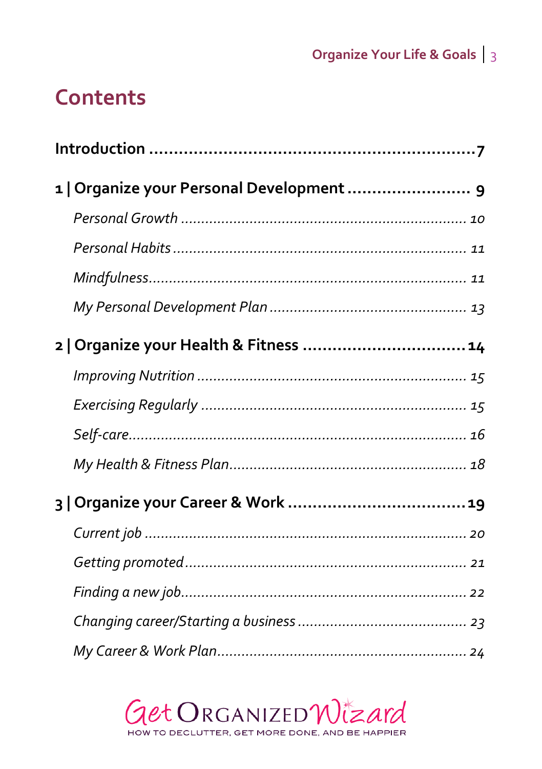# Contents

**Introduction ....................................................................7**

**1 | Organize your Personal Development ........................ 9**

*Personal Growth ..................................................................... 10*

*Personal Habits ...................................................................... 11*

*Mindfulness............................................................................ 11*

*My Personal Development Plan ............................................... 13*

**2 | Organize your Health & Fitness ................................14**

*Improving Nutrition ................................................................ 15*

*Exercising Regularly ................................................................ 15*

*Self-care.................................................................................. 16*

*My Health & Fitness Plan......................................................... 18*

**3 | Organize your Career & Work ...................................19**

*Current job ............................................................................. 20*

*Getting promoted.................................................................... 21*

*Finding a new job..................................................................... 22*

*Changing career/Starting a business ........................................ 23*

*My Career & Work Plan............................................................ 24*

Get Organized Wizard
HOW TO DECLUTTER, GET MORE DONE, AND BE HAPPIER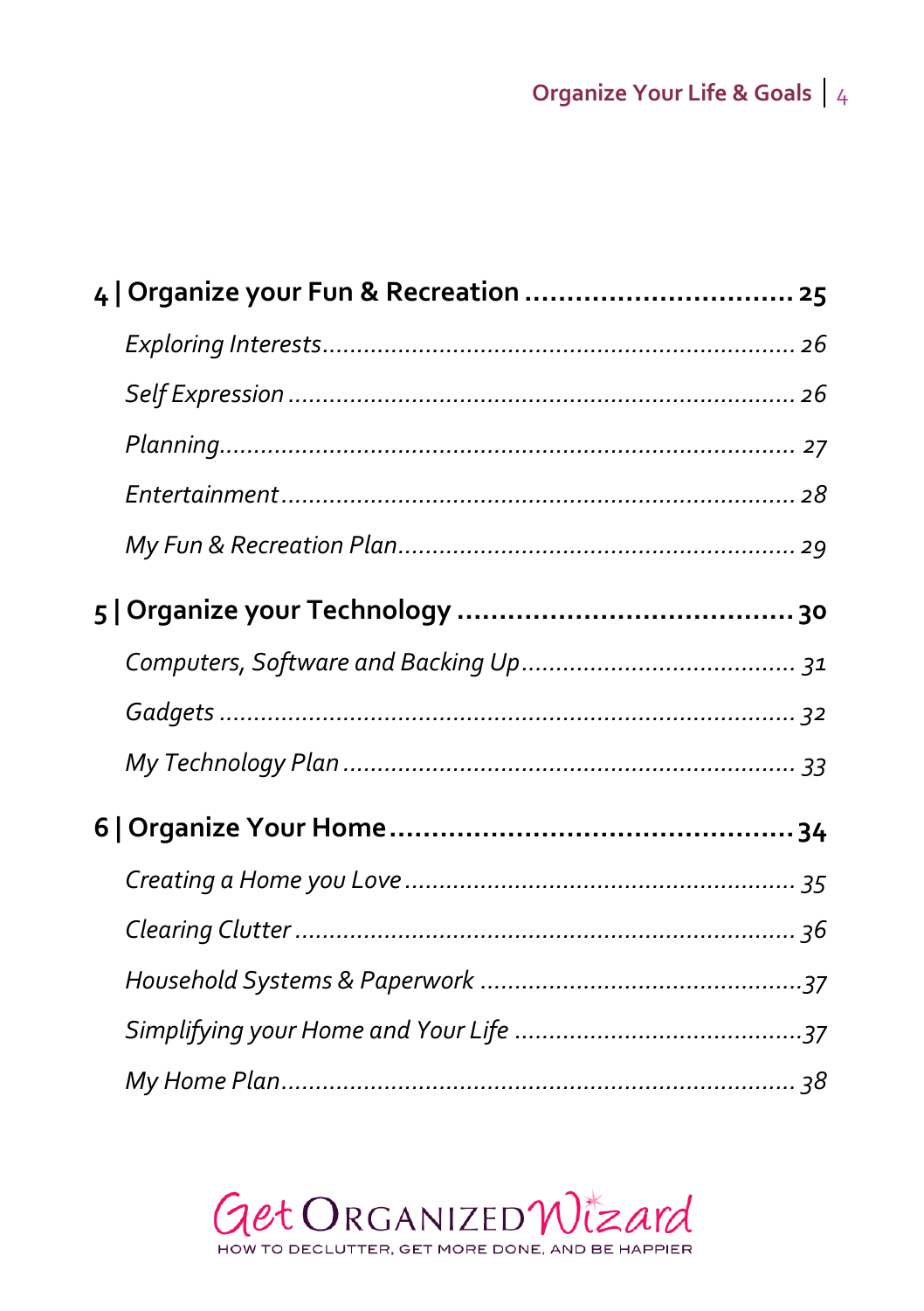**4 | Organize your Fun & Recreation ................................ 25**

*Exploring Interests.................................................................. 26*

*Self Expression ........................................................................ 26*

*Planning.................................................................................... 27*

*Entertainment.......................................................................... 28*

*My Fun & Recreation Plan........................................................ 29*

**5 | Organize your Technology ........................................ 30**

*Computers, Software and Backing Up ...................................... 31*

*Gadgets ..................................................................................... 32*

*My Technology Plan ................................................................. 33*

**6 | Organize Your Home.................................................. 34**

*Creating a Home you Love ........................................................ 35*

*Clearing Clutter ........................................................................ 36*

*Household Systems & Paperwork ..............................................37*

*Simplifying your Home and Your Life .........................................37*

*My Home Plan........................................................................... 38*

Get Organized Wizard
HOW TO DECLUTTER, GET MORE DONE, AND BE HAPPIER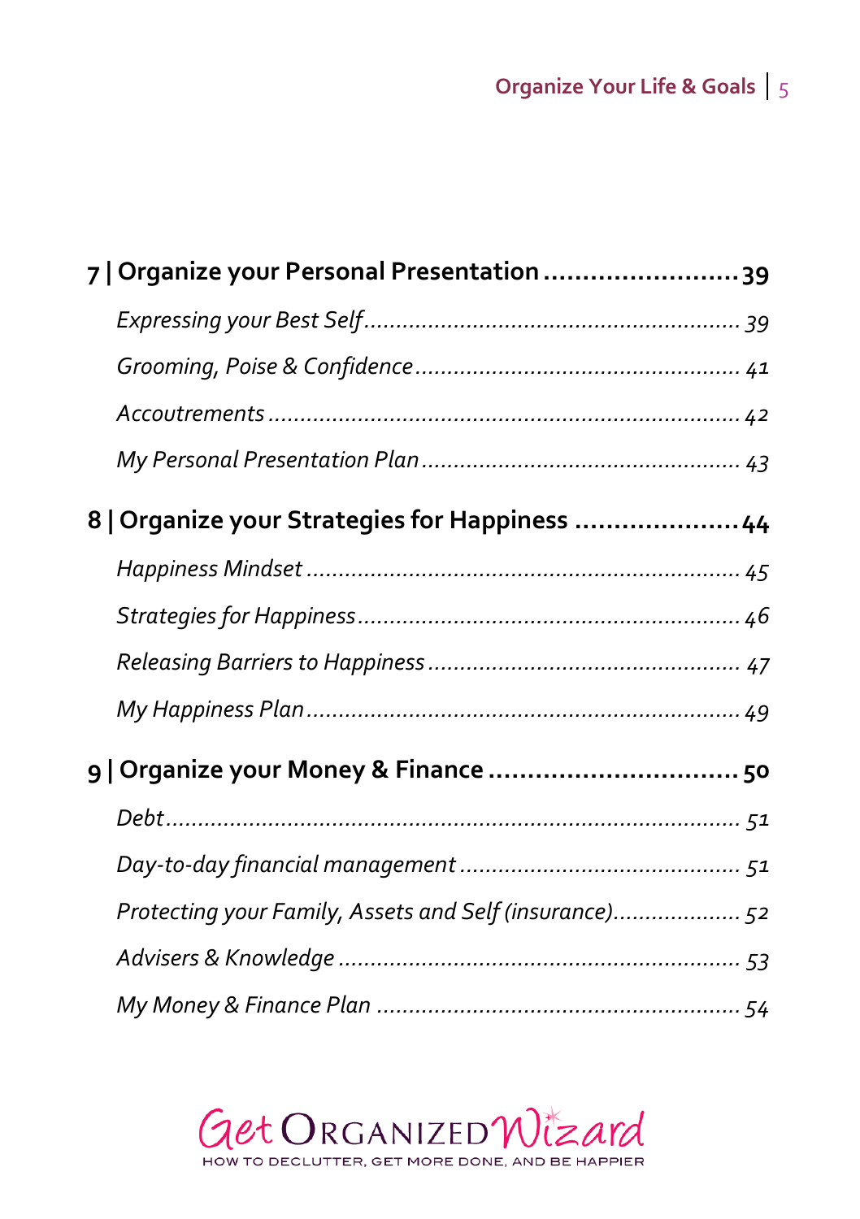**7 | Organize your Personal Presentation ........................ 39**

*Expressing your Best Self ........................................................ 39*

*Grooming, Poise & Confidence ................................................ 41*

*Accoutrements ........................................................................ 42*

*My Personal Presentation Plan ................................................ 43*

**8 | Organize your Strategies for Happiness ..................... 44**

*Happiness Mindset .................................................................. 45*

*Strategies for Happiness .......................................................... 46*

*Releasing Barriers to Happiness ............................................... 47*

*My Happiness Plan .................................................................. 49*

**9 | Organize your Money & Finance ................................ 50**

*Debt ........................................................................................ 51*

*Day-to-day financial management .......................................... 51*

*Protecting your Family, Assets and Self (insurance) ................... 52*

*Advisers & Knowledge ............................................................. 53*

*My Money & Finance Plan ....................................................... 54*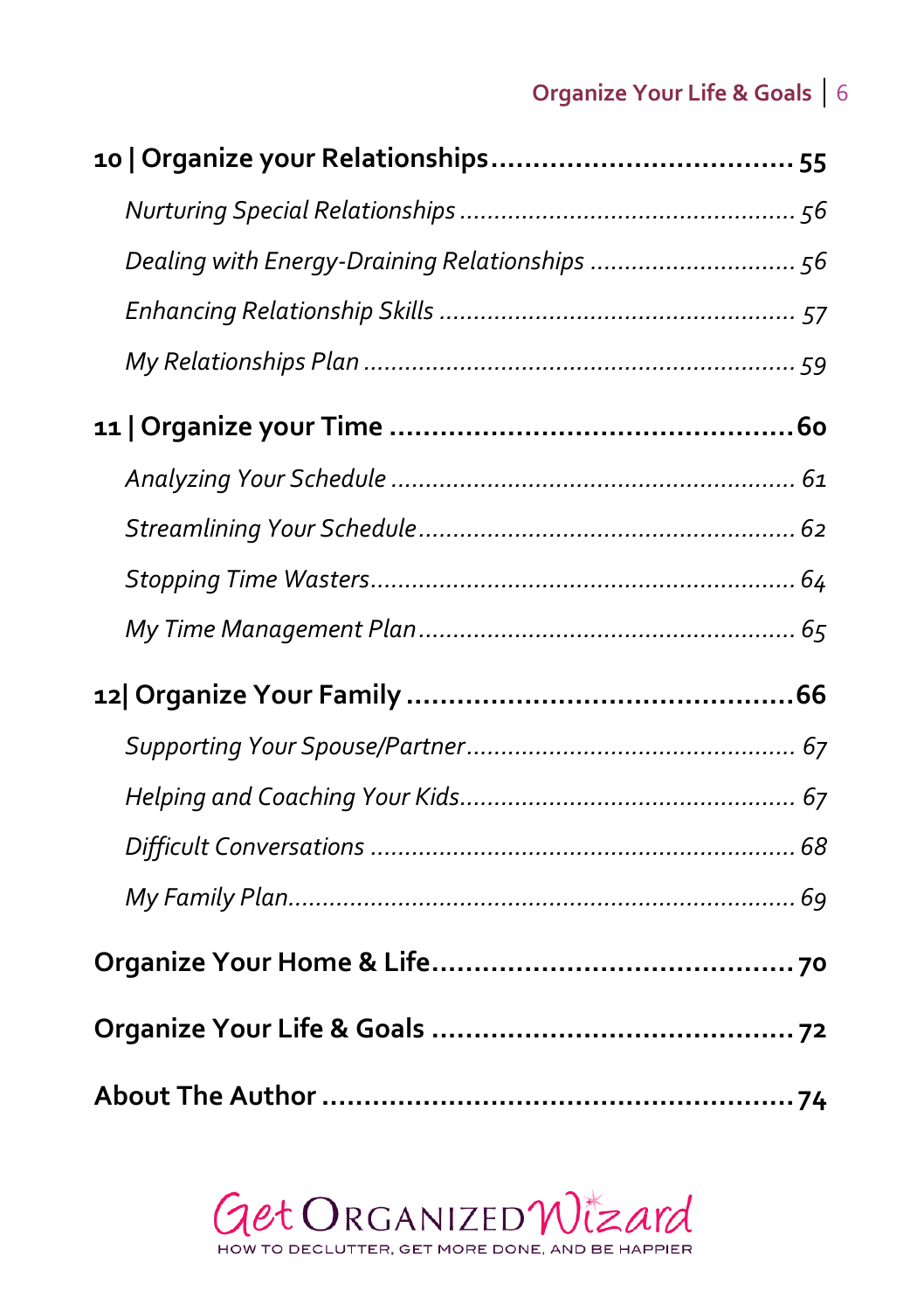**10 | Organize your Relationships .................................... 55**

*Nurturing Special Relationships ................................................ 56*

*Dealing with Energy-Draining Relationships ............................. 56*

*Enhancing Relationship Skills .................................................. 57*

*My Relationships Plan ............................................................. 59*

**11 | Organize your Time ............................................... 60**

*Analyzing Your Schedule ......................................................... 61*

*Streamlining Your Schedule ..................................................... 62*

*Stopping Time Wasters ............................................................. 64*

*My Time Management Plan ...................................................... 65*

**12| Organize Your Family .............................................. 66**

*Supporting Your Spouse/Partner ............................................... 67*

*Helping and Coaching Your Kids ............................................... 67*

*Difficult Conversations ............................................................ 68*

*My Family Plan ........................................................................ 69*

**Organize Your Home & Life ........................................... 70**

**Organize Your Life & Goals ........................................... 72**

**About The Author ........................................................ 74**

Get Organized Wizard
HOW TO DECLUTTER, GET MORE DONE, AND BE HAPPIER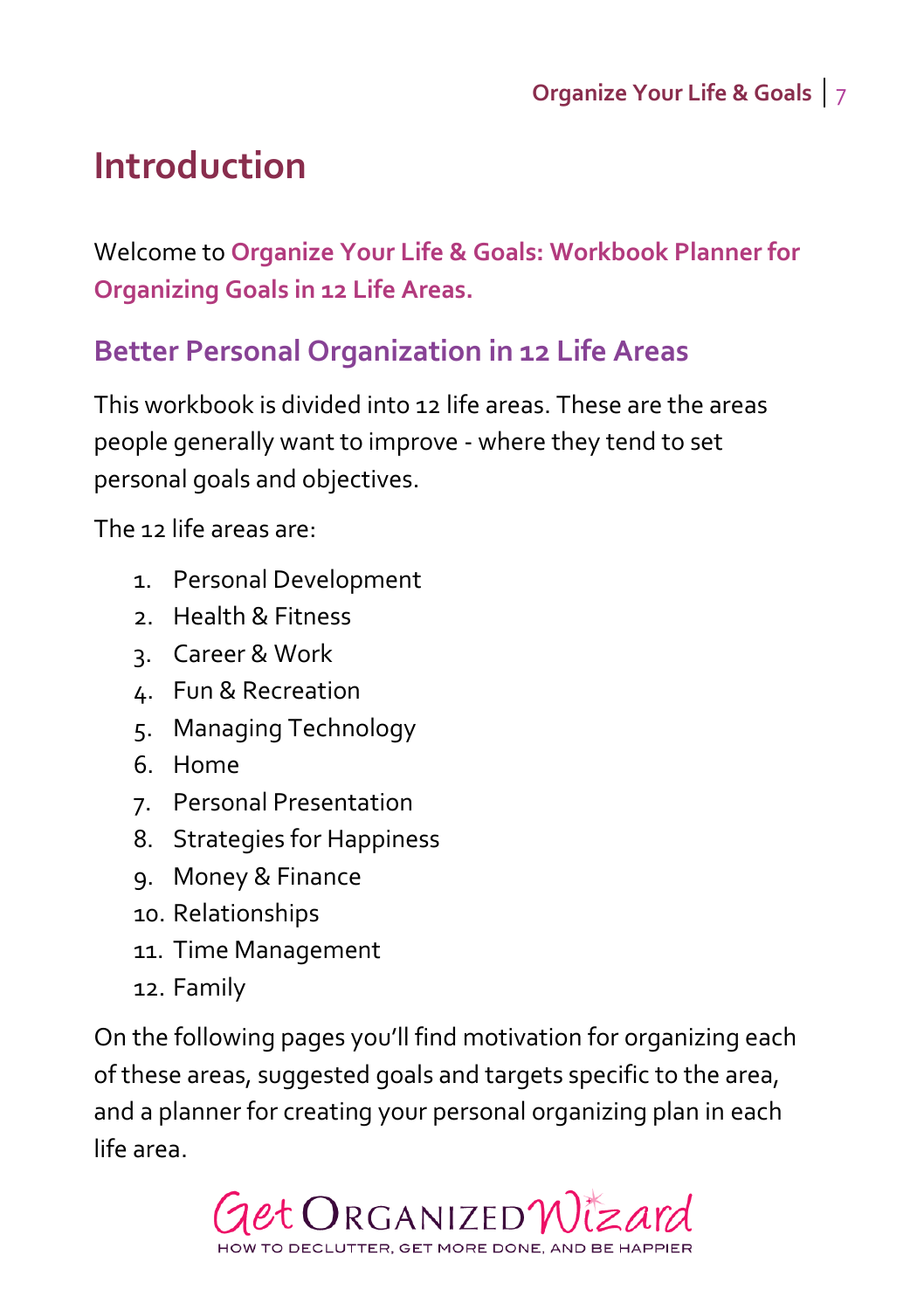# Introduction

Welcome to **Organize Your Life & Goals: Workbook Planner for Organizing Goals in 12 Life Areas.**

## Better Personal Organization in 12 Life Areas

This workbook is divided into 12 life areas. These are the areas people generally want to improve - where they tend to set personal goals and objectives.

The 12 life areas are:

1. Personal Development
2. Health & Fitness
3. Career & Work
4. Fun & Recreation
5. Managing Technology
6. Home
7. Personal Presentation
8. Strategies for Happiness
9. Money & Finance
10. Relationships
11. Time Management
12. Family

On the following pages you'll find motivation for organizing each of these areas, suggested goals and targets specific to the area, and a planner for creating your personal organizing plan in each life area.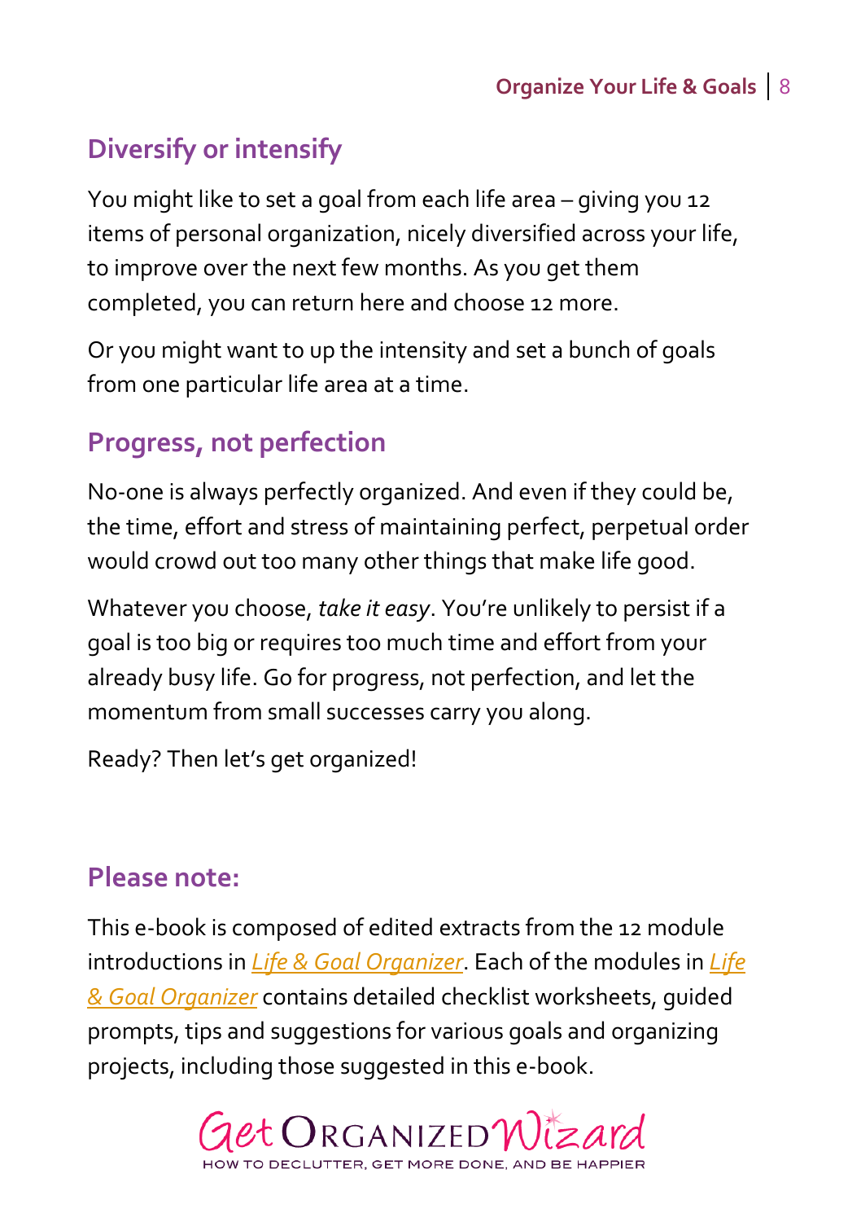## Diversify or intensify

You might like to set a goal from each life area – giving you 12 items of personal organization, nicely diversified across your life, to improve over the next few months. As you get them completed, you can return here and choose 12 more.

Or you might want to up the intensity and set a bunch of goals from one particular life area at a time.

## Progress, not perfection

No-one is always perfectly organized. And even if they could be, the time, effort and stress of maintaining perfect, perpetual order would crowd out too many other things that make life good.

Whatever you choose, *take it easy*. You're unlikely to persist if a goal is too big or requires too much time and effort from your already busy life. Go for progress, not perfection, and let the momentum from small successes carry you along.

Ready? Then let's get organized!

## Please note:

This e-book is composed of edited extracts from the 12 module introductions in *Life & Goal Organizer*. Each of the modules in *Life & Goal Organizer* contains detailed checklist worksheets, guided prompts, tips and suggestions for various goals and organizing projects, including those suggested in this e-book.

Get Organized Wizard
HOW TO DECLUTTER, GET MORE DONE, AND BE HAPPIER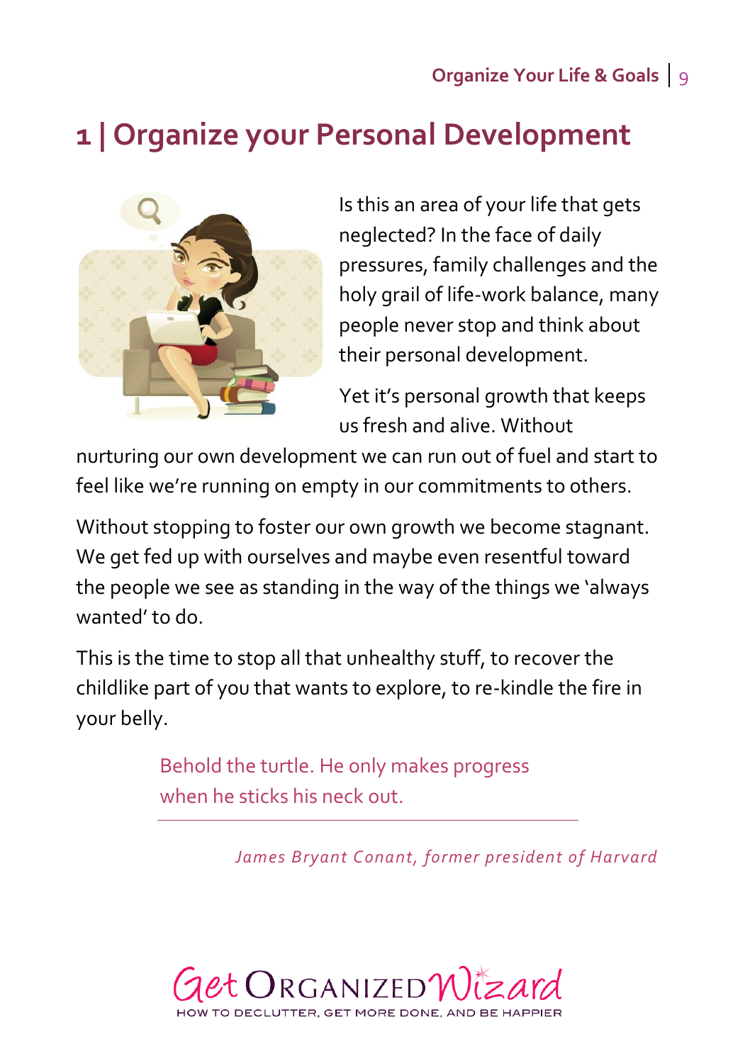# 1 | Organize your Personal Development

Is this an area of your life that gets neglected? In the face of daily pressures, family challenges and the holy grail of life-work balance, many people never stop and think about their personal development.

Yet it's personal growth that keeps us fresh and alive. Without nurturing our own development we can run out of fuel and start to feel like we're running on empty in our commitments to others.

Without stopping to foster our own growth we become stagnant. We get fed up with ourselves and maybe even resentful toward the people we see as standing in the way of the things we 'always wanted' to do.

This is the time to stop all that unhealthy stuff, to recover the childlike part of you that wants to explore, to re-kindle the fire in your belly.

> Behold the turtle. He only makes progress when he sticks his neck out.
>
> *James Bryant Conant, former president of Harvard*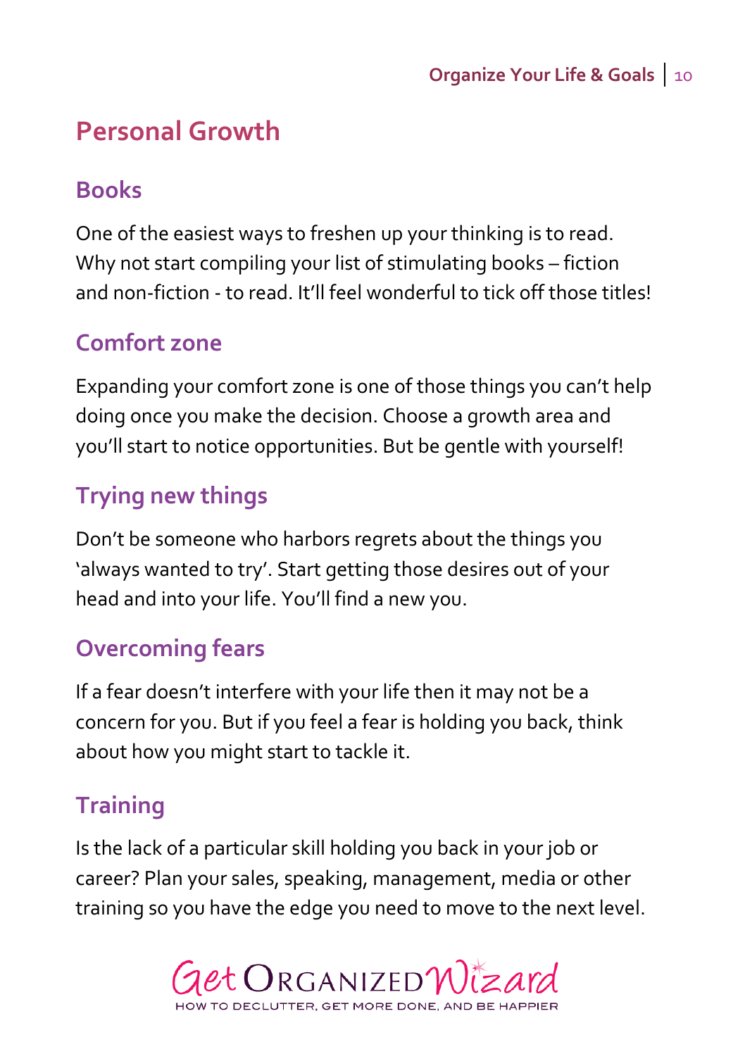# Personal Growth

## Books

One of the easiest ways to freshen up your thinking is to read. Why not start compiling your list of stimulating books – fiction and non-fiction - to read. It'll feel wonderful to tick off those titles!

## Comfort zone

Expanding your comfort zone is one of those things you can't help doing once you make the decision. Choose a growth area and you'll start to notice opportunities. But be gentle with yourself!

## Trying new things

Don't be someone who harbors regrets about the things you 'always wanted to try'. Start getting those desires out of your head and into your life. You'll find a new you.

## Overcoming fears

If a fear doesn't interfere with your life then it may not be a concern for you. But if you feel a fear is holding you back, think about how you might start to tackle it.

## Training

Is the lack of a particular skill holding you back in your job or career? Plan your sales, speaking, management, media or other training so you have the edge you need to move to the next level.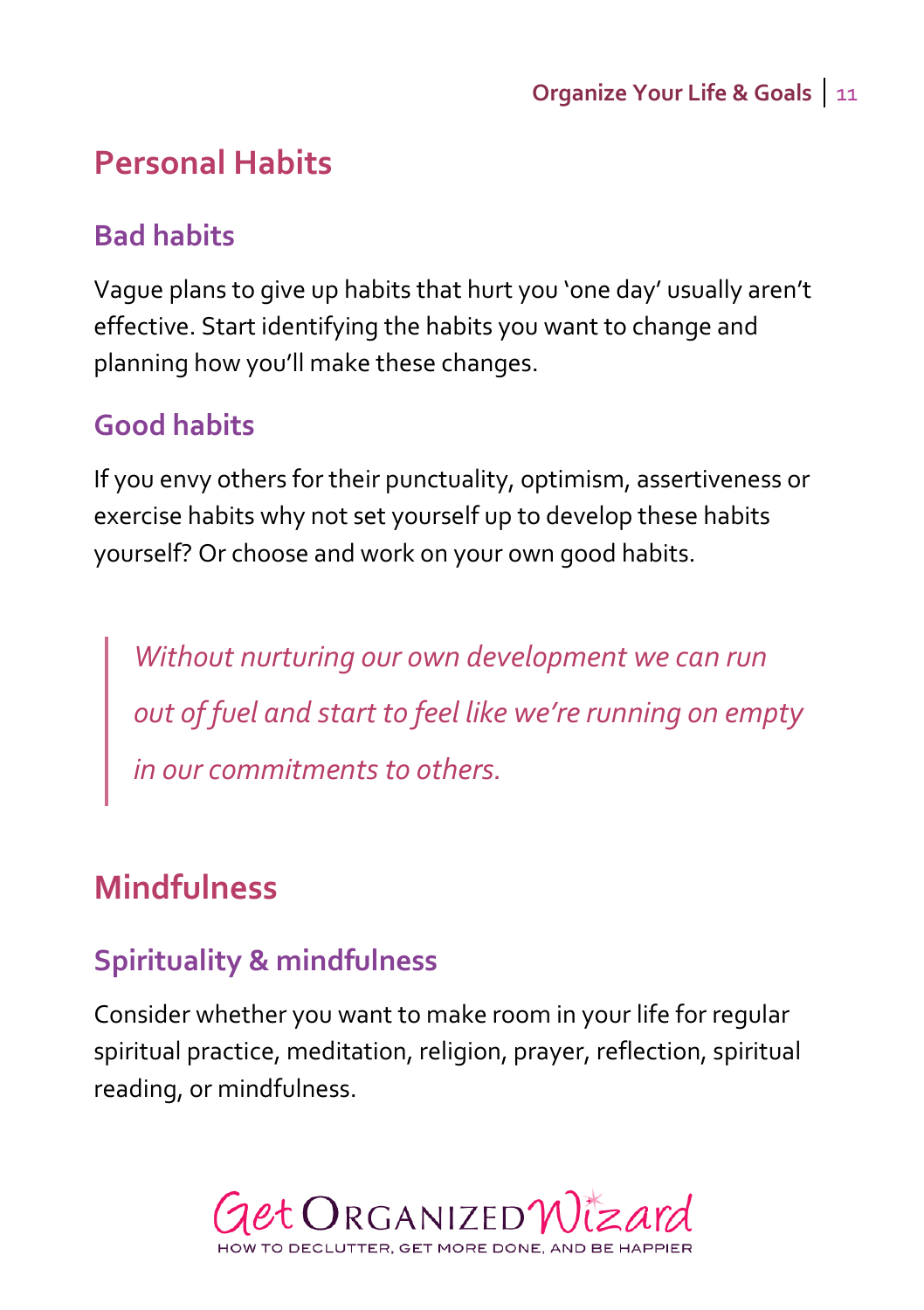## Personal Habits

### Bad habits

Vague plans to give up habits that hurt you 'one day' usually aren't effective. Start identifying the habits you want to change and planning how you'll make these changes.

### Good habits

If you envy others for their punctuality, optimism, assertiveness or exercise habits why not set yourself up to develop these habits yourself? Or choose and work on your own good habits.

> *Without nurturing our own development we can run out of fuel and start to feel like we're running on empty in our commitments to others.*

## Mindfulness

### Spirituality & mindfulness

Consider whether you want to make room in your life for regular spiritual practice, meditation, religion, prayer, reflection, spiritual reading, or mindfulness.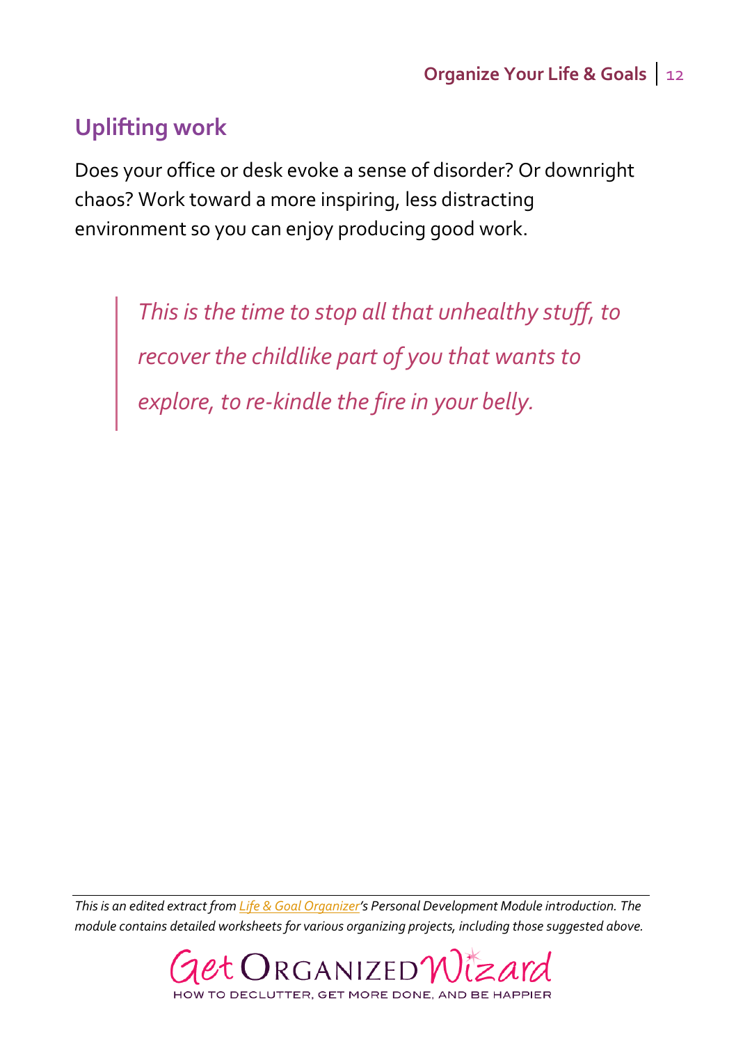## Uplifting work

Does your office or desk evoke a sense of disorder? Or downright chaos? Work toward a more inspiring, less distracting environment so you can enjoy producing good work.

> *This is the time to stop all that unhealthy stuff, to recover the childlike part of you that wants to explore, to re-kindle the fire in your belly.*

---

*This is an edited extract from Life & Goal Organizer's Personal Development Module introduction. The module contains detailed worksheets for various organizing projects, including those suggested above.*

Get Organized Wizard
HOW TO DECLUTTER, GET MORE DONE, AND BE HAPPIER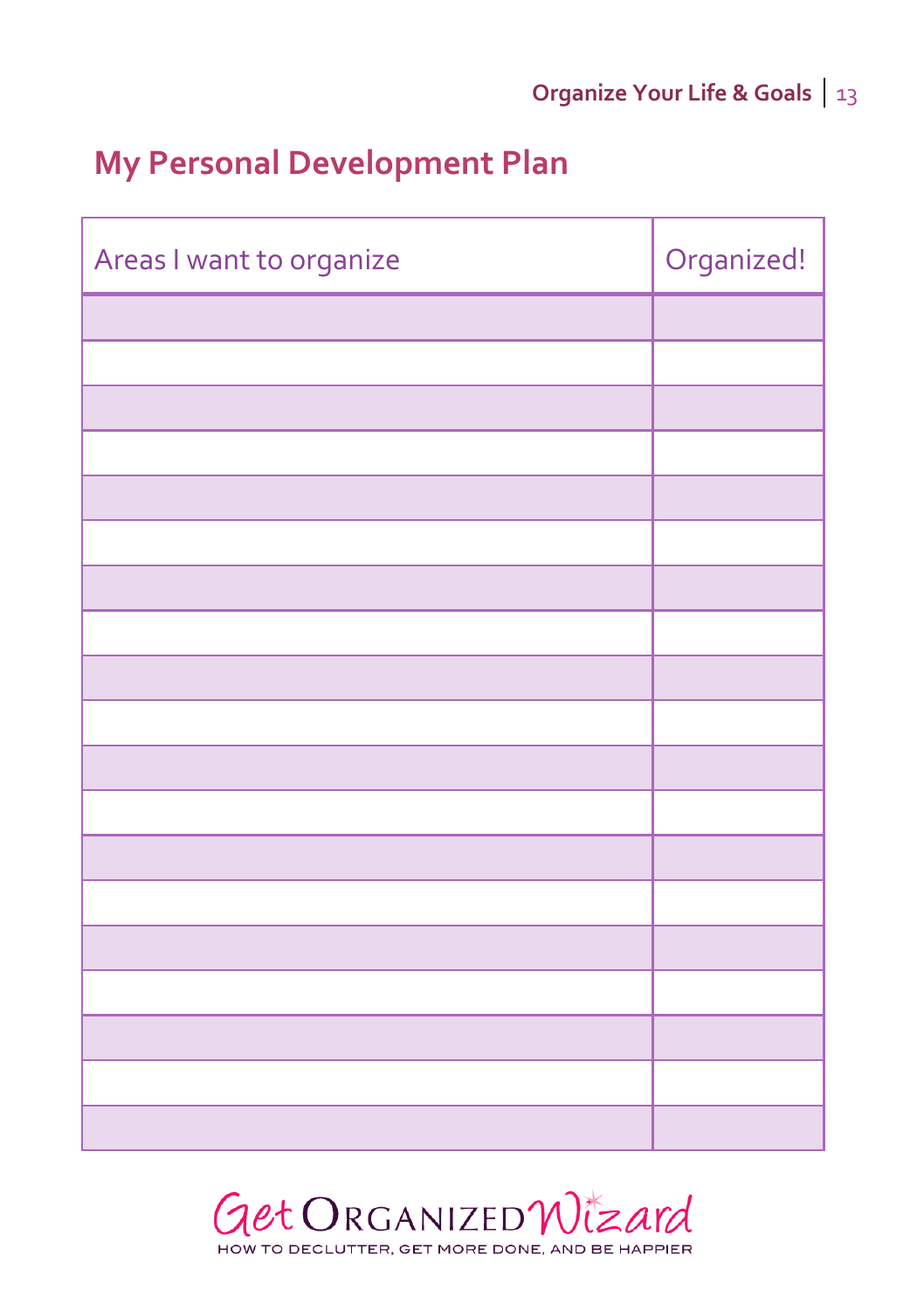## My Personal Development Plan

| Areas I want to organize | Organized! |
| --- | --- |
| | |
| | |
| | |
| | |
| | |
| | |
| | |
| | |
| | |
| | |
| | |
| | |
| | |
| | |
| | |
| | |
| | |
| | |
| | |

Get Organized Wizard
HOW TO DECLUTTER, GET MORE DONE, AND BE HAPPIER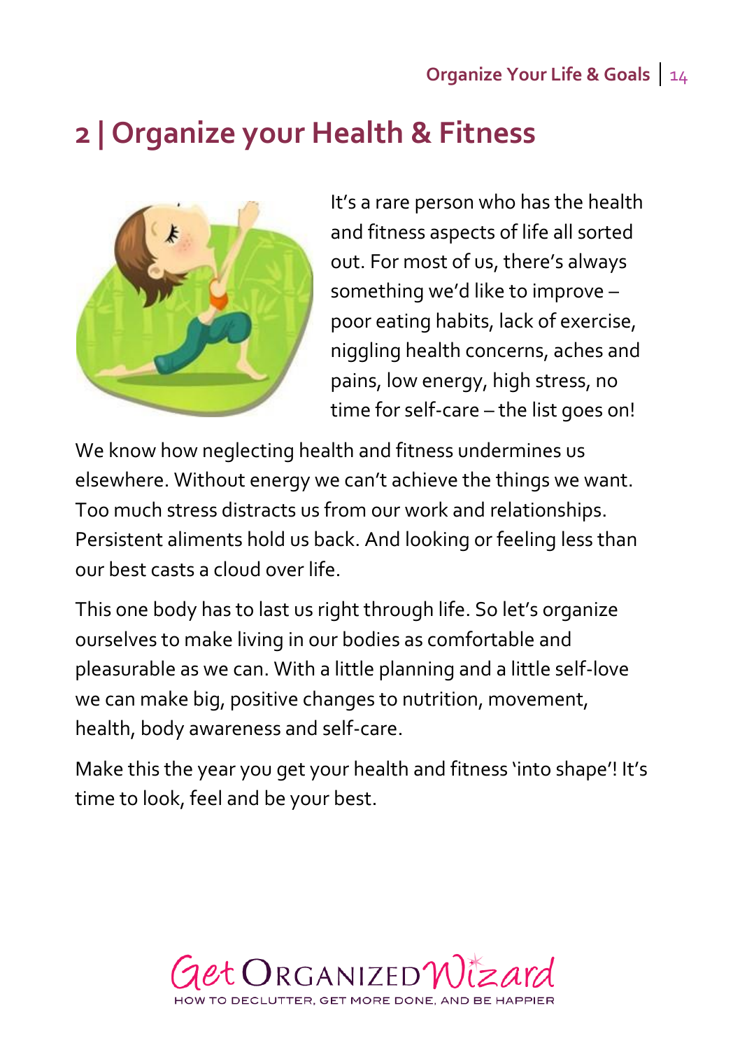## 2 | Organize your Health & Fitness

It's a rare person who has the health and fitness aspects of life all sorted out. For most of us, there's always something we'd like to improve – poor eating habits, lack of exercise, niggling health concerns, aches and pains, low energy, high stress, no time for self-care – the list goes on!

We know how neglecting health and fitness undermines us elsewhere. Without energy we can't achieve the things we want. Too much stress distracts us from our work and relationships. Persistent aliments hold us back. And looking or feeling less than our best casts a cloud over life.

This one body has to last us right through life. So let's organize ourselves to make living in our bodies as comfortable and pleasurable as we can. With a little planning and a little self-love we can make big, positive changes to nutrition, movement, health, body awareness and self-care.

Make this the year you get your health and fitness 'into shape'! It's time to look, feel and be your best.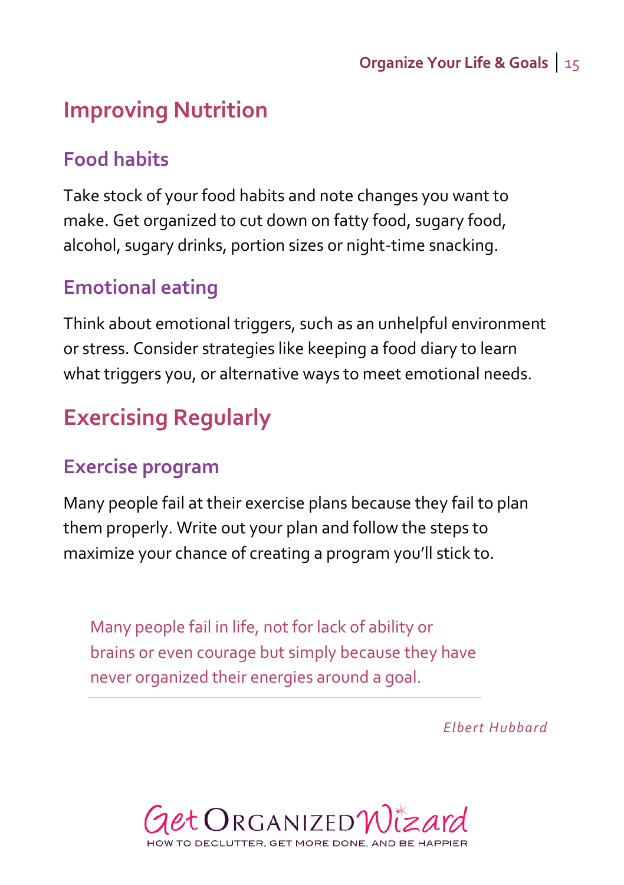## Improving Nutrition

### Food habits

Take stock of your food habits and note changes you want to make. Get organized to cut down on fatty food, sugary food, alcohol, sugary drinks, portion sizes or night-time snacking.

### Emotional eating

Think about emotional triggers, such as an unhelpful environment or stress. Consider strategies like keeping a food diary to learn what triggers you, or alternative ways to meet emotional needs.

## Exercising Regularly

### Exercise program

Many people fail at their exercise plans because they fail to plan them properly. Write out your plan and follow the steps to maximize your chance of creating a program you'll stick to.

> Many people fail in life, not for lack of ability or brains or even courage but simply because they have never organized their energies around a goal.
>
> *Elbert Hubbard*

Get Organized Wizard
HOW TO DECLUTTER, GET MORE DONE, AND BE HAPPIER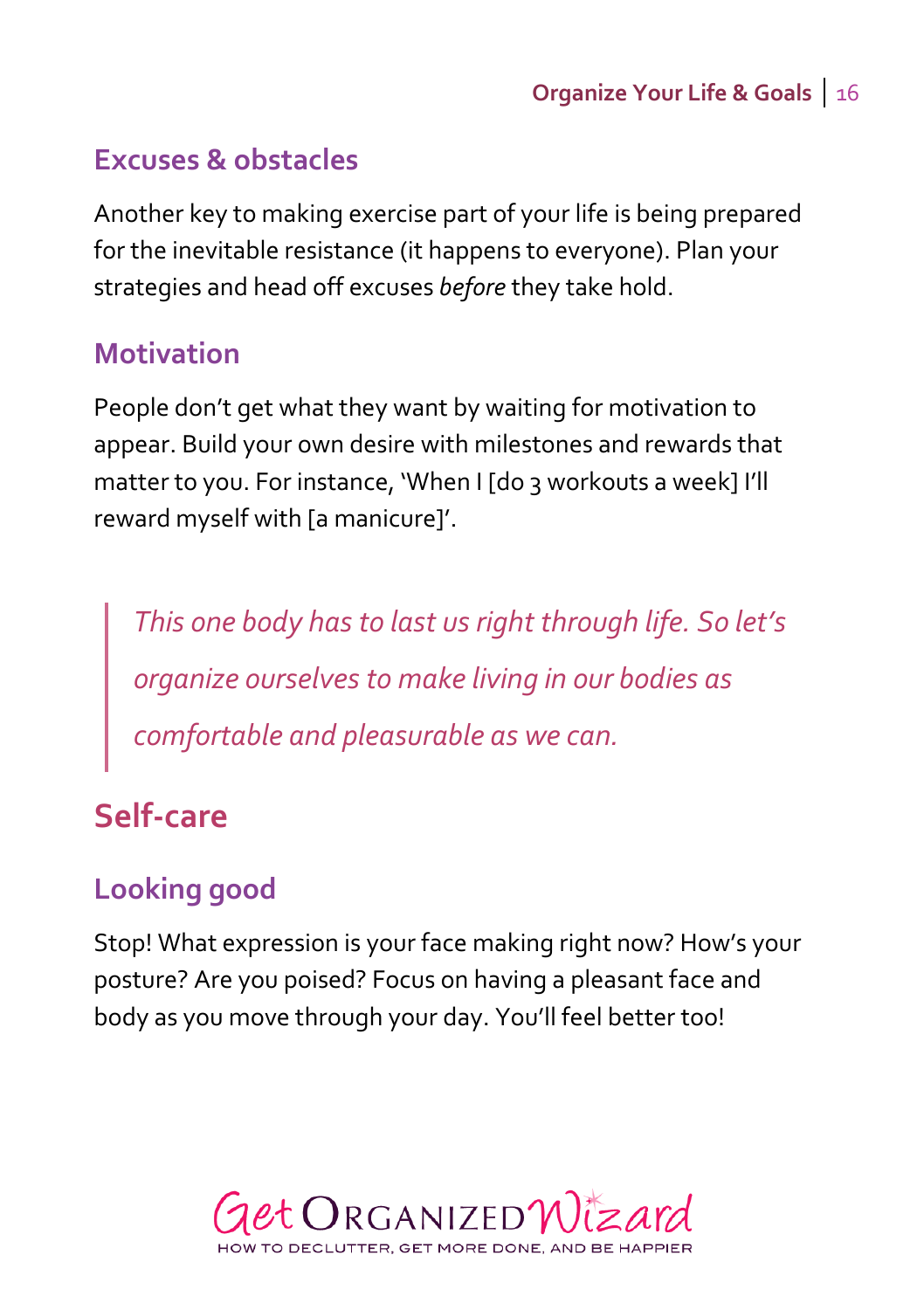### Excuses & obstacles

Another key to making exercise part of your life is being prepared for the inevitable resistance (it happens to everyone). Plan your strategies and head off excuses *before* they take hold.

### Motivation

People don't get what they want by waiting for motivation to appear. Build your own desire with milestones and rewards that matter to you. For instance, 'When I [do 3 workouts a week] I'll reward myself with [a manicure]'.

> *This one body has to last us right through life. So let's organize ourselves to make living in our bodies as comfortable and pleasurable as we can.*

## Self-care

### Looking good

Stop! What expression is your face making right now? How's your posture? Are you poised? Focus on having a pleasant face and body as you move through your day. You'll feel better too!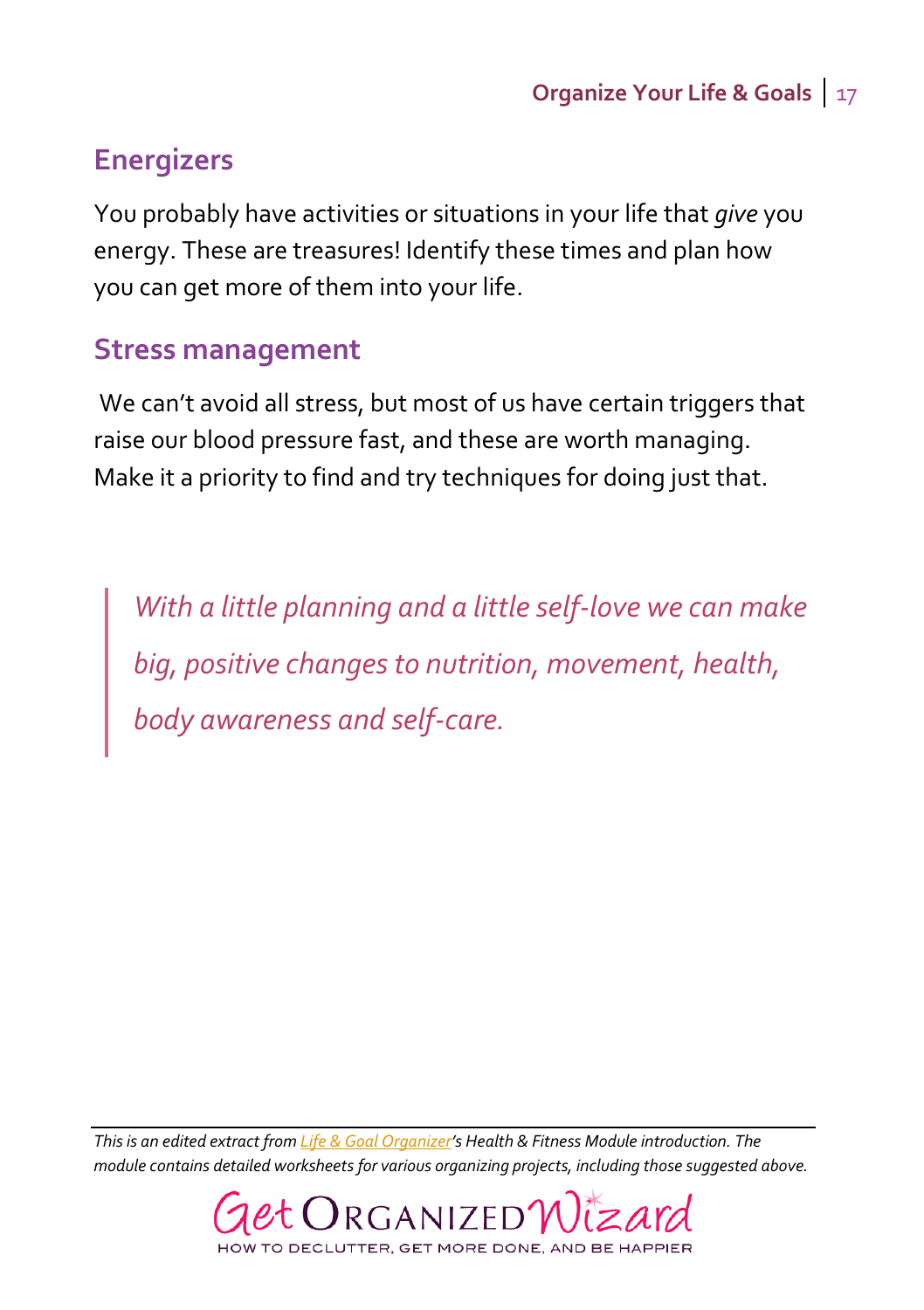## Energizers

You probably have activities or situations in your life that *give* you energy. These are treasures! Identify these times and plan how you can get more of them into your life.

## Stress management

We can't avoid all stress, but most of us have certain triggers that raise our blood pressure fast, and these are worth managing. Make it a priority to find and try techniques for doing just that.

> *With a little planning and a little self-love we can make big, positive changes to nutrition, movement, health, body awareness and self-care.*

---

*This is an edited extract from Life & Goal Organizer's Health & Fitness Module introduction. The module contains detailed worksheets for various organizing projects, including those suggested above.*

Get Organized Wizard
HOW TO DECLUTTER, GET MORE DONE, AND BE HAPPIER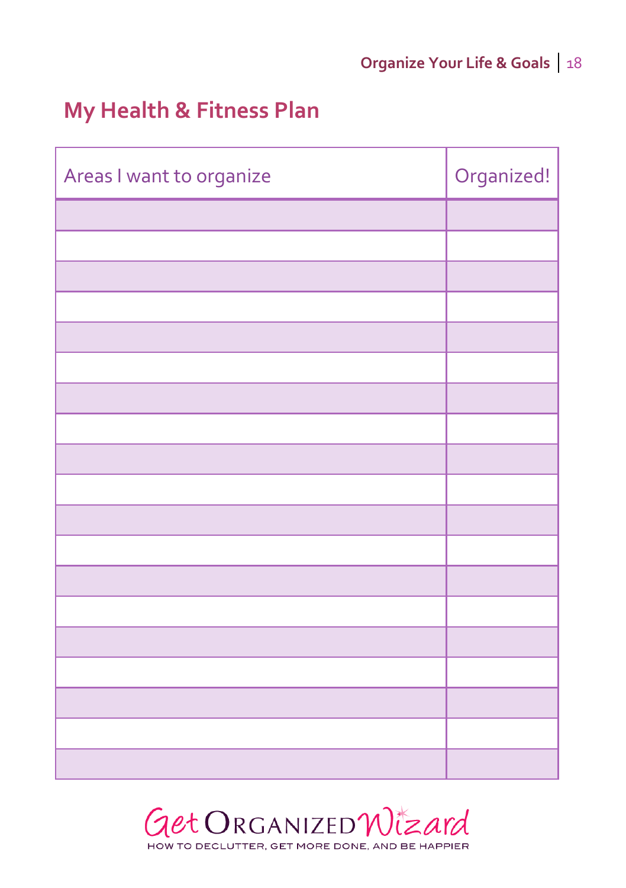## My Health & Fitness Plan

| Areas I want to organize | Organized! |
|---|---|
| | |
| | |
| | |
| | |
| | |
| | |
| | |
| | |
| | |
| | |
| | |
| | |
| | |
| | |
| | |
| | |
| | |
| | |
| | |

Get Organized Wizard
HOW TO DECLUTTER, GET MORE DONE, AND BE HAPPIER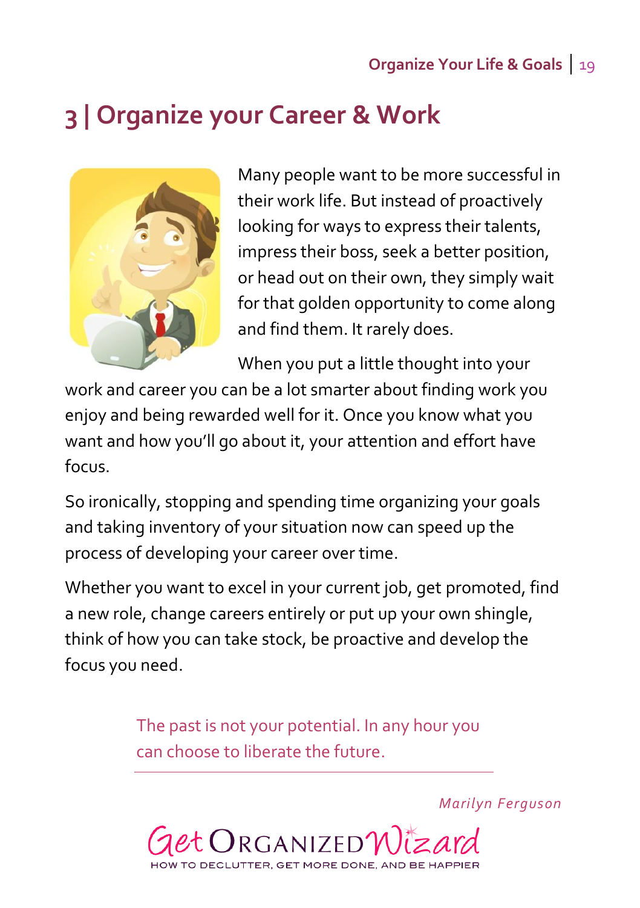# 3 | Organize your Career & Work

Many people want to be more successful in their work life. But instead of proactively looking for ways to express their talents, impress their boss, seek a better position, or head out on their own, they simply wait for that golden opportunity to come along and find them. It rarely does.

When you put a little thought into your work and career you can be a lot smarter about finding work you enjoy and being rewarded well for it. Once you know what you want and how you'll go about it, your attention and effort have focus.

So ironically, stopping and spending time organizing your goals and taking inventory of your situation now can speed up the process of developing your career over time.

Whether you want to excel in your current job, get promoted, find a new role, change careers entirely or put up your own shingle, think of how you can take stock, be proactive and develop the focus you need.

> The past is not your potential. In any hour you can choose to liberate the future.
>
> *Marilyn Ferguson*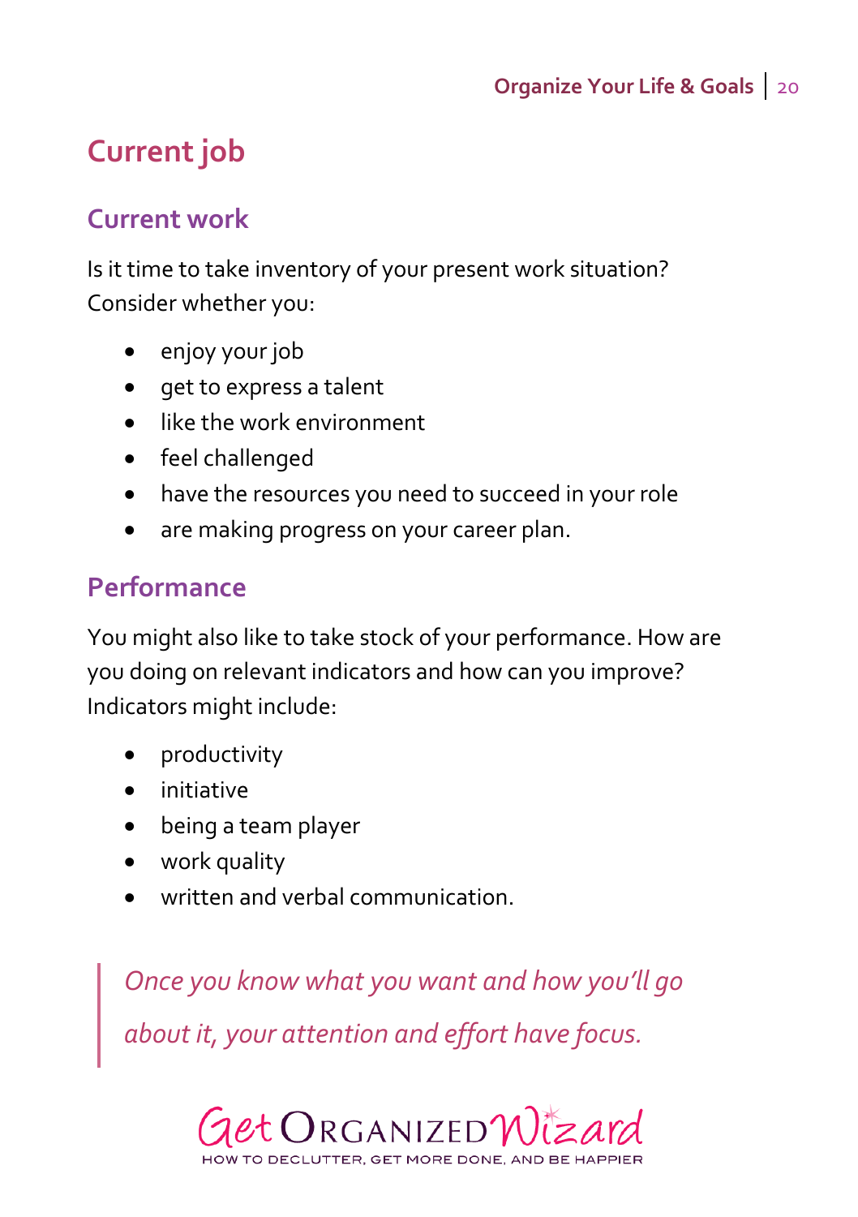# Current job

## Current work

Is it time to take inventory of your present work situation? Consider whether you:

- enjoy your job
- get to express a talent
- like the work environment
- feel challenged
- have the resources you need to succeed in your role
- are making progress on your career plan.

## Performance

You might also like to take stock of your performance. How are you doing on relevant indicators and how can you improve? Indicators might include:

- productivity
- initiative
- being a team player
- work quality
- written and verbal communication.

> *Once you know what you want and how you'll go about it, your attention and effort have focus.*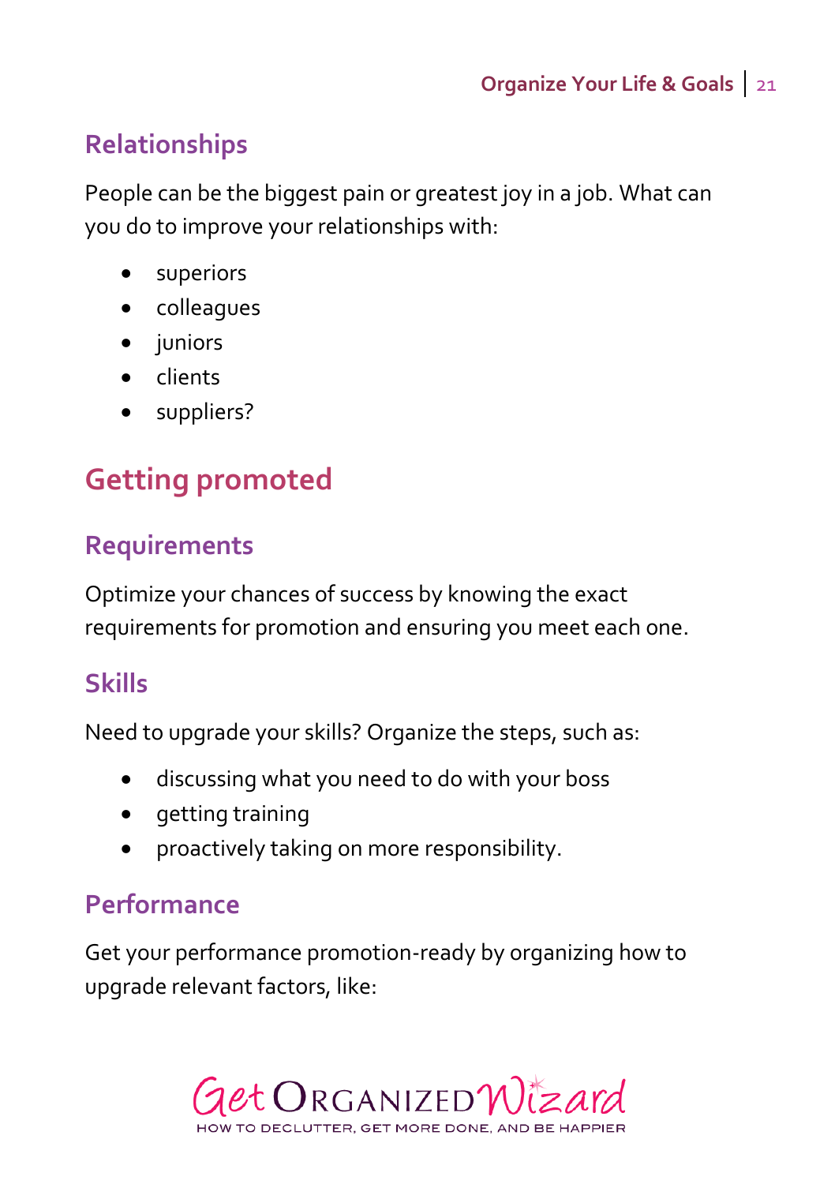### Relationships

People can be the biggest pain or greatest joy in a job. What can you do to improve your relationships with:

- superiors
- colleagues
- juniors
- clients
- suppliers?

## Getting promoted

### Requirements

Optimize your chances of success by knowing the exact requirements for promotion and ensuring you meet each one.

### Skills

Need to upgrade your skills? Organize the steps, such as:

- discussing what you need to do with your boss
- getting training
- proactively taking on more responsibility.

### Performance

Get your performance promotion-ready by organizing how to upgrade relevant factors, like: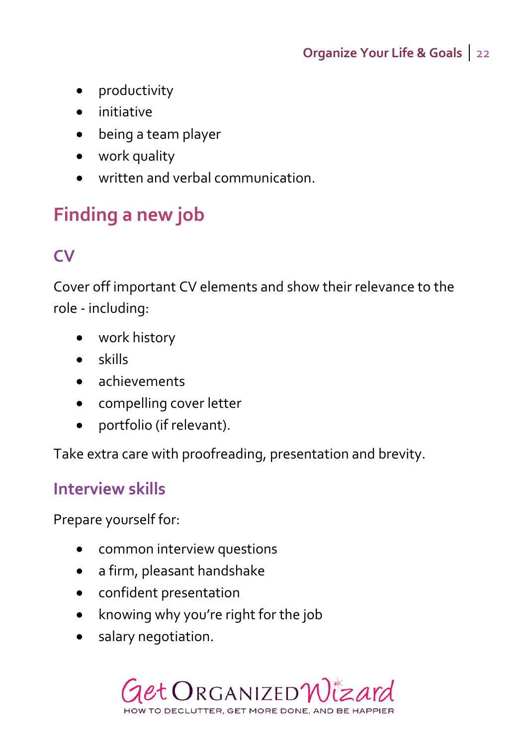- productivity
- initiative
- being a team player
- work quality
- written and verbal communication.

## Finding a new job

### CV

Cover off important CV elements and show their relevance to the role - including:

- work history
- skills
- achievements
- compelling cover letter
- portfolio (if relevant).

Take extra care with proofreading, presentation and brevity.

### Interview skills

Prepare yourself for:

- common interview questions
- a firm, pleasant handshake
- confident presentation
- knowing why you're right for the job
- salary negotiation.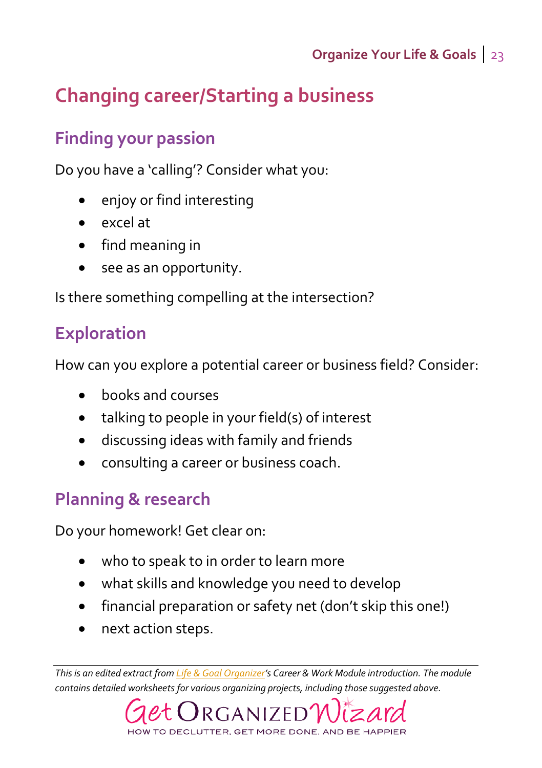# Changing career/Starting a business

## Finding your passion

Do you have a 'calling'? Consider what you:

- enjoy or find interesting
- excel at
- find meaning in
- see as an opportunity.

Is there something compelling at the intersection?

## Exploration

How can you explore a potential career or business field? Consider:

- books and courses
- talking to people in your field(s) of interest
- discussing ideas with family and friends
- consulting a career or business coach.

## Planning & research

Do your homework! Get clear on:

- who to speak to in order to learn more
- what skills and knowledge you need to develop
- financial preparation or safety net (don't skip this one!)
- next action steps.

---

*This is an edited extract from [Life & Goal Organizer](#)'s Career & Work Module introduction. The module contains detailed worksheets for various organizing projects, including those suggested above.*

Get Organized Wizard
HOW TO DECLUTTER, GET MORE DONE, AND BE HAPPIER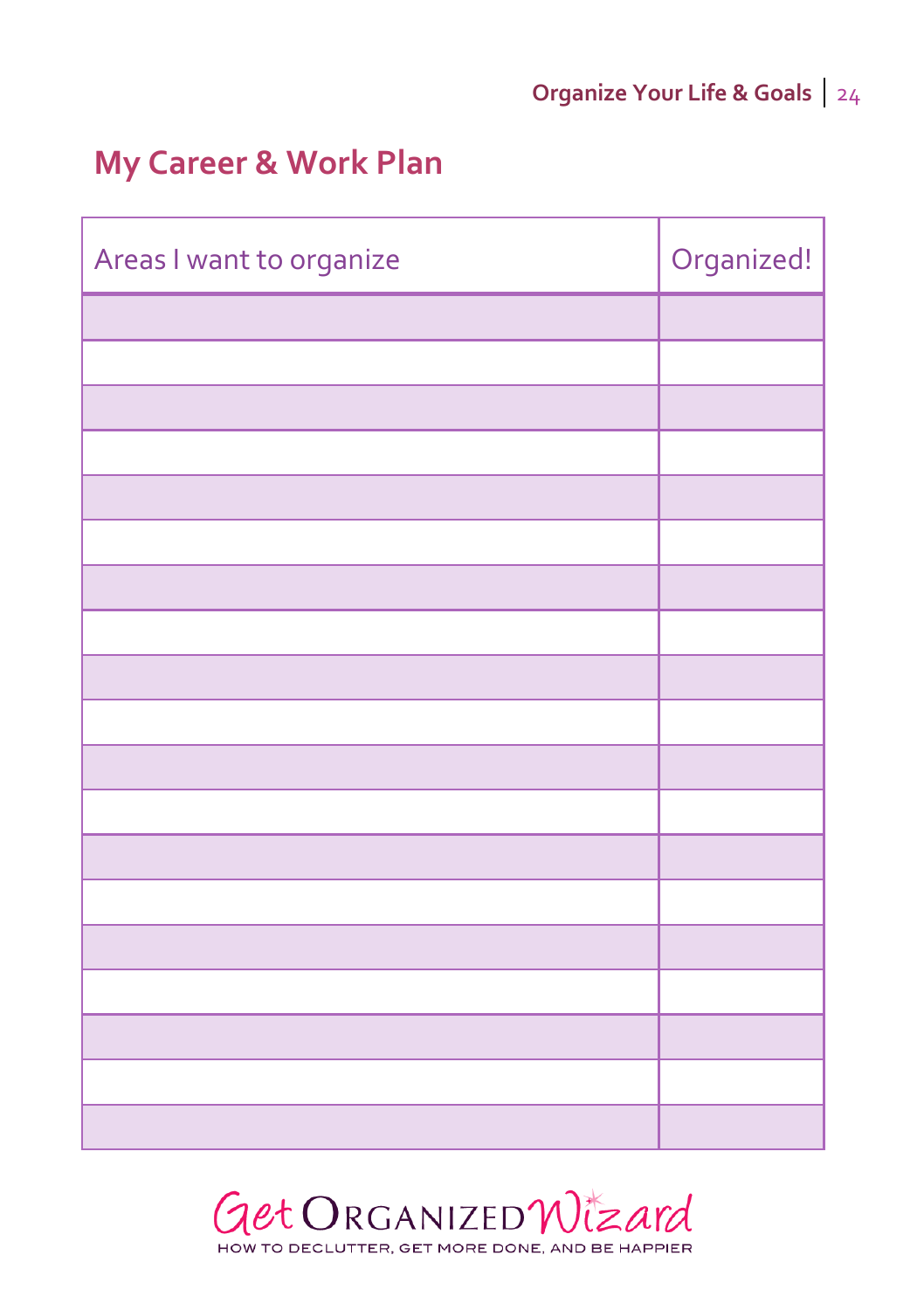## My Career & Work Plan

| Areas I want to organize | Organized! |
|---|---|
| | |
| | |
| | |
| | |
| | |
| | |
| | |
| | |
| | |
| | |
| | |
| | |
| | |
| | |
| | |
| | |
| | |
| | |
| | |

Get Organized Wizard
HOW TO DECLUTTER, GET MORE DONE, AND BE HAPPIER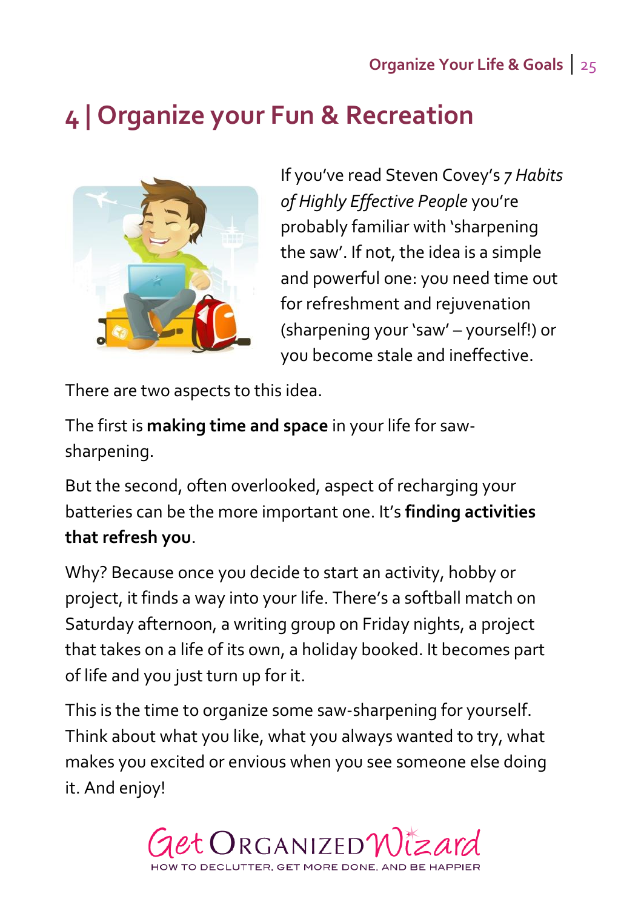# 4 | Organize your Fun & Recreation

If you've read Steven Covey's *7 Habits of Highly Effective People* you're probably familiar with 'sharpening the saw'. If not, the idea is a simple and powerful one: you need time out for refreshment and rejuvenation (sharpening your 'saw' – yourself!) or you become stale and ineffective.

There are two aspects to this idea.

The first is **making time and space** in your life for saw-sharpening.

But the second, often overlooked, aspect of recharging your batteries can be the more important one. It's **finding activities that refresh you**.

Why? Because once you decide to start an activity, hobby or project, it finds a way into your life. There's a softball match on Saturday afternoon, a writing group on Friday nights, a project that takes on a life of its own, a holiday booked. It becomes part of life and you just turn up for it.

This is the time to organize some saw-sharpening for yourself. Think about what you like, what you always wanted to try, what makes you excited or envious when you see someone else doing it. And enjoy!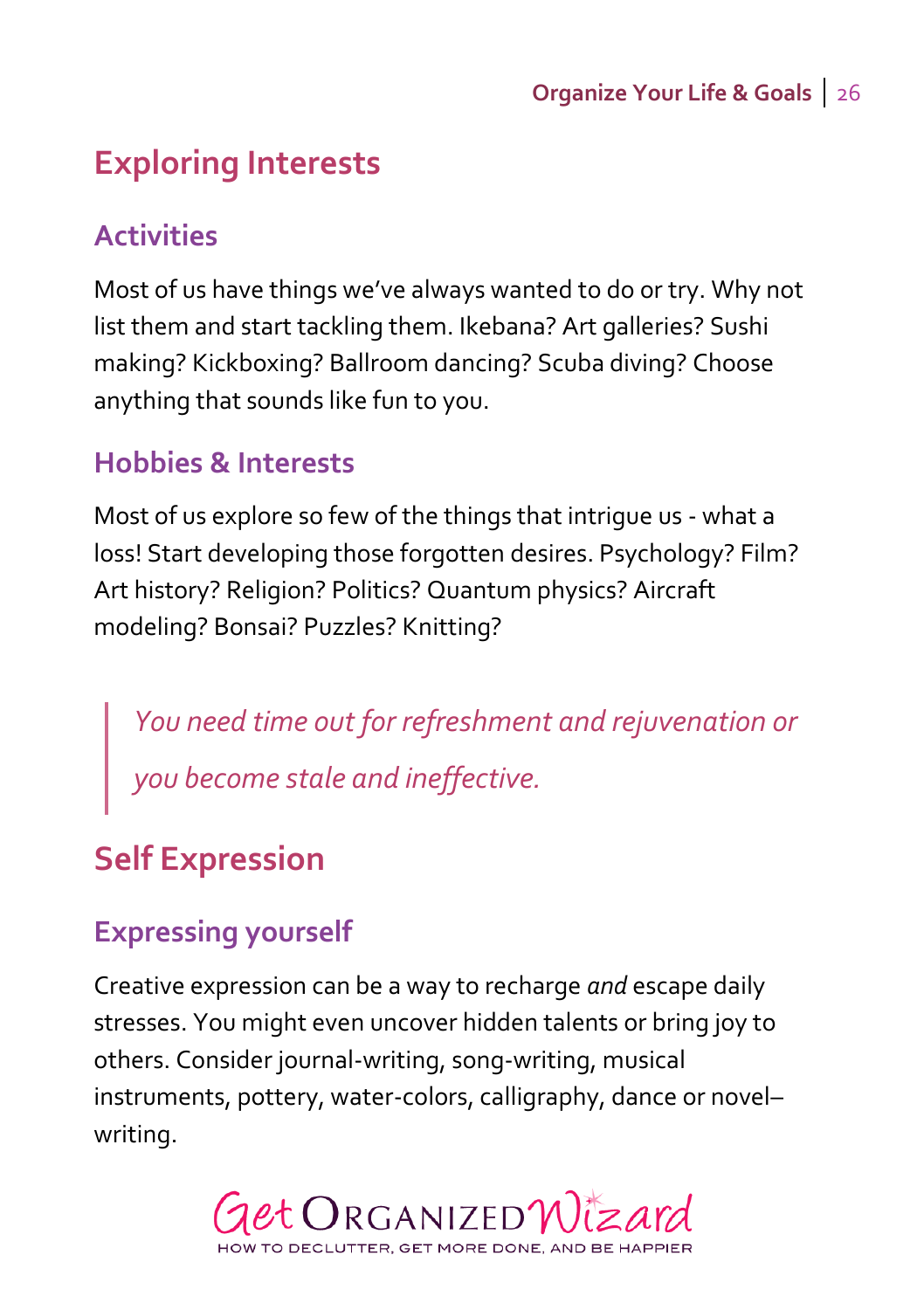## Exploring Interests

### Activities

Most of us have things we've always wanted to do or try. Why not list them and start tackling them. Ikebana? Art galleries? Sushi making? Kickboxing? Ballroom dancing? Scuba diving? Choose anything that sounds like fun to you.

### Hobbies & Interests

Most of us explore so few of the things that intrigue us - what a loss! Start developing those forgotten desires. Psychology? Film? Art history? Religion? Politics? Quantum physics? Aircraft modeling? Bonsai? Puzzles? Knitting?

> *You need time out for refreshment and rejuvenation or you become stale and ineffective.*

## Self Expression

### Expressing yourself

Creative expression can be a way to recharge *and* escape daily stresses. You might even uncover hidden talents or bring joy to others. Consider journal-writing, song-writing, musical instruments, pottery, water-colors, calligraphy, dance or novel–writing.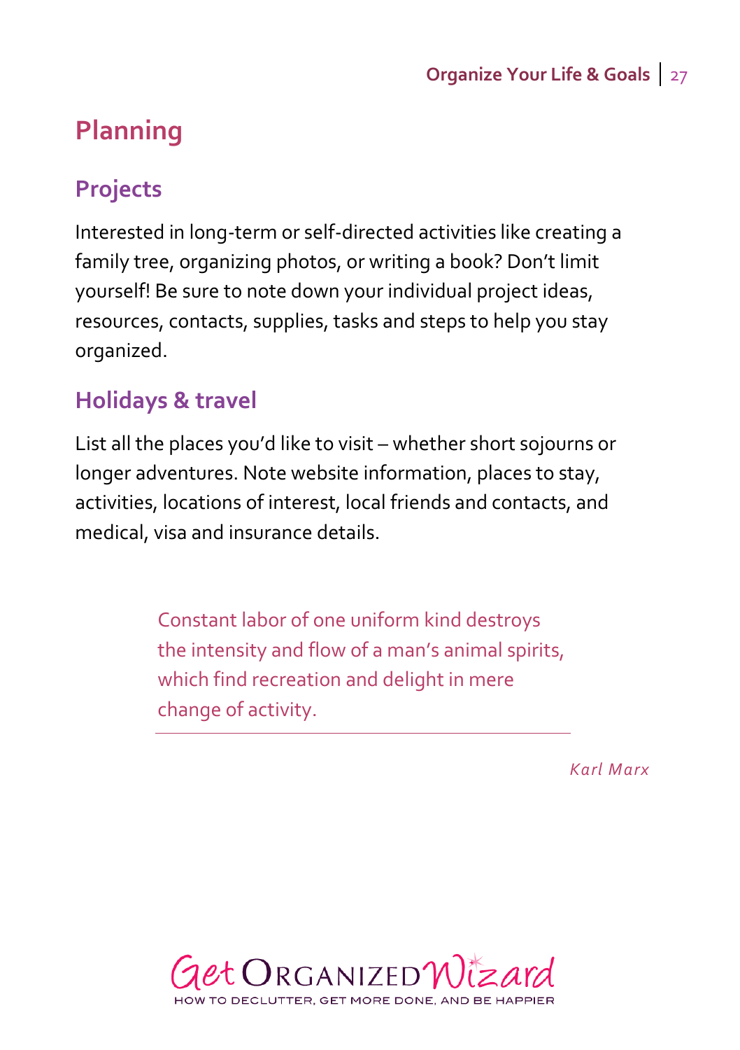# Planning

## Projects

Interested in long-term or self-directed activities like creating a family tree, organizing photos, or writing a book? Don't limit yourself! Be sure to note down your individual project ideas, resources, contacts, supplies, tasks and steps to help you stay organized.

## Holidays & travel

List all the places you'd like to visit – whether short sojourns or longer adventures. Note website information, places to stay, activities, locations of interest, local friends and contacts, and medical, visa and insurance details.

> Constant labor of one uniform kind destroys the intensity and flow of a man's animal spirits, which find recreation and delight in mere change of activity.
>
> *Karl Marx*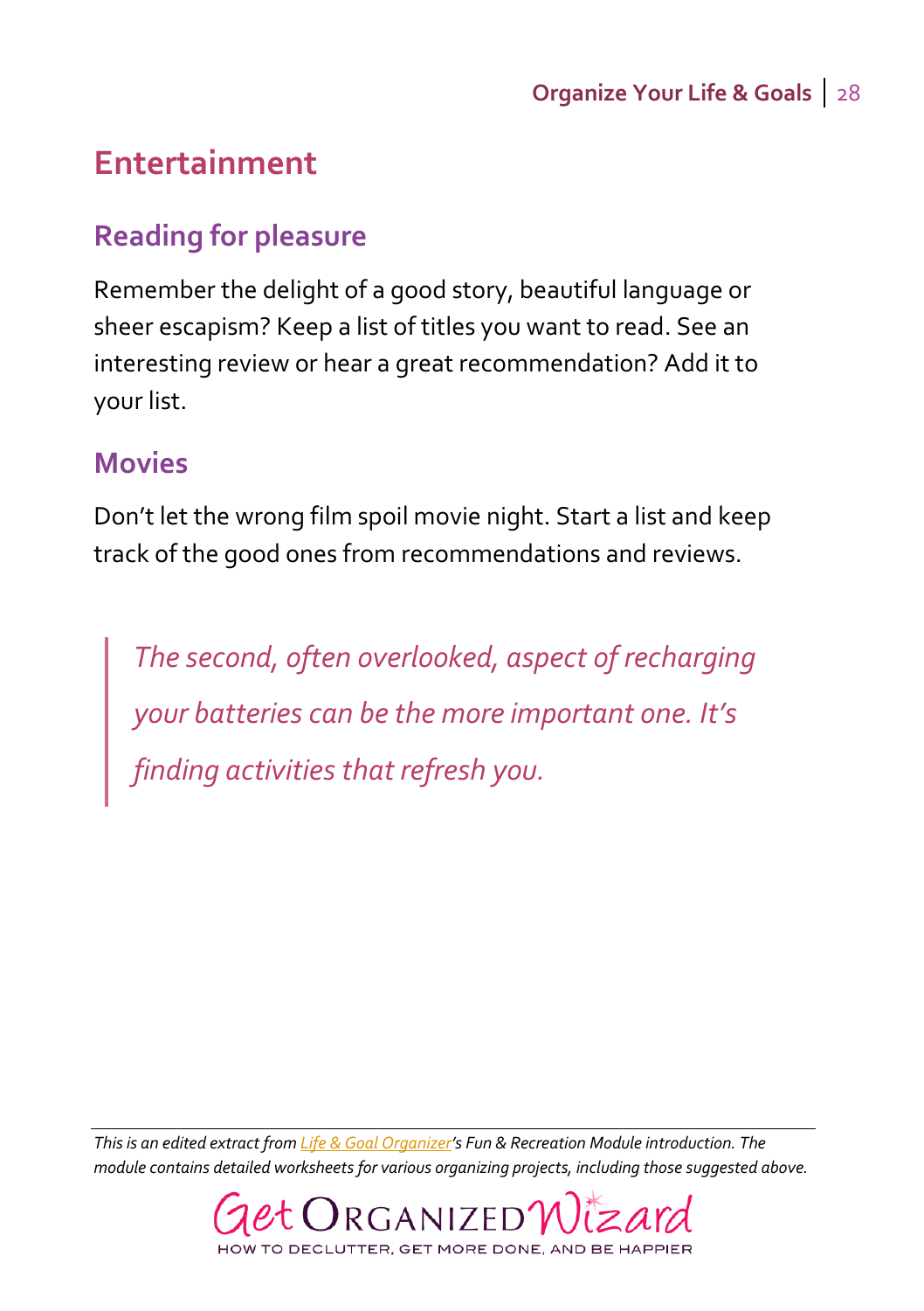## Entertainment

### Reading for pleasure

Remember the delight of a good story, beautiful language or sheer escapism? Keep a list of titles you want to read. See an interesting review or hear a great recommendation? Add it to your list.

### Movies

Don't let the wrong film spoil movie night. Start a list and keep track of the good ones from recommendations and reviews.

> *The second, often overlooked, aspect of recharging your batteries can be the more important one. It's finding activities that refresh you.*

---

*This is an edited extract from [Life & Goal Organizer](Life & Goal Organizer)'s Fun & Recreation Module introduction. The module contains detailed worksheets for various organizing projects, including those suggested above.*

Get Organized Wizard
HOW TO DECLUTTER, GET MORE DONE, AND BE HAPPIER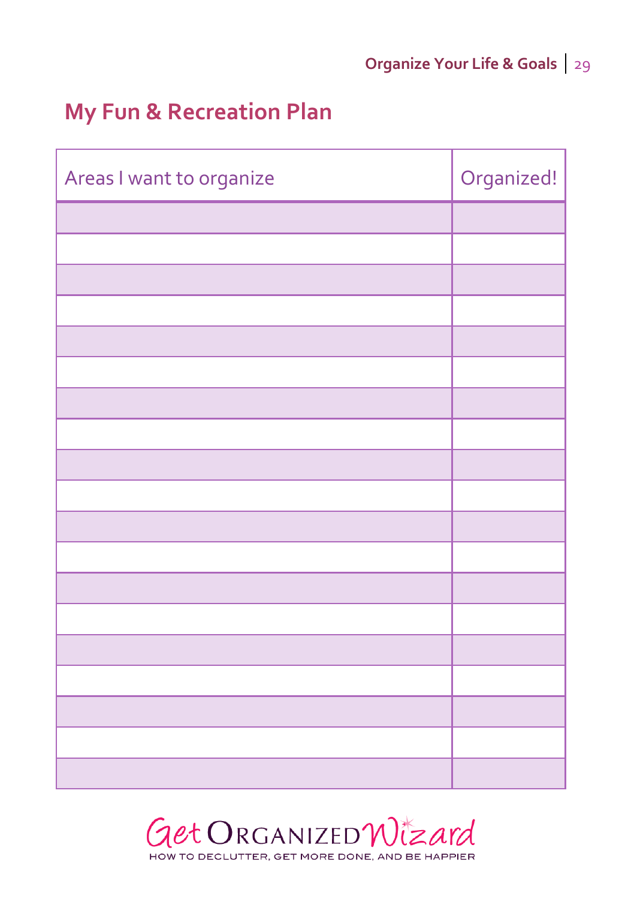## My Fun & Recreation Plan

| Areas I want to organize | Organized! |
|---|---|
| | |
| | |
| | |
| | |
| | |
| | |
| | |
| | |
| | |
| | |
| | |
| | |
| | |
| | |
| | |
| | |
| | |
| | |
| | |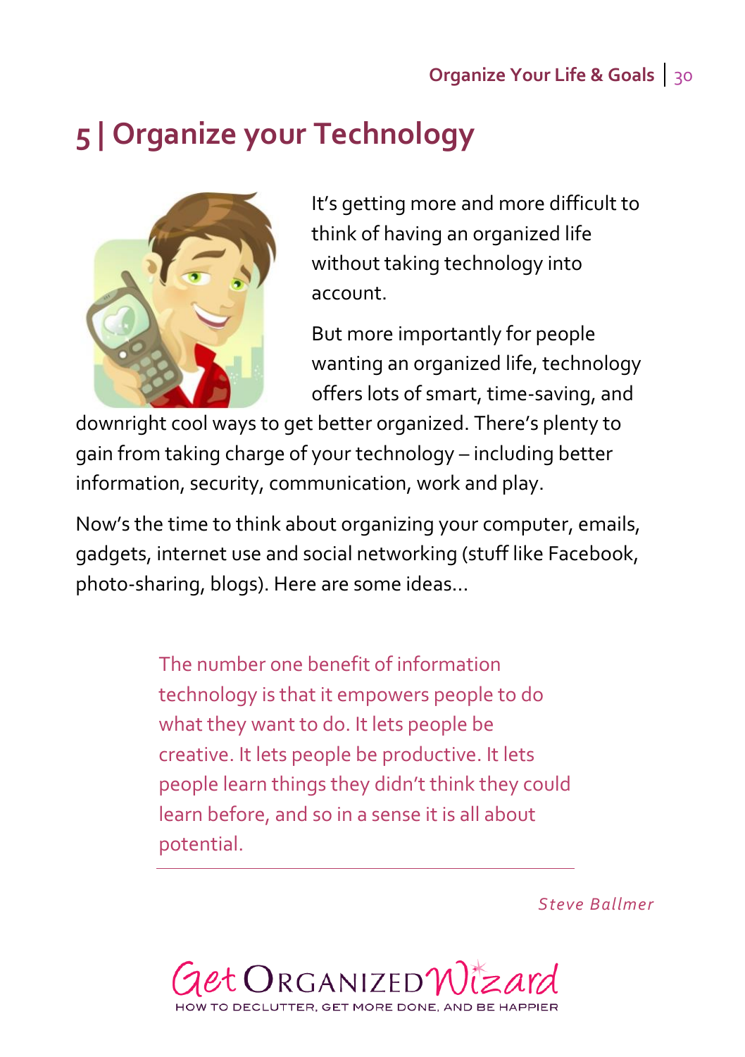# 5 | Organize your Technology

It's getting more and more difficult to think of having an organized life without taking technology into account.

But more importantly for people wanting an organized life, technology offers lots of smart, time-saving, and downright cool ways to get better organized. There's plenty to gain from taking charge of your technology – including better information, security, communication, work and play.

Now's the time to think about organizing your computer, emails, gadgets, internet use and social networking (stuff like Facebook, photo-sharing, blogs). Here are some ideas...

> The number one benefit of information technology is that it empowers people to do what they want to do. It lets people be creative. It lets people be productive. It lets people learn things they didn't think they could learn before, and so in a sense it is all about potential.
>
> *Steve Ballmer*

Get Organized Wizard
HOW TO DECLUTTER, GET MORE DONE, AND BE HAPPIER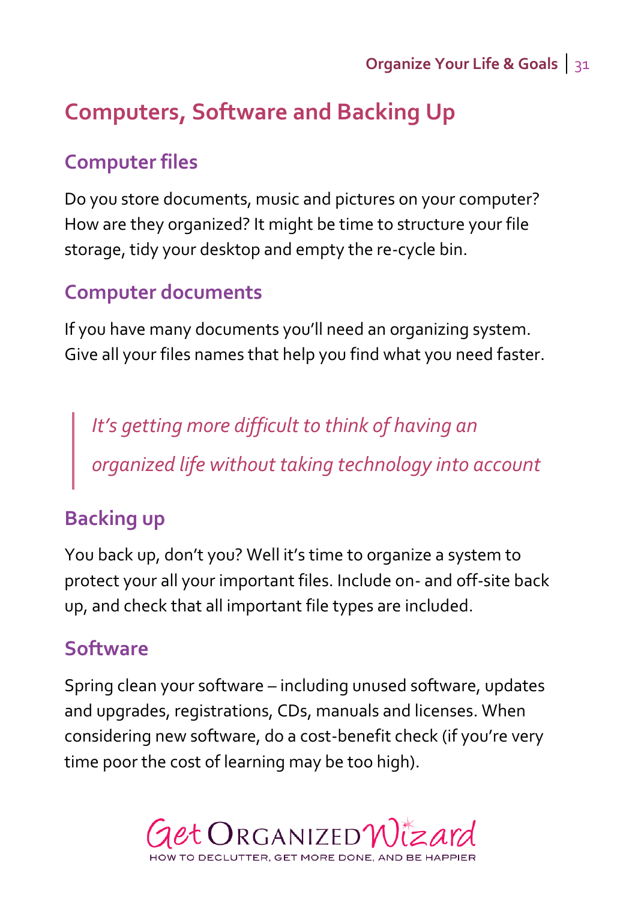## Computers, Software and Backing Up

### Computer files

Do you store documents, music and pictures on your computer? How are they organized? It might be time to structure your file storage, tidy your desktop and empty the re-cycle bin.

### Computer documents

If you have many documents you'll need an organizing system. Give all your files names that help you find what you need faster.

> *It's getting more difficult to think of having an organized life without taking technology into account*

### Backing up

You back up, don't you? Well it's time to organize a system to protect your all your important files. Include on- and off-site back up, and check that all important file types are included.

### Software

Spring clean your software – including unused software, updates and upgrades, registrations, CDs, manuals and licenses. When considering new software, do a cost-benefit check (if you're very time poor the cost of learning may be too high).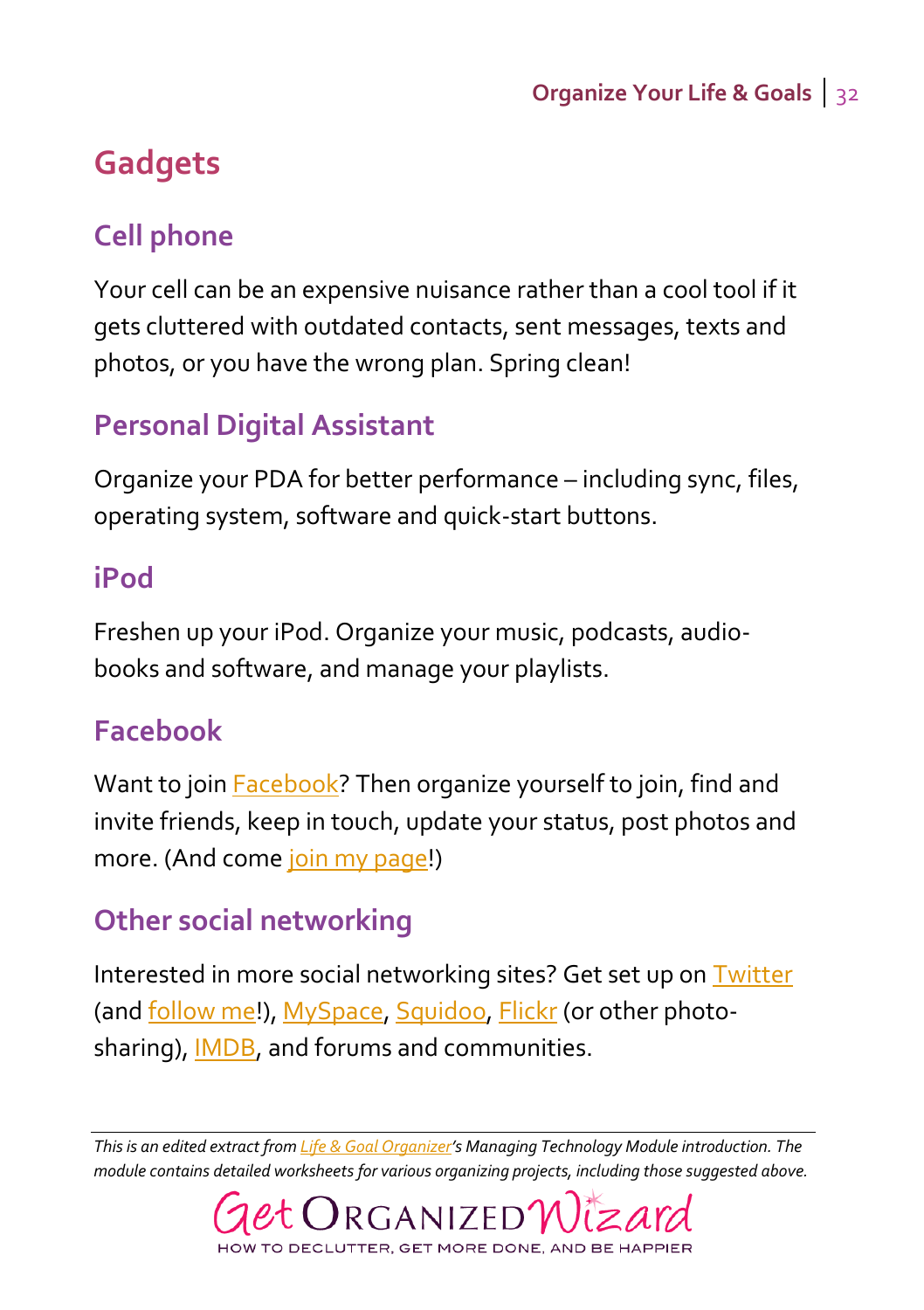# Gadgets

## Cell phone

Your cell can be an expensive nuisance rather than a cool tool if it gets cluttered with outdated contacts, sent messages, texts and photos, or you have the wrong plan. Spring clean!

## Personal Digital Assistant

Organize your PDA for better performance – including sync, files, operating system, software and quick-start buttons.

## iPod

Freshen up your iPod. Organize your music, podcasts, audio-books and software, and manage your playlists.

## Facebook

Want to join Facebook? Then organize yourself to join, find and invite friends, keep in touch, update your status, post photos and more. (And come join my page!)

## Other social networking

Interested in more social networking sites? Get set up on Twitter (and follow me!), MySpace, Squidoo, Flickr (or other photo-sharing), IMDB, and forums and communities.

---

*This is an edited extract from Life & Goal Organizer's Managing Technology Module introduction. The module contains detailed worksheets for various organizing projects, including those suggested above.*

Get Organized Wizard
HOW TO DECLUTTER, GET MORE DONE, AND BE HAPPIER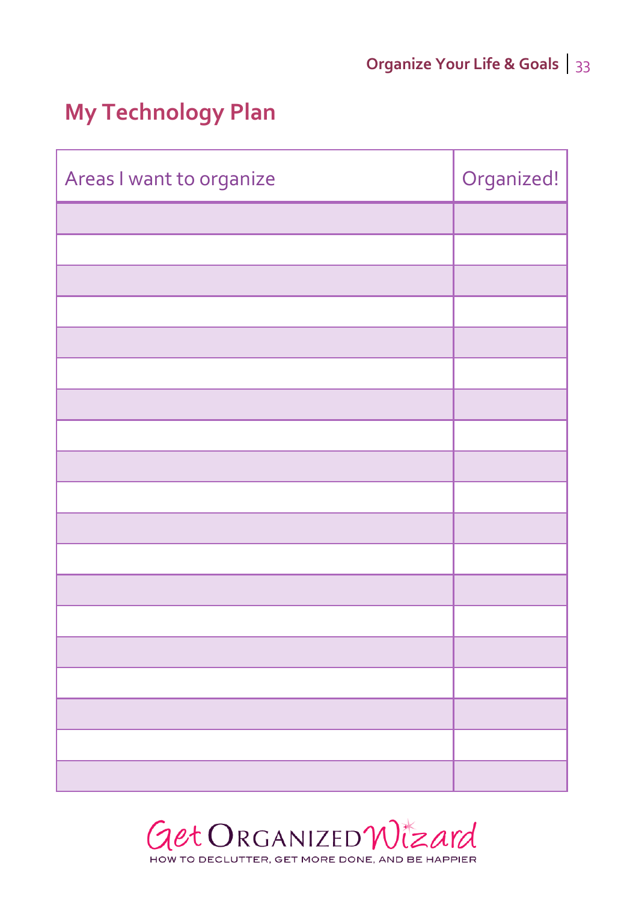## My Technology Plan

| Areas I want to organize | Organized! |
|---|---|
| | |
| | |
| | |
| | |
| | |
| | |
| | |
| | |
| | |
| | |
| | |
| | |
| | |
| | |
| | |
| | |
| | |
| | |
| | |

Get Organized Wizard
HOW TO DECLUTTER, GET MORE DONE, AND BE HAPPIER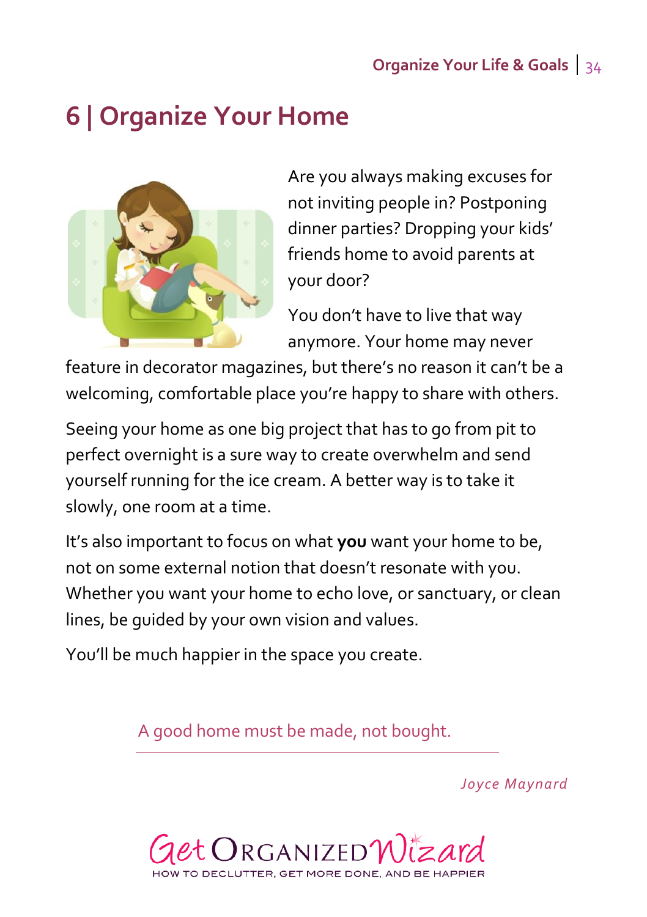# 6 | Organize Your Home

Are you always making excuses for not inviting people in? Postponing dinner parties? Dropping your kids' friends home to avoid parents at your door?

You don't have to live that way anymore. Your home may never feature in decorator magazines, but there's no reason it can't be a welcoming, comfortable place you're happy to share with others.

Seeing your home as one big project that has to go from pit to perfect overnight is a sure way to create overwhelm and send yourself running for the ice cream. A better way is to take it slowly, one room at a time.

It's also important to focus on what **you** want your home to be, not on some external notion that doesn't resonate with you. Whether you want your home to echo love, or sanctuary, or clean lines, be guided by your own vision and values.

You'll be much happier in the space you create.

> A good home must be made, not bought.
>
> *Joyce Maynard*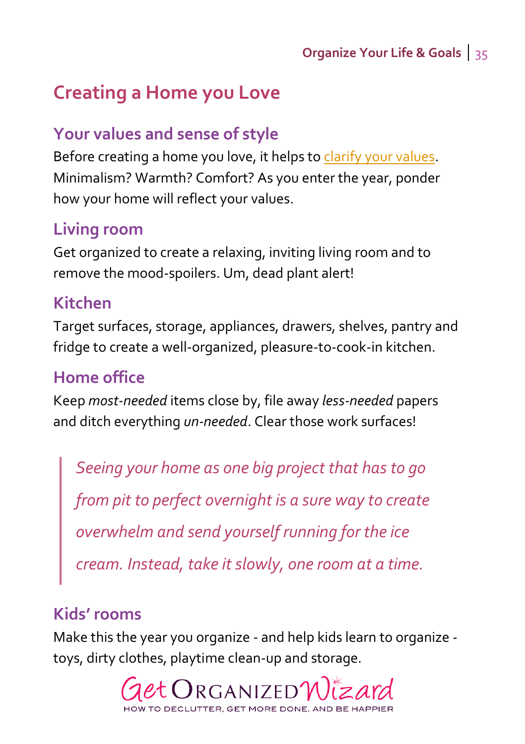## Creating a Home you Love

### Your values and sense of style

Before creating a home you love, it helps to clarify your values. Minimalism? Warmth? Comfort? As you enter the year, ponder how your home will reflect your values.

### Living room

Get organized to create a relaxing, inviting living room and to remove the mood-spoilers. Um, dead plant alert!

### Kitchen

Target surfaces, storage, appliances, drawers, shelves, pantry and fridge to create a well-organized, pleasure-to-cook-in kitchen.

### Home office

Keep *most-needed* items close by, file away *less-needed* papers and ditch everything *un-needed*. Clear those work surfaces!

> *Seeing your home as one big project that has to go from pit to perfect overnight is a sure way to create overwhelm and send yourself running for the ice cream. Instead, take it slowly, one room at a time.*

### Kids' rooms

Make this the year you organize - and help kids learn to organize - toys, dirty clothes, playtime clean-up and storage.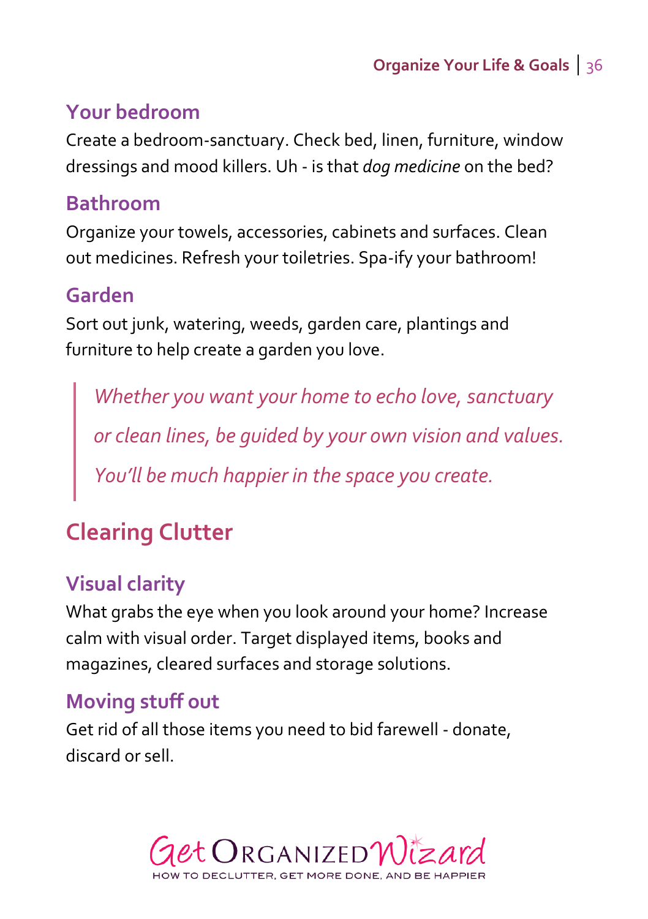### Your bedroom

Create a bedroom-sanctuary. Check bed, linen, furniture, window dressings and mood killers. Uh - is that *dog medicine* on the bed?

### Bathroom

Organize your towels, accessories, cabinets and surfaces. Clean out medicines. Refresh your toiletries. Spa-ify your bathroom!

### Garden

Sort out junk, watering, weeds, garden care, plantings and furniture to help create a garden you love.

> *Whether you want your home to echo love, sanctuary or clean lines, be guided by your own vision and values. You'll be much happier in the space you create.*

## Clearing Clutter

### Visual clarity

What grabs the eye when you look around your home? Increase calm with visual order. Target displayed items, books and magazines, cleared surfaces and storage solutions.

### Moving stuff out

Get rid of all those items you need to bid farewell - donate, discard or sell.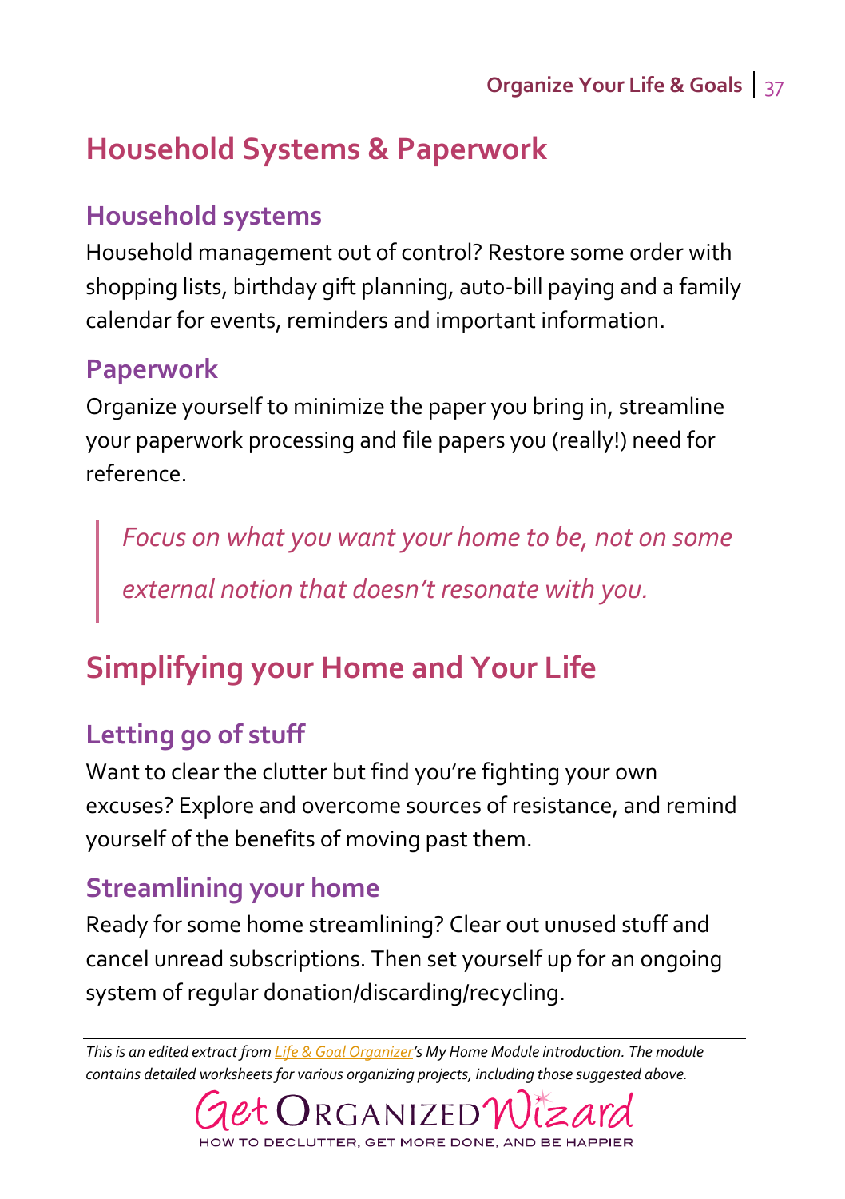## Household Systems & Paperwork

### Household systems

Household management out of control? Restore some order with shopping lists, birthday gift planning, auto-bill paying and a family calendar for events, reminders and important information.

### Paperwork

Organize yourself to minimize the paper you bring in, streamline your paperwork processing and file papers you (really!) need for reference.

> *Focus on what you want your home to be, not on some external notion that doesn't resonate with you.*

## Simplifying your Home and Your Life

### Letting go of stuff

Want to clear the clutter but find you're fighting your own excuses? Explore and overcome sources of resistance, and remind yourself of the benefits of moving past them.

### Streamlining your home

Ready for some home streamlining? Clear out unused stuff and cancel unread subscriptions. Then set yourself up for an ongoing system of regular donation/discarding/recycling.

---

*This is an edited extract from Life & Goal Organizer's My Home Module introduction. The module contains detailed worksheets for various organizing projects, including those suggested above.*

Get Organized Wizard
HOW TO DECLUTTER, GET MORE DONE, AND BE HAPPIER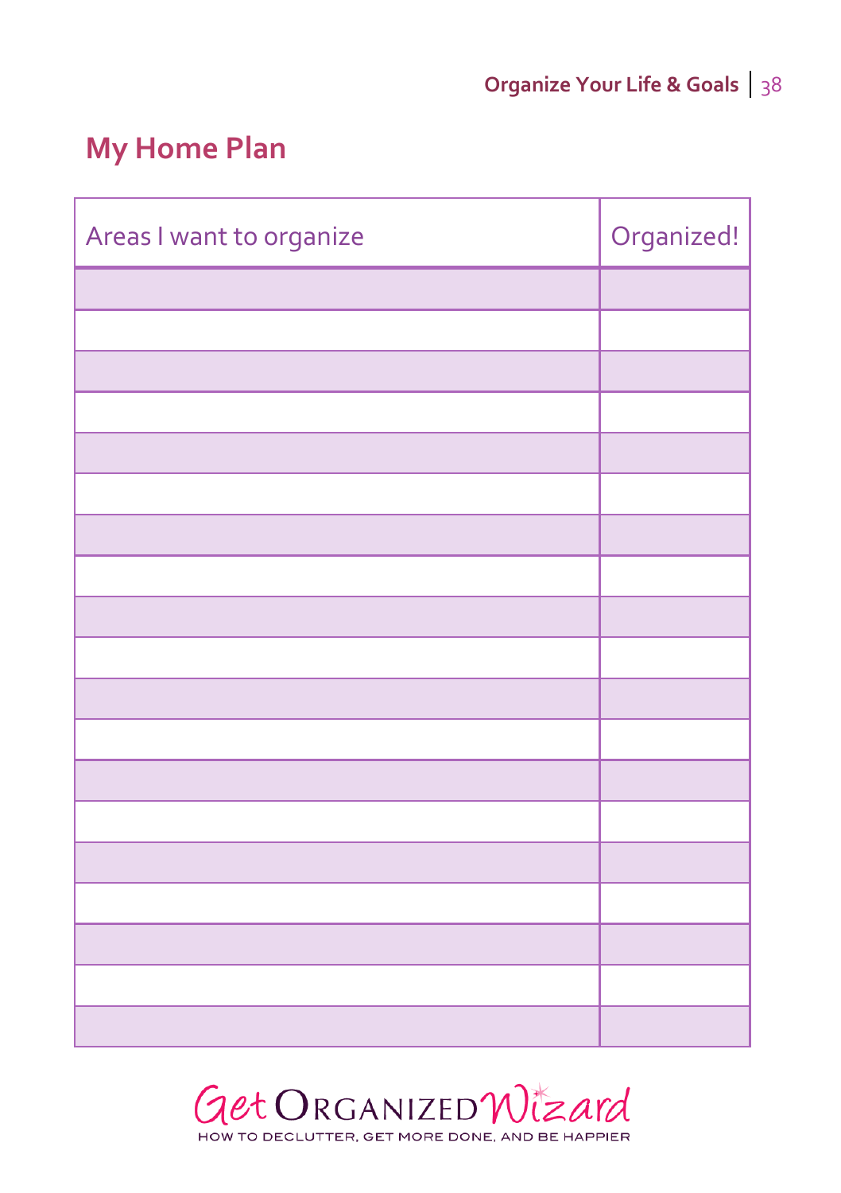## My Home Plan

| Areas I want to organize | Organized! |
|---|---|
| | |
| | |
| | |
| | |
| | |
| | |
| | |
| | |
| | |
| | |
| | |
| | |
| | |
| | |
| | |
| | |
| | |
| | |
| | |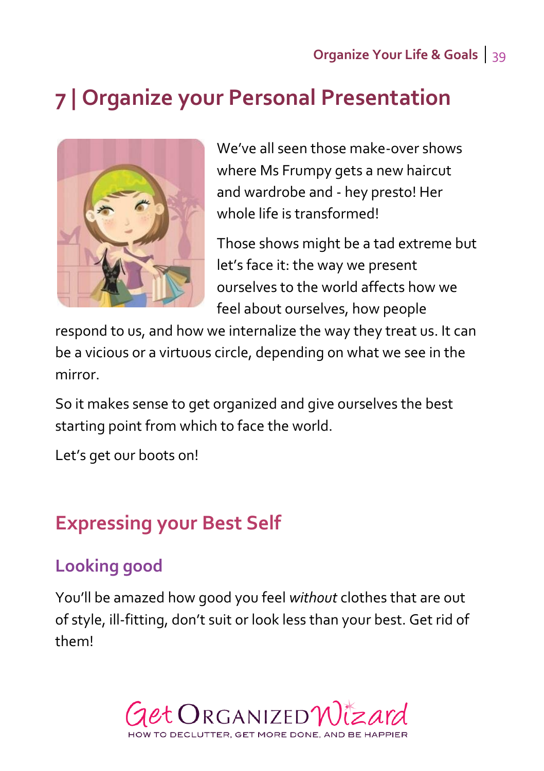# 7 | Organize your Personal Presentation

We've all seen those make-over shows where Ms Frumpy gets a new haircut and wardrobe and - hey presto! Her whole life is transformed!

Those shows might be a tad extreme but let's face it: the way we present ourselves to the world affects how we feel about ourselves, how people respond to us, and how we internalize the way they treat us. It can be a vicious or a virtuous circle, depending on what we see in the mirror.

So it makes sense to get organized and give ourselves the best starting point from which to face the world.

Let's get our boots on!

## Expressing your Best Self

### Looking good

You'll be amazed how good you feel *without* clothes that are out of style, ill-fitting, don't suit or look less than your best. Get rid of them!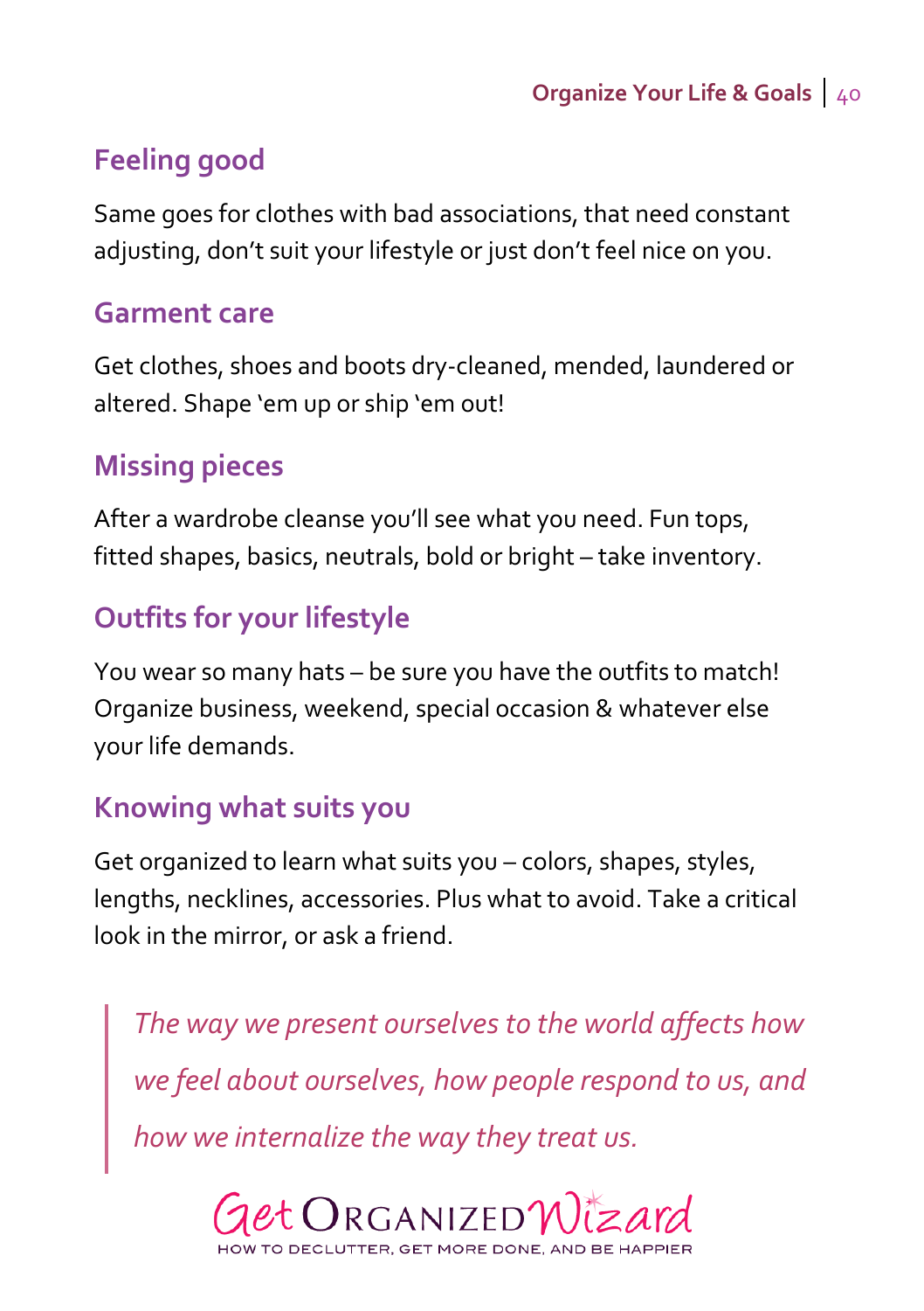## Feeling good

Same goes for clothes with bad associations, that need constant adjusting, don't suit your lifestyle or just don't feel nice on you.

## Garment care

Get clothes, shoes and boots dry-cleaned, mended, laundered or altered. Shape 'em up or ship 'em out!

## Missing pieces

After a wardrobe cleanse you'll see what you need. Fun tops, fitted shapes, basics, neutrals, bold or bright – take inventory.

## Outfits for your lifestyle

You wear so many hats – be sure you have the outfits to match! Organize business, weekend, special occasion & whatever else your life demands.

## Knowing what suits you

Get organized to learn what suits you – colors, shapes, styles, lengths, necklines, accessories. Plus what to avoid. Take a critical look in the mirror, or ask a friend.

> *The way we present ourselves to the world affects how we feel about ourselves, how people respond to us, and how we internalize the way they treat us.*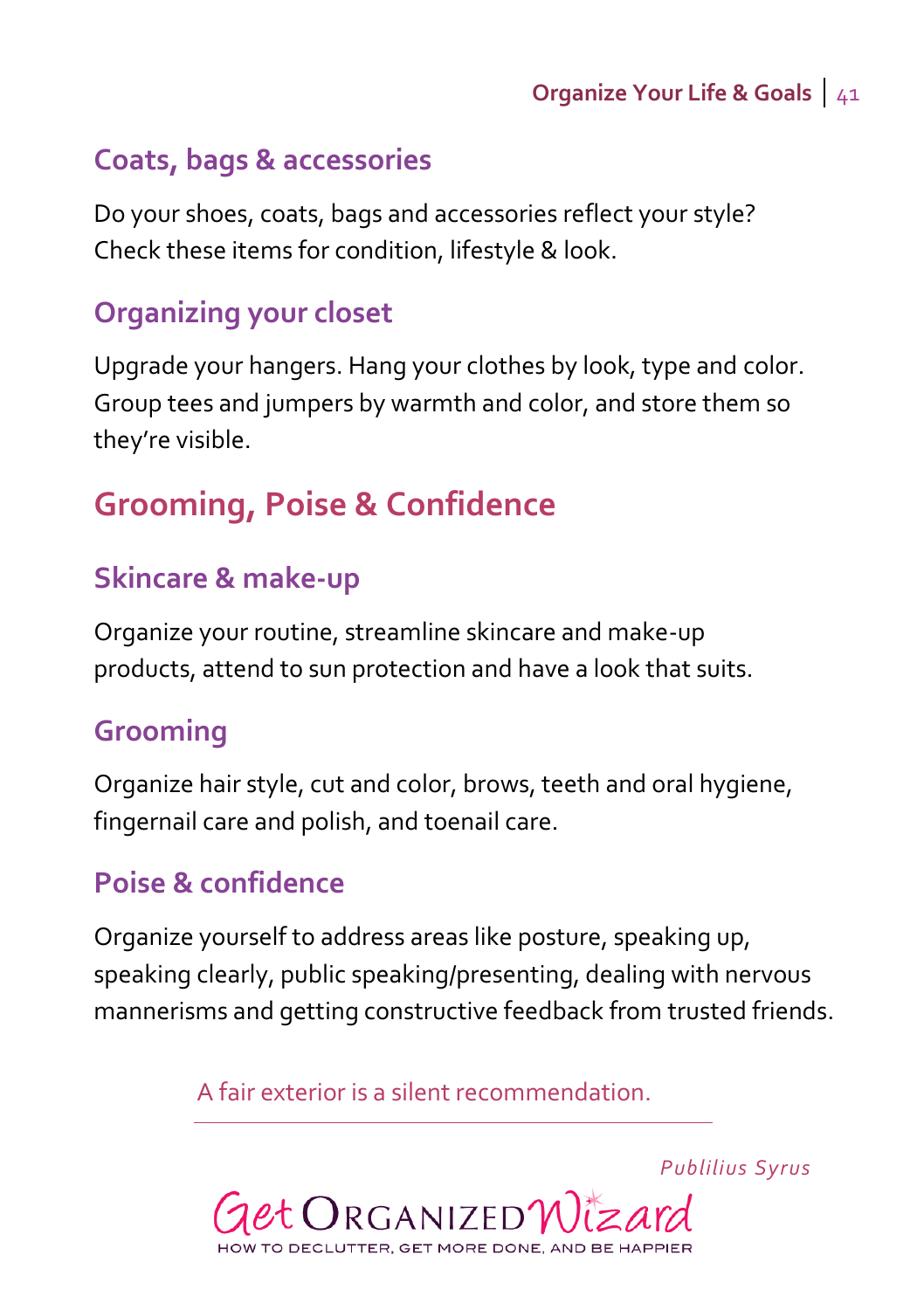### Coats, bags & accessories

Do your shoes, coats, bags and accessories reflect your style? Check these items for condition, lifestyle & look.

### Organizing your closet

Upgrade your hangers. Hang your clothes by look, type and color. Group tees and jumpers by warmth and color, and store them so they're visible.

## Grooming, Poise & Confidence

### Skincare & make-up

Organize your routine, streamline skincare and make-up products, attend to sun protection and have a look that suits.

### Grooming

Organize hair style, cut and color, brows, teeth and oral hygiene, fingernail care and polish, and toenail care.

### Poise & confidence

Organize yourself to address areas like posture, speaking up, speaking clearly, public speaking/presenting, dealing with nervous mannerisms and getting constructive feedback from trusted friends.

> A fair exterior is a silent recommendation.
>
> *Publilius Syrus*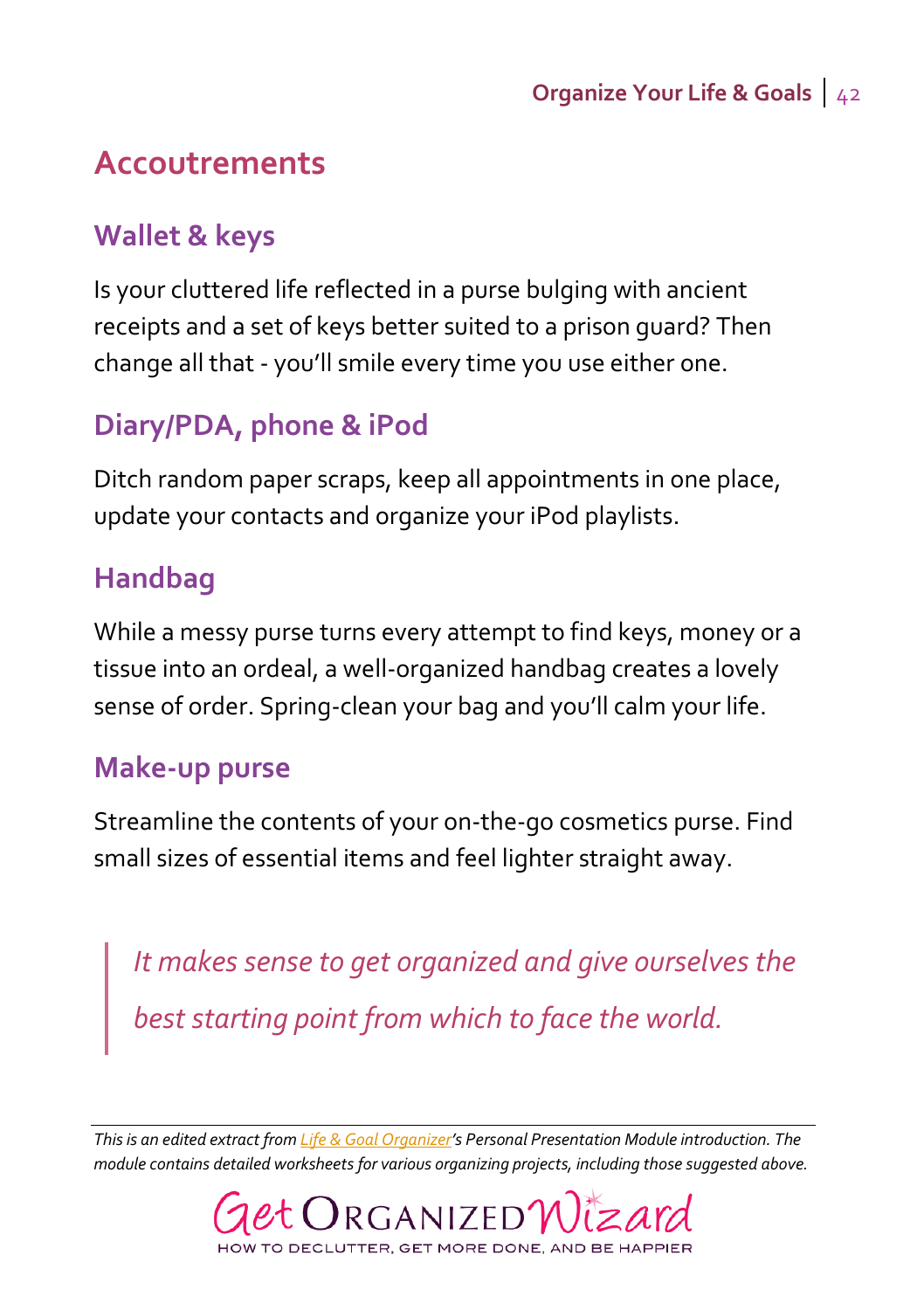## Accoutrements

### Wallet & keys

Is your cluttered life reflected in a purse bulging with ancient receipts and a set of keys better suited to a prison guard? Then change all that - you'll smile every time you use either one.

### Diary/PDA, phone & iPod

Ditch random paper scraps, keep all appointments in one place, update your contacts and organize your iPod playlists.

### Handbag

While a messy purse turns every attempt to find keys, money or a tissue into an ordeal, a well-organized handbag creates a lovely sense of order. Spring-clean your bag and you'll calm your life.

### Make-up purse

Streamline the contents of your on-the-go cosmetics purse. Find small sizes of essential items and feel lighter straight away.

> *It makes sense to get organized and give ourselves the best starting point from which to face the world.*

---

*This is an edited extract from Life & Goal Organizer's Personal Presentation Module introduction. The module contains detailed worksheets for various organizing projects, including those suggested above.*

Get Organized Wizard
HOW TO DECLUTTER, GET MORE DONE, AND BE HAPPIER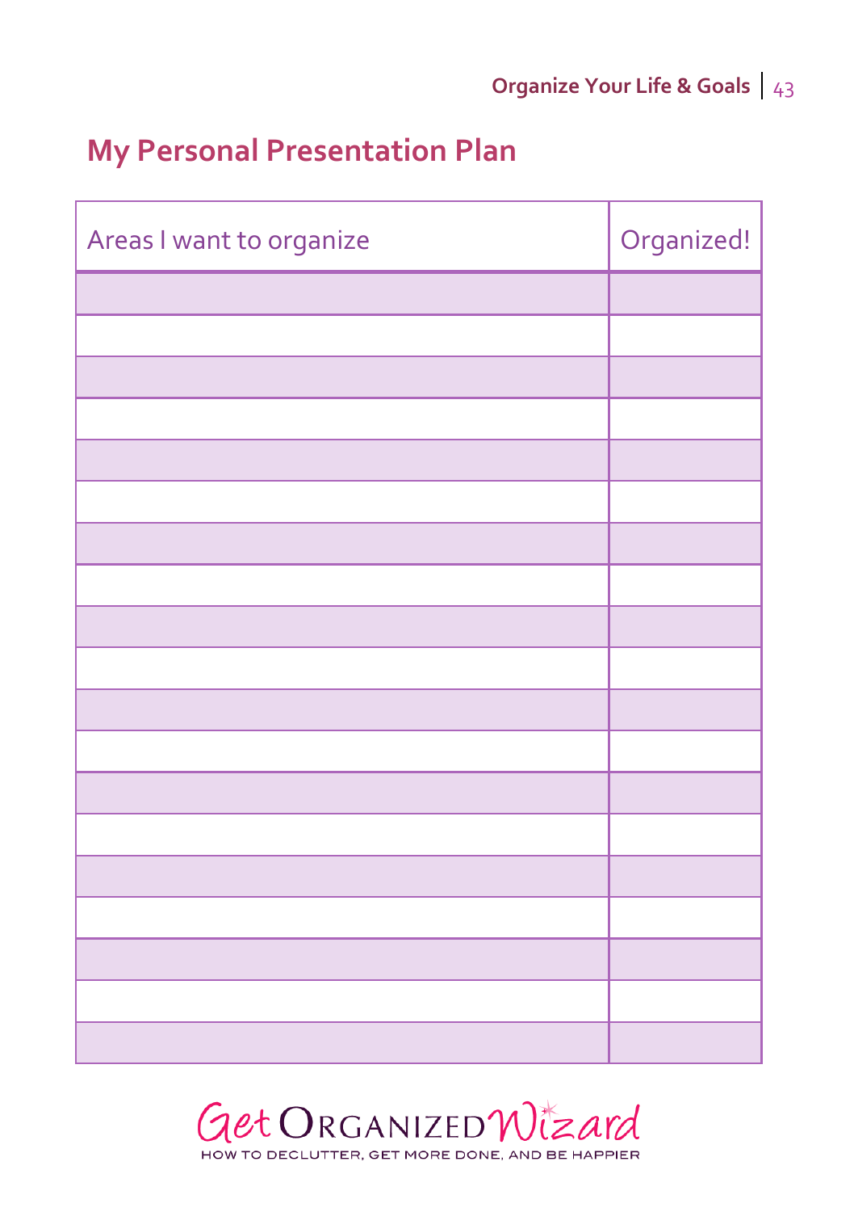## My Personal Presentation Plan

| Areas I want to organize | Organized! |
|---|---|
| | |
| | |
| | |
| | |
| | |
| | |
| | |
| | |
| | |
| | |
| | |
| | |
| | |
| | |
| | |
| | |
| | |
| | |
| | |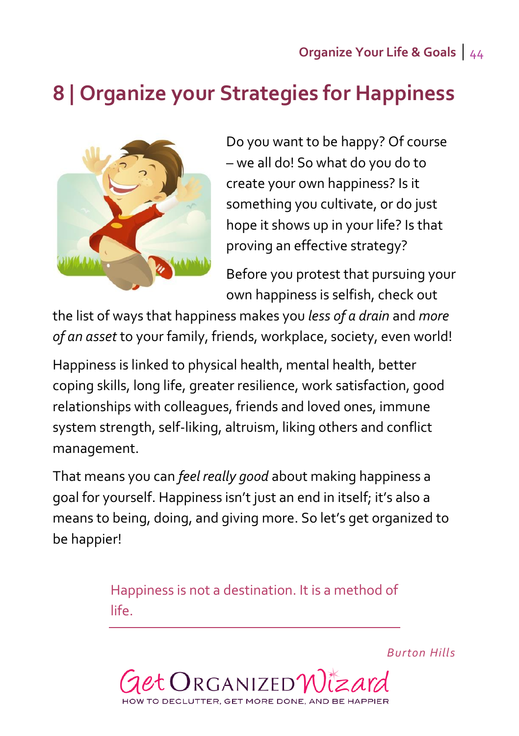# 8 | Organize your Strategies for Happiness

Do you want to be happy? Of course – we all do! So what do you do to create your own happiness? Is it something you cultivate, or do just hope it shows up in your life? Is that proving an effective strategy?

Before you protest that pursuing your own happiness is selfish, check out the list of ways that happiness makes you *less of a drain* and *more of an asset* to your family, friends, workplace, society, even world!

Happiness is linked to physical health, mental health, better coping skills, long life, greater resilience, work satisfaction, good relationships with colleagues, friends and loved ones, immune system strength, self-liking, altruism, liking others and conflict management.

That means you can *feel really good* about making happiness a goal for yourself. Happiness isn't just an end in itself; it's also a means to being, doing, and giving more. So let's get organized to be happier!

> Happiness is not a destination. It is a method of life.
>
> *Burton Hills*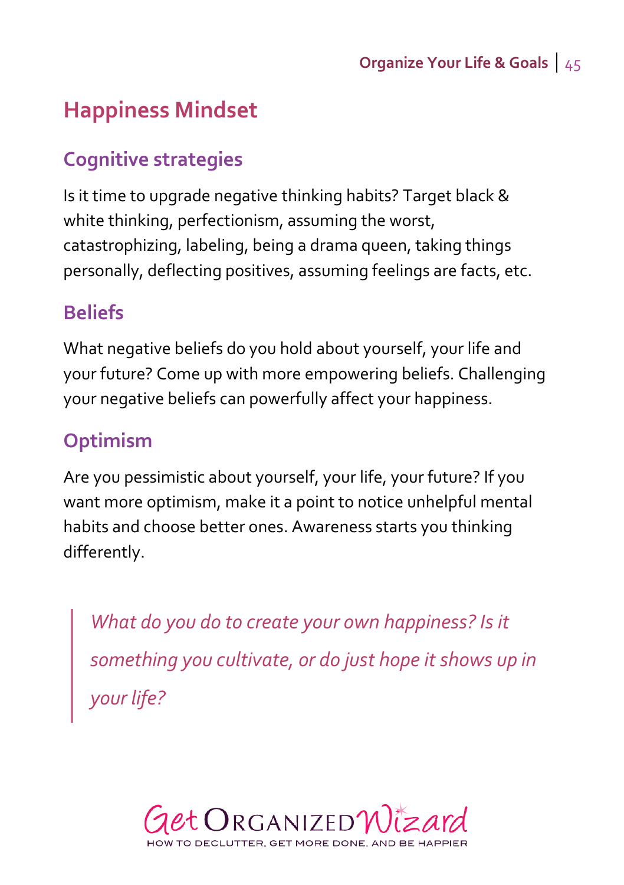## Happiness Mindset

### Cognitive strategies

Is it time to upgrade negative thinking habits? Target black & white thinking, perfectionism, assuming the worst, catastrophizing, labeling, being a drama queen, taking things personally, deflecting positives, assuming feelings are facts, etc.

### Beliefs

What negative beliefs do you hold about yourself, your life and your future? Come up with more empowering beliefs. Challenging your negative beliefs can powerfully affect your happiness.

### Optimism

Are you pessimistic about yourself, your life, your future? If you want more optimism, make it a point to notice unhelpful mental habits and choose better ones. Awareness starts you thinking differently.

> *What do you do to create your own happiness? Is it something you cultivate, or do just hope it shows up in your life?*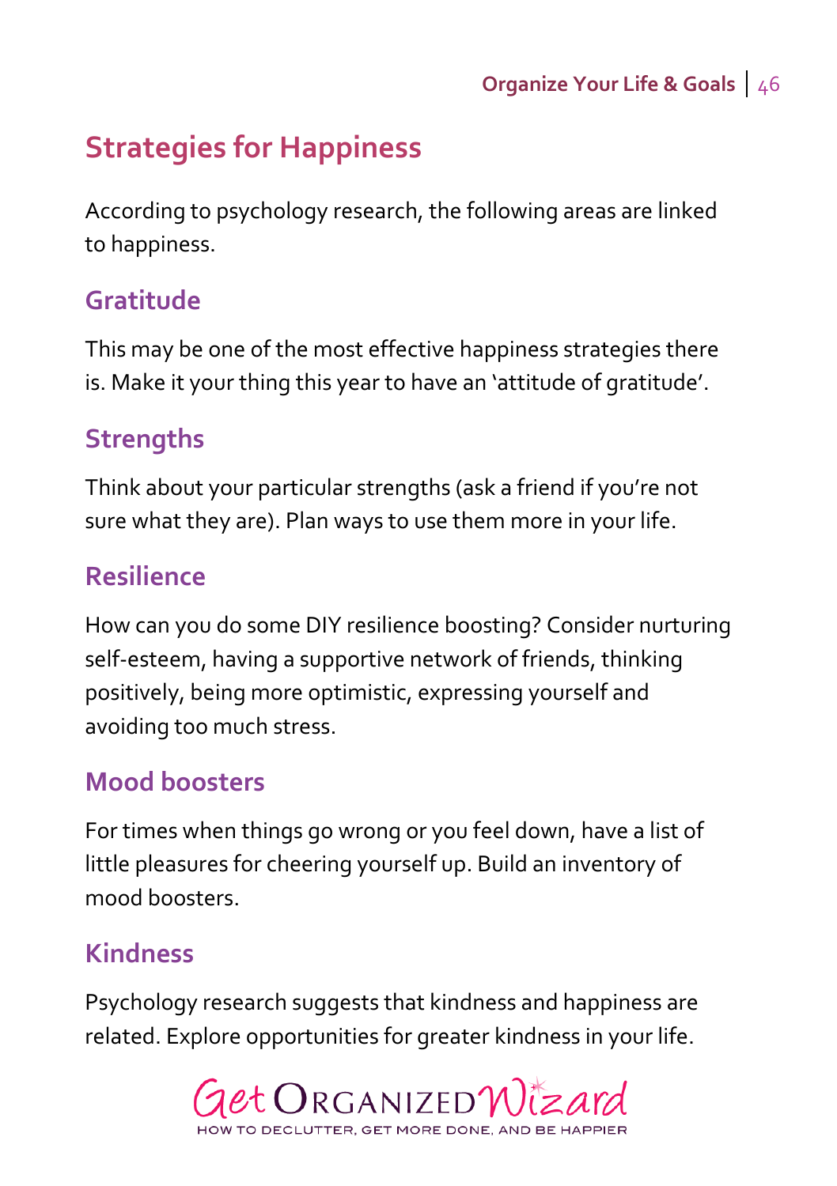## Strategies for Happiness

According to psychology research, the following areas are linked to happiness.

### Gratitude

This may be one of the most effective happiness strategies there is. Make it your thing this year to have an 'attitude of gratitude'.

### Strengths

Think about your particular strengths (ask a friend if you're not sure what they are). Plan ways to use them more in your life.

### Resilience

How can you do some DIY resilience boosting? Consider nurturing self-esteem, having a supportive network of friends, thinking positively, being more optimistic, expressing yourself and avoiding too much stress.

### Mood boosters

For times when things go wrong or you feel down, have a list of little pleasures for cheering yourself up. Build an inventory of mood boosters.

### Kindness

Psychology research suggests that kindness and happiness are related. Explore opportunities for greater kindness in your life.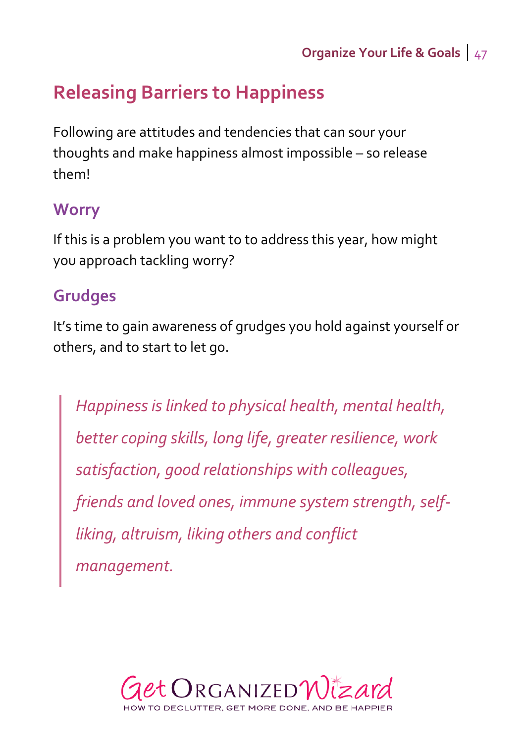## Releasing Barriers to Happiness

Following are attitudes and tendencies that can sour your thoughts and make happiness almost impossible – so release them!

### Worry

If this is a problem you want to to address this year, how might you approach tackling worry?

### Grudges

It's time to gain awareness of grudges you hold against yourself or others, and to start to let go.

> *Happiness is linked to physical health, mental health, better coping skills, long life, greater resilience, work satisfaction, good relationships with colleagues, friends and loved ones, immune system strength, self-liking, altruism, liking others and conflict management.*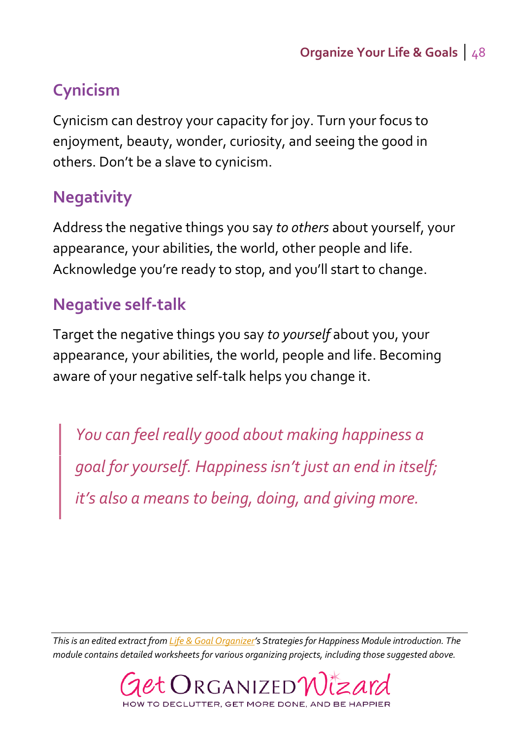## Cynicism

Cynicism can destroy your capacity for joy. Turn your focus to enjoyment, beauty, wonder, curiosity, and seeing the good in others. Don't be a slave to cynicism.

## Negativity

Address the negative things you say *to others* about yourself, your appearance, your abilities, the world, other people and life. Acknowledge you're ready to stop, and you'll start to change.

## Negative self-talk

Target the negative things you say *to yourself* about you, your appearance, your abilities, the world, people and life. Becoming aware of your negative self-talk helps you change it.

> *You can feel really good about making happiness a goal for yourself. Happiness isn't just an end in itself; it's also a means to being, doing, and giving more.*

---

*This is an edited extract from Life & Goal Organizer's Strategies for Happiness Module introduction. The module contains detailed worksheets for various organizing projects, including those suggested above.*

Get Organized Wizard

HOW TO DECLUTTER, GET MORE DONE, AND BE HAPPIER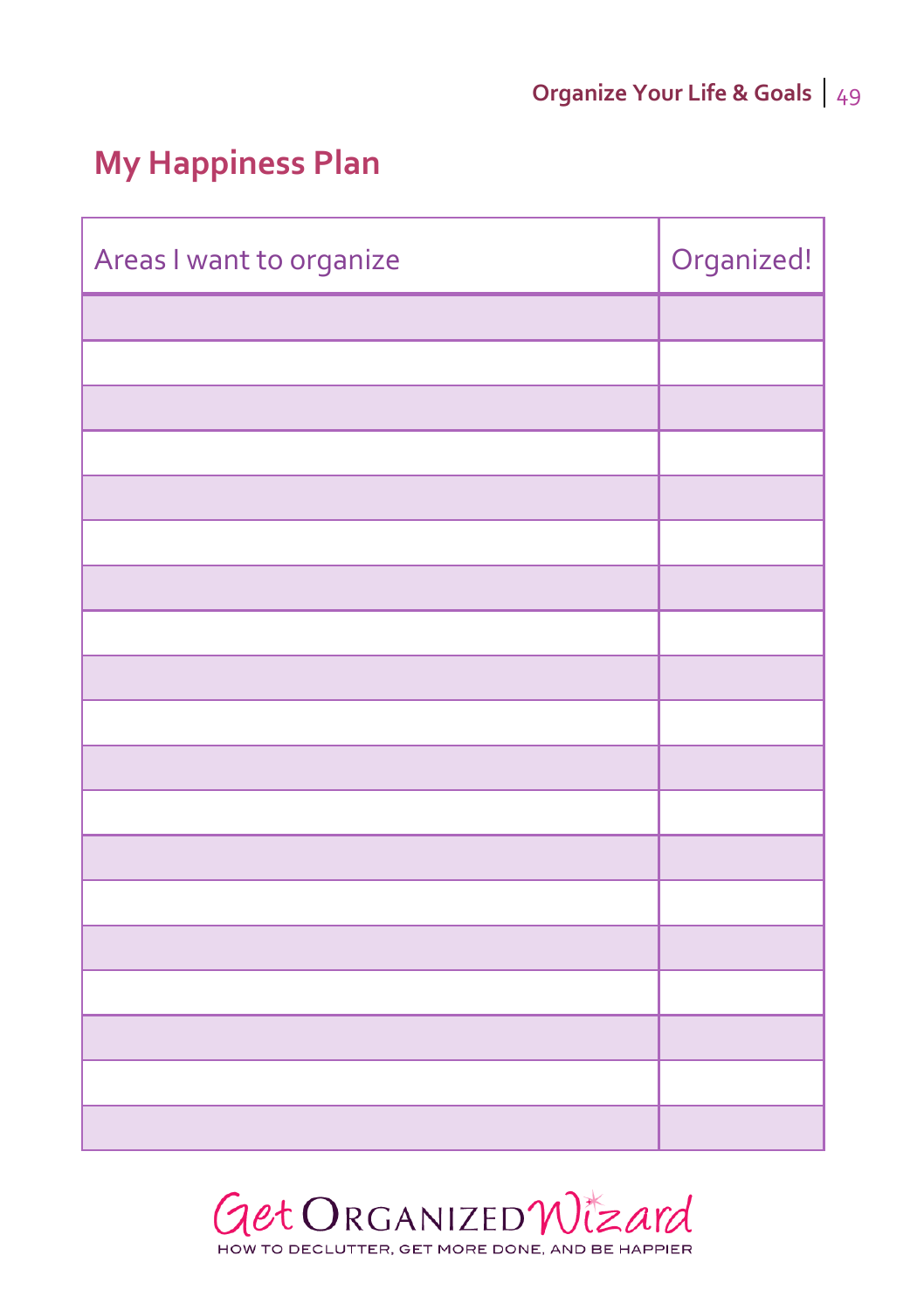## My Happiness Plan

| Areas I want to organize | Organized! |
| --- | --- |
| | |
| | |
| | |
| | |
| | |
| | |
| | |
| | |
| | |
| | |
| | |
| | |
| | |
| | |
| | |
| | |
| | |
| | |
| | |

Get Organized Wizard
HOW TO DECLUTTER, GET MORE DONE, AND BE HAPPIER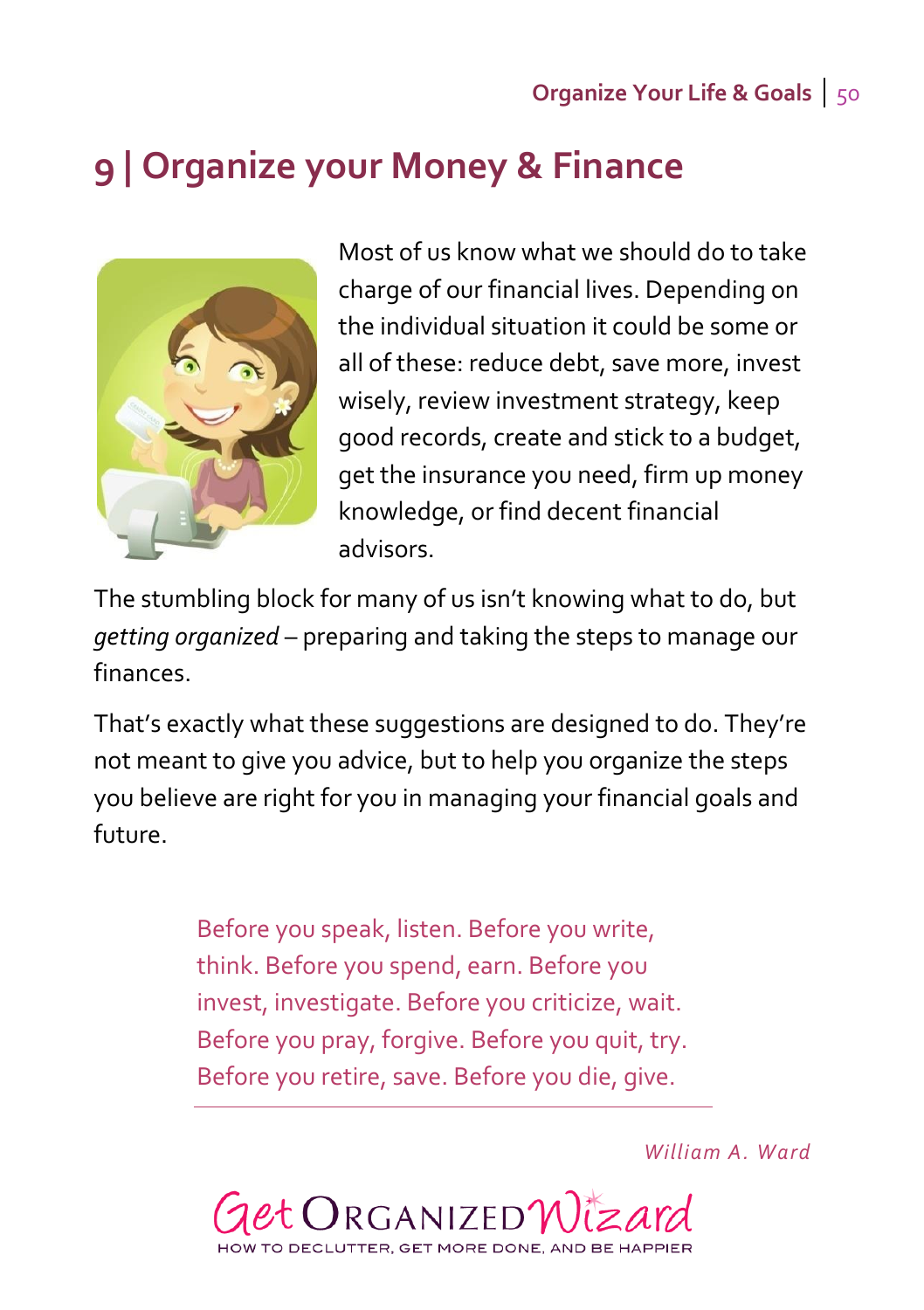# 9 | Organize your Money & Finance

Most of us know what we should do to take charge of our financial lives. Depending on the individual situation it could be some or all of these: reduce debt, save more, invest wisely, review investment strategy, keep good records, create and stick to a budget, get the insurance you need, firm up money knowledge, or find decent financial advisors.

The stumbling block for many of us isn't knowing what to do, but *getting organized* – preparing and taking the steps to manage our finances.

That's exactly what these suggestions are designed to do. They're not meant to give you advice, but to help you organize the steps you believe are right for you in managing your financial goals and future.

> Before you speak, listen. Before you write, think. Before you spend, earn. Before you invest, investigate. Before you criticize, wait. Before you pray, forgive. Before you quit, try. Before you retire, save. Before you die, give.
>
> *William A. Ward*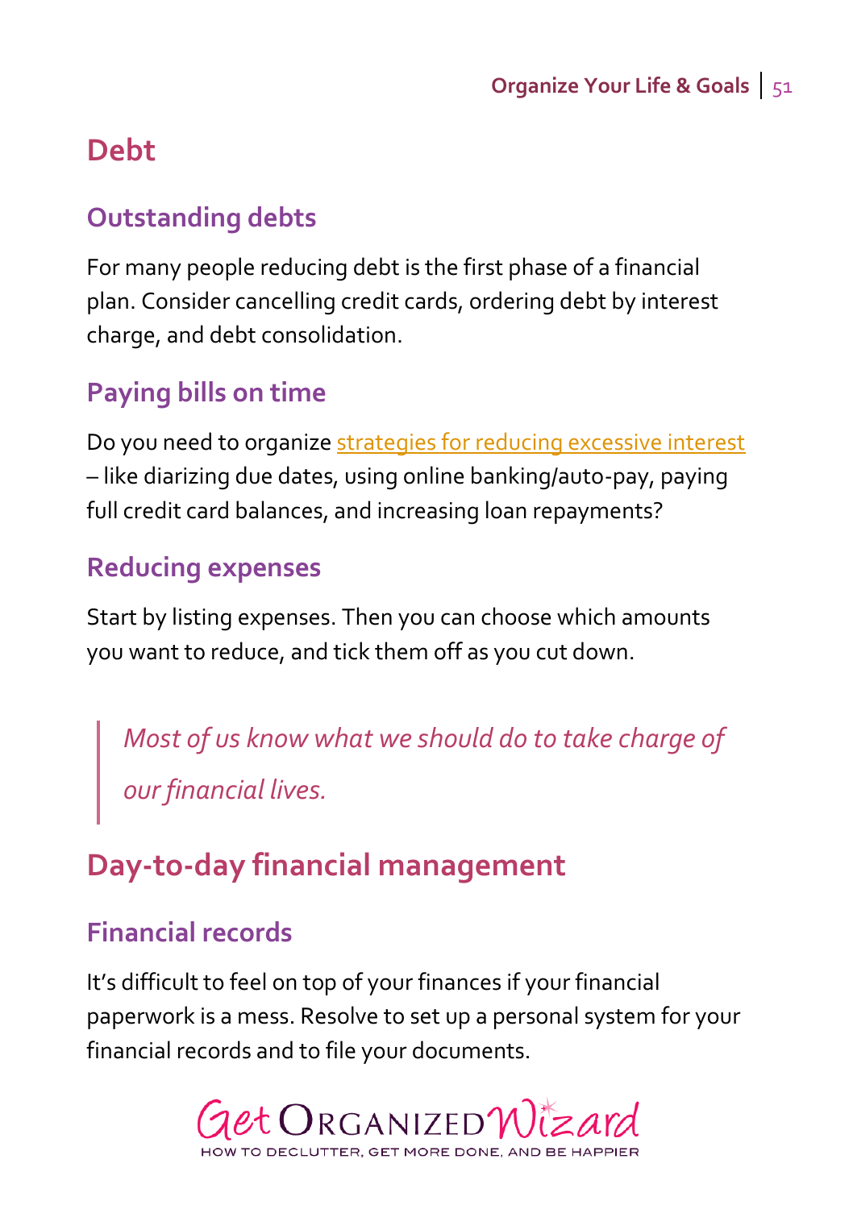## Debt

### Outstanding debts

For many people reducing debt is the first phase of a financial plan. Consider cancelling credit cards, ordering debt by interest charge, and debt consolidation.

### Paying bills on time

Do you need to organize strategies for reducing excessive interest – like diarizing due dates, using online banking/auto-pay, paying full credit card balances, and increasing loan repayments?

### Reducing expenses

Start by listing expenses. Then you can choose which amounts you want to reduce, and tick them off as you cut down.

> *Most of us know what we should do to take charge of our financial lives.*

## Day-to-day financial management

### Financial records

It's difficult to feel on top of your finances if your financial paperwork is a mess. Resolve to set up a personal system for your financial records and to file your documents.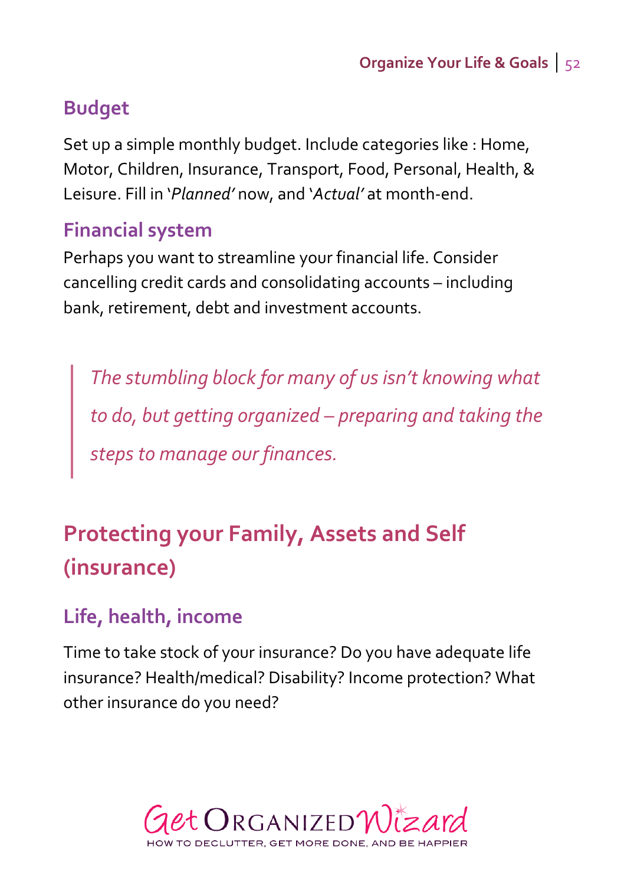### Budget

Set up a simple monthly budget. Include categories like : Home, Motor, Children, Insurance, Transport, Food, Personal, Health, & Leisure. Fill in '*Planned'* now, and '*Actual'* at month-end.

### Financial system

Perhaps you want to streamline your financial life. Consider cancelling credit cards and consolidating accounts – including bank, retirement, debt and investment accounts.

> *The stumbling block for many of us isn't knowing what to do, but getting organized – preparing and taking the steps to manage our finances.*

## Protecting your Family, Assets and Self (insurance)

### Life, health, income

Time to take stock of your insurance? Do you have adequate life insurance? Health/medical? Disability? Income protection? What other insurance do you need?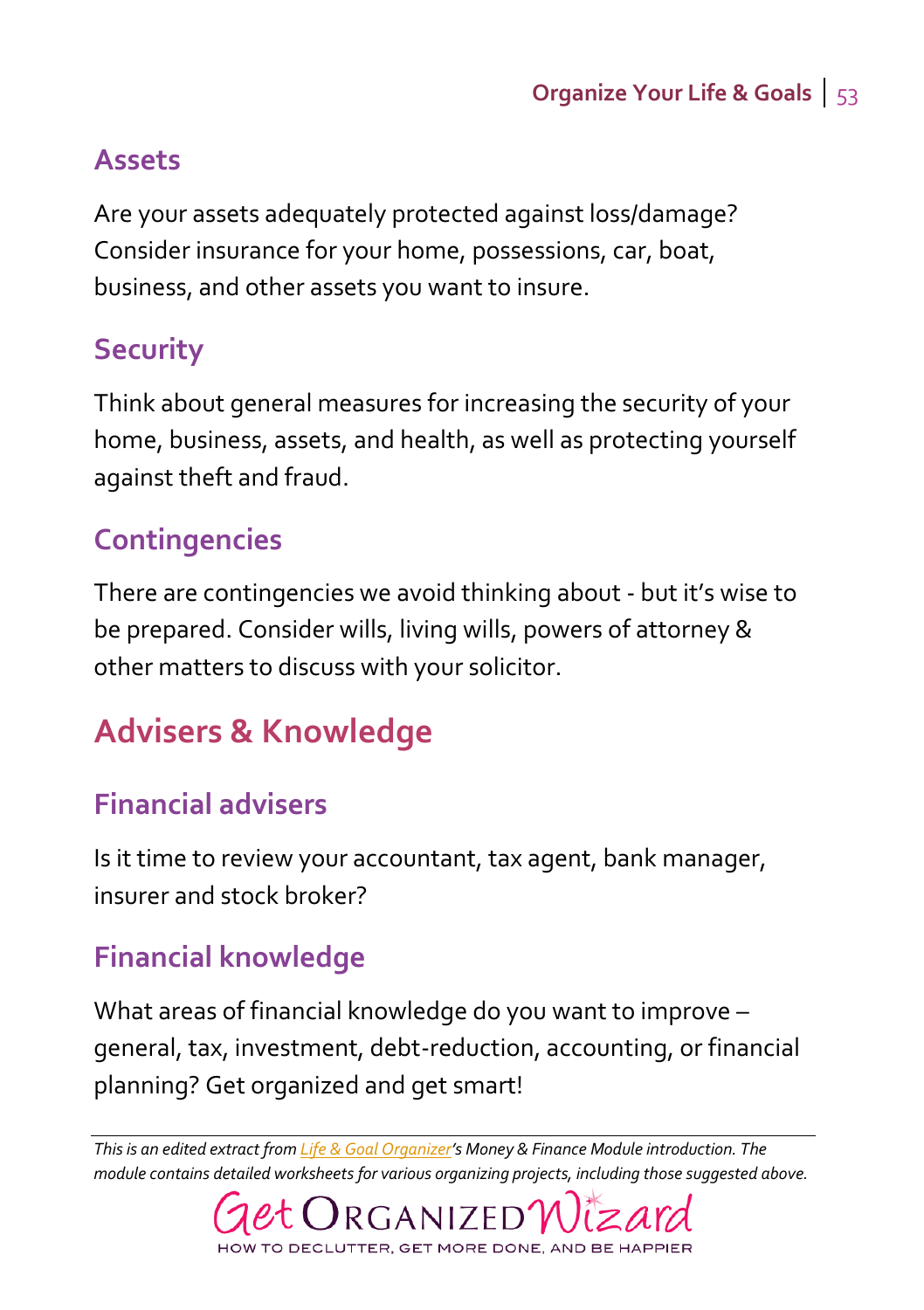### Assets

Are your assets adequately protected against loss/damage? Consider insurance for your home, possessions, car, boat, business, and other assets you want to insure.

### Security

Think about general measures for increasing the security of your home, business, assets, and health, as well as protecting yourself against theft and fraud.

### Contingencies

There are contingencies we avoid thinking about - but it's wise to be prepared. Consider wills, living wills, powers of attorney & other matters to discuss with your solicitor.

## Advisers & Knowledge

### Financial advisers

Is it time to review your accountant, tax agent, bank manager, insurer and stock broker?

### Financial knowledge

What areas of financial knowledge do you want to improve – general, tax, investment, debt-reduction, accounting, or financial planning? Get organized and get smart!

---

*This is an edited extract from Life & Goal Organizer's Money & Finance Module introduction. The module contains detailed worksheets for various organizing projects, including those suggested above.*

Get Organized Wizard

HOW TO DECLUTTER, GET MORE DONE, AND BE HAPPIER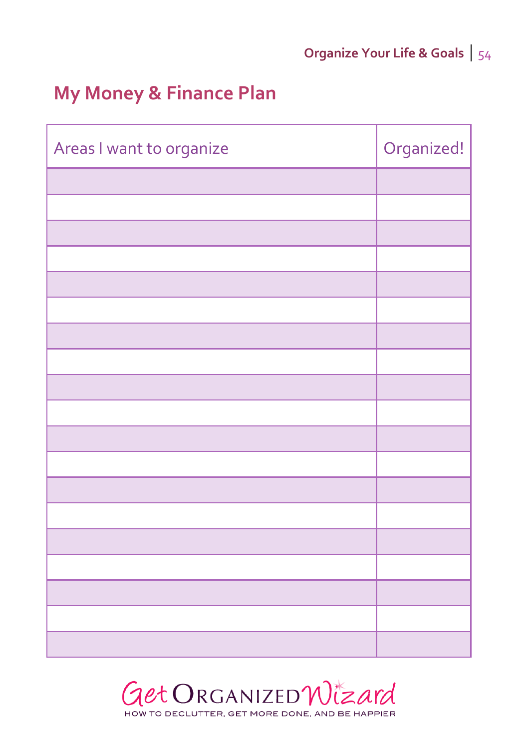## My Money & Finance Plan

| Areas I want to organize | Organized! |
|---|---|
| | |
| | |
| | |
| | |
| | |
| | |
| | |
| | |
| | |
| | |
| | |
| | |
| | |
| | |
| | |
| | |
| | |
| | |
| | |

Get Organized Wizard
HOW TO DECLUTTER, GET MORE DONE, AND BE HAPPIER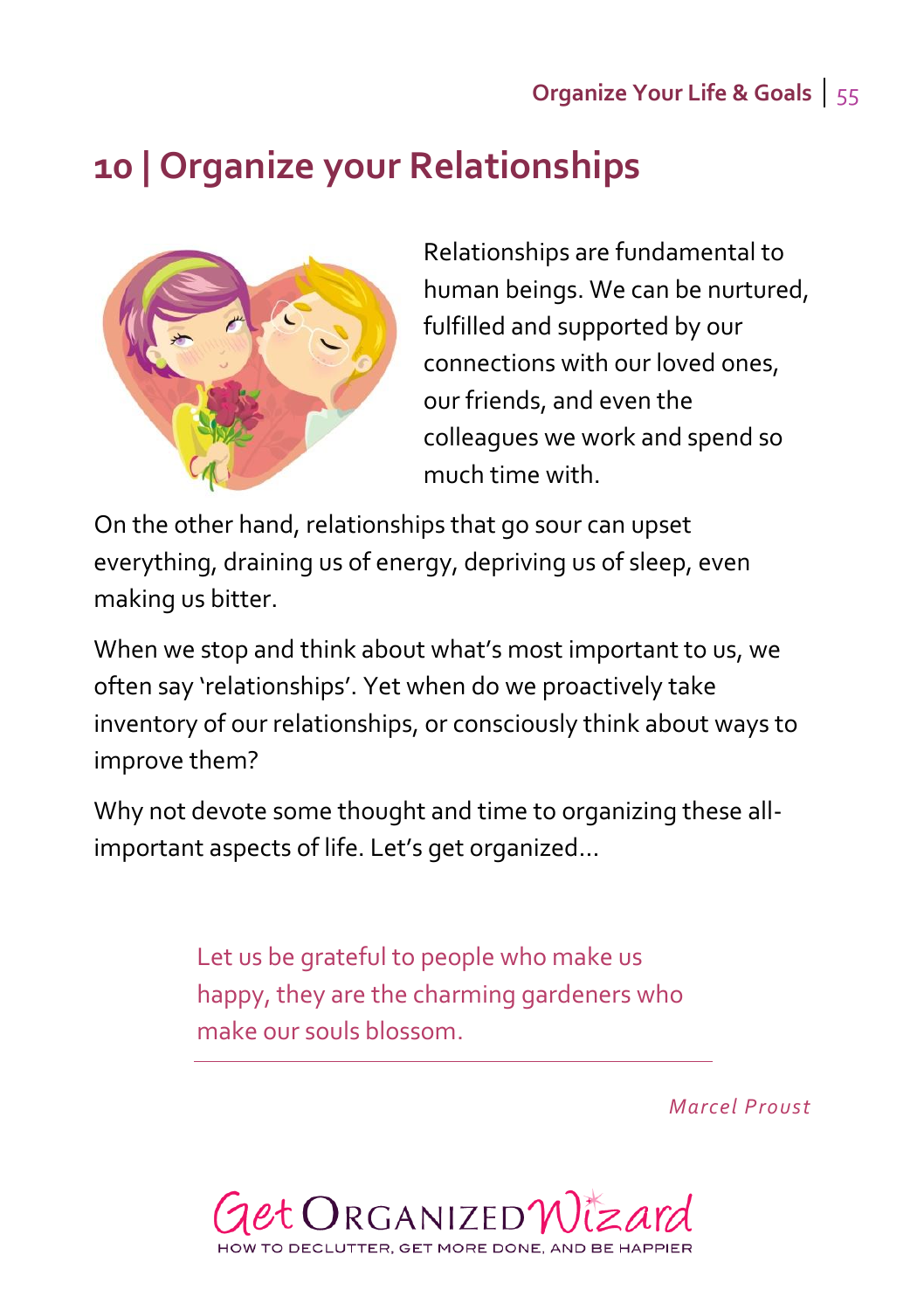# 10 | Organize your Relationships

Relationships are fundamental to human beings. We can be nurtured, fulfilled and supported by our connections with our loved ones, our friends, and even the colleagues we work and spend so much time with.

On the other hand, relationships that go sour can upset everything, draining us of energy, depriving us of sleep, even making us bitter.

When we stop and think about what's most important to us, we often say 'relationships'. Yet when do we proactively take inventory of our relationships, or consciously think about ways to improve them?

Why not devote some thought and time to organizing these all-important aspects of life. Let's get organized...

> Let us be grateful to people who make us happy, they are the charming gardeners who make our souls blossom.
>
> *Marcel Proust*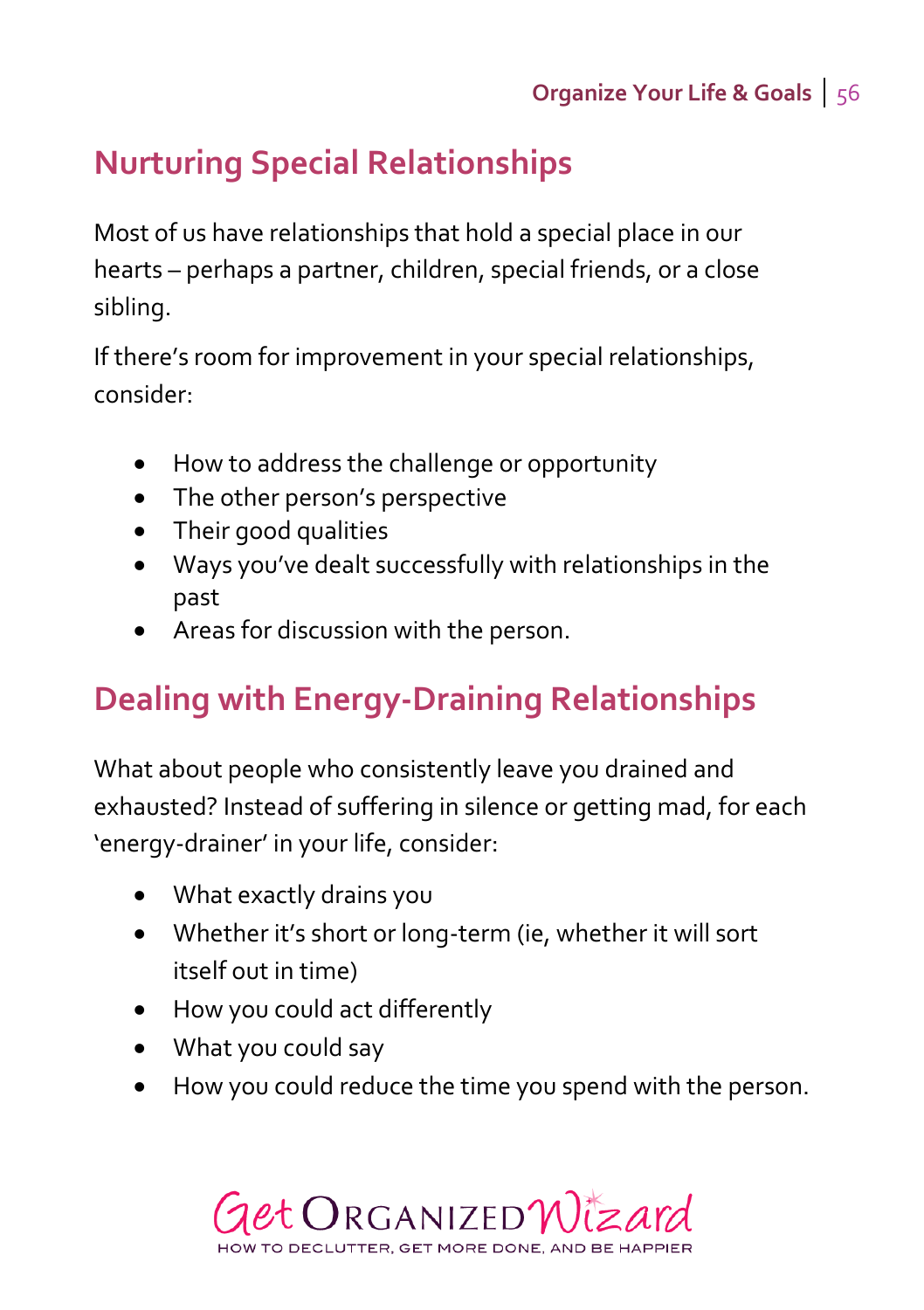## Nurturing Special Relationships

Most of us have relationships that hold a special place in our hearts – perhaps a partner, children, special friends, or a close sibling.

If there's room for improvement in your special relationships, consider:

- How to address the challenge or opportunity
- The other person's perspective
- Their good qualities
- Ways you've dealt successfully with relationships in the past
- Areas for discussion with the person.

## Dealing with Energy-Draining Relationships

What about people who consistently leave you drained and exhausted? Instead of suffering in silence or getting mad, for each 'energy-drainer' in your life, consider:

- What exactly drains you
- Whether it's short or long-term (ie, whether it will sort itself out in time)
- How you could act differently
- What you could say
- How you could reduce the time you spend with the person.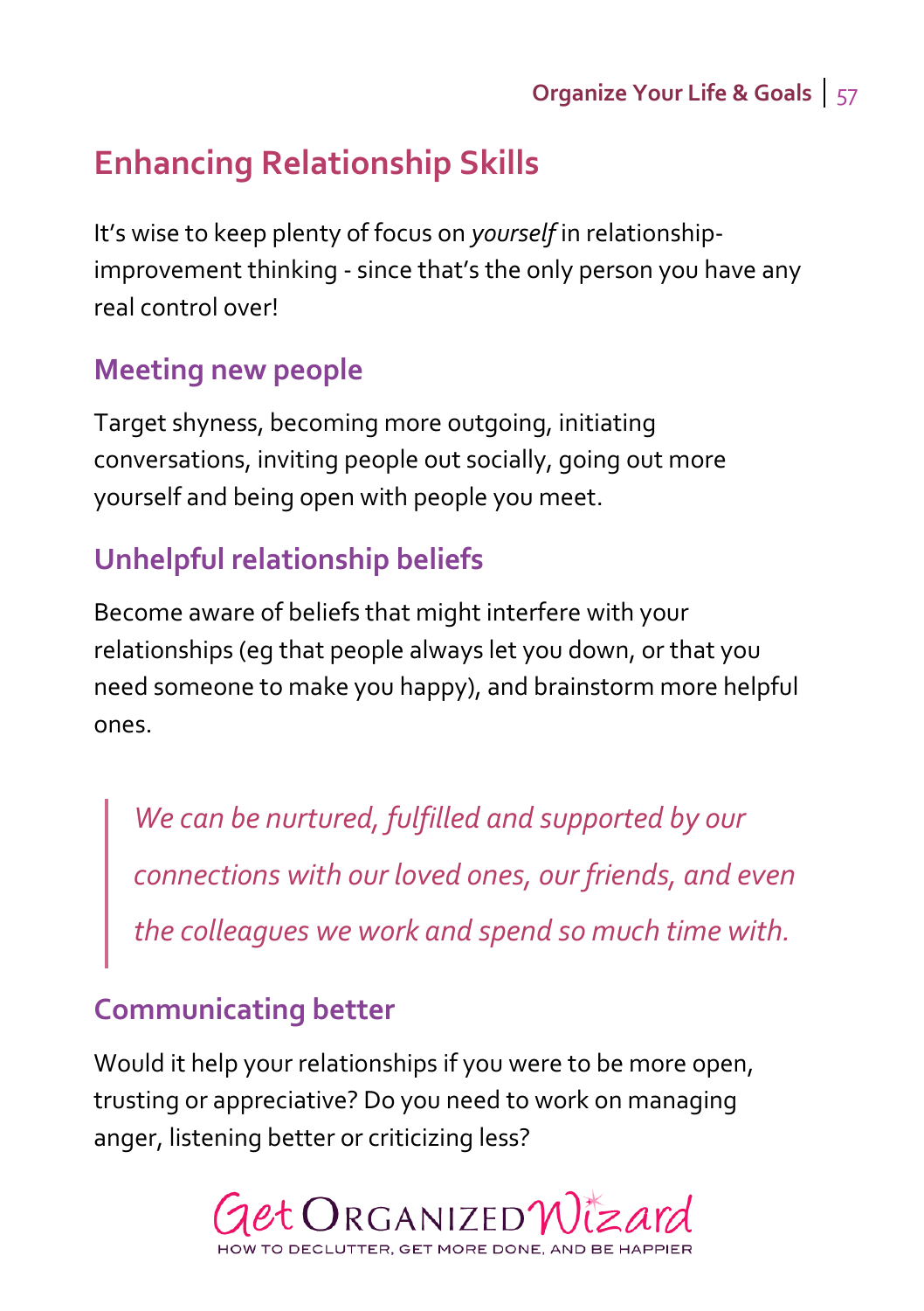## Enhancing Relationship Skills

It's wise to keep plenty of focus on *yourself* in relationship-improvement thinking - since that's the only person you have any real control over!

### Meeting new people

Target shyness, becoming more outgoing, initiating conversations, inviting people out socially, going out more yourself and being open with people you meet.

### Unhelpful relationship beliefs

Become aware of beliefs that might interfere with your relationships (eg that people always let you down, or that you need someone to make you happy), and brainstorm more helpful ones.

> *We can be nurtured, fulfilled and supported by our connections with our loved ones, our friends, and even the colleagues we work and spend so much time with.*

### Communicating better

Would it help your relationships if you were to be more open, trusting or appreciative? Do you need to work on managing anger, listening better or criticizing less?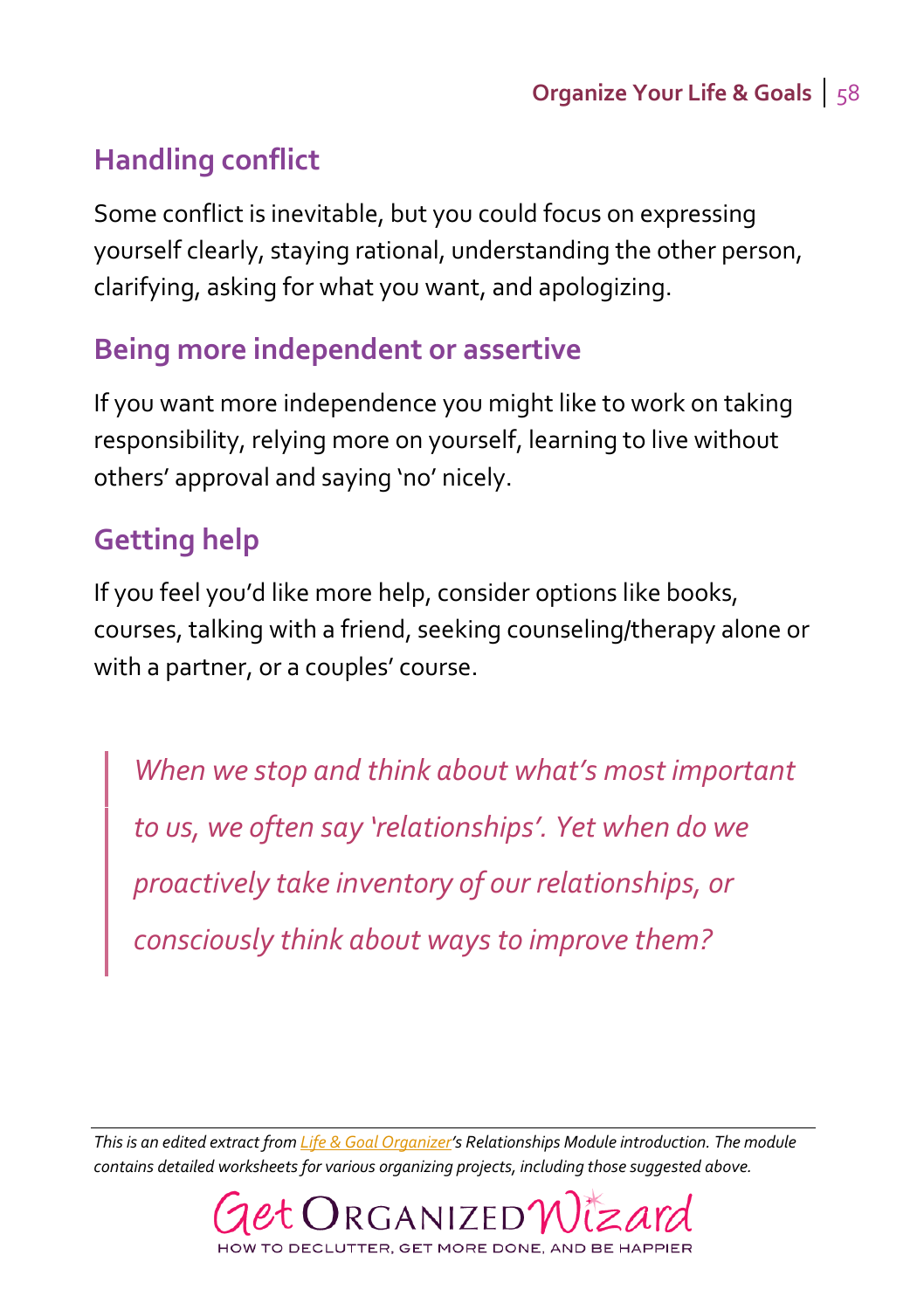## Handling conflict

Some conflict is inevitable, but you could focus on expressing yourself clearly, staying rational, understanding the other person, clarifying, asking for what you want, and apologizing.

## Being more independent or assertive

If you want more independence you might like to work on taking responsibility, relying more on yourself, learning to live without others' approval and saying 'no' nicely.

## Getting help

If you feel you'd like more help, consider options like books, courses, talking with a friend, seeking counseling/therapy alone or with a partner, or a couples' course.

> *When we stop and think about what's most important to us, we often say 'relationships'. Yet when do we proactively take inventory of our relationships, or consciously think about ways to improve them?*

---

*This is an edited extract from Life & Goal Organizer's Relationships Module introduction. The module contains detailed worksheets for various organizing projects, including those suggested above.*

Get Organized Wizard

HOW TO DECLUTTER, GET MORE DONE, AND BE HAPPIER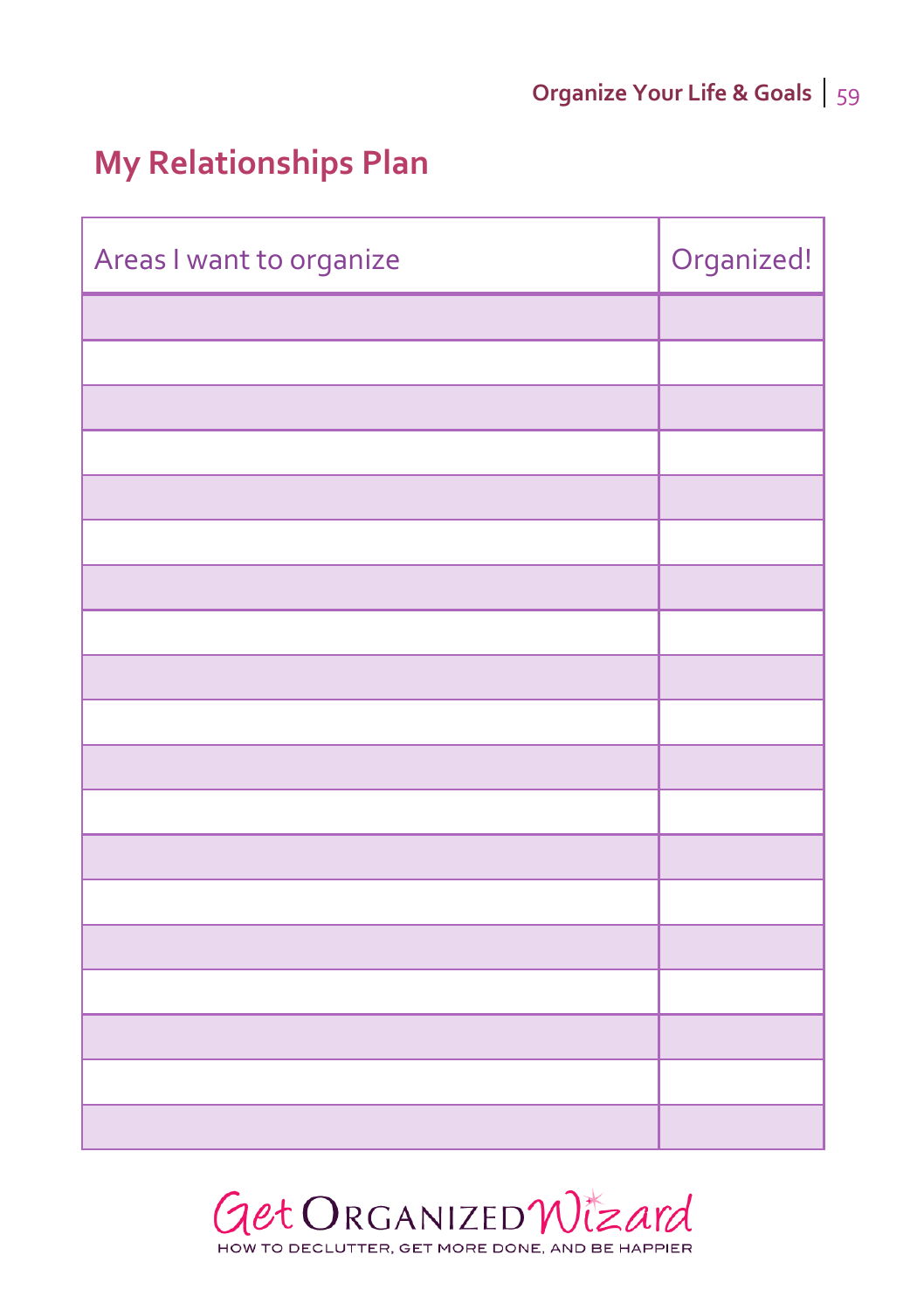## My Relationships Plan

| Areas I want to organize | Organized! |
| --- | --- |
| | |
| | |
| | |
| | |
| | |
| | |
| | |
| | |
| | |
| | |
| | |
| | |
| | |
| | |
| | |
| | |
| | |
| | |
| | |

Get Organized Wizard
HOW TO DECLUTTER, GET MORE DONE, AND BE HAPPIER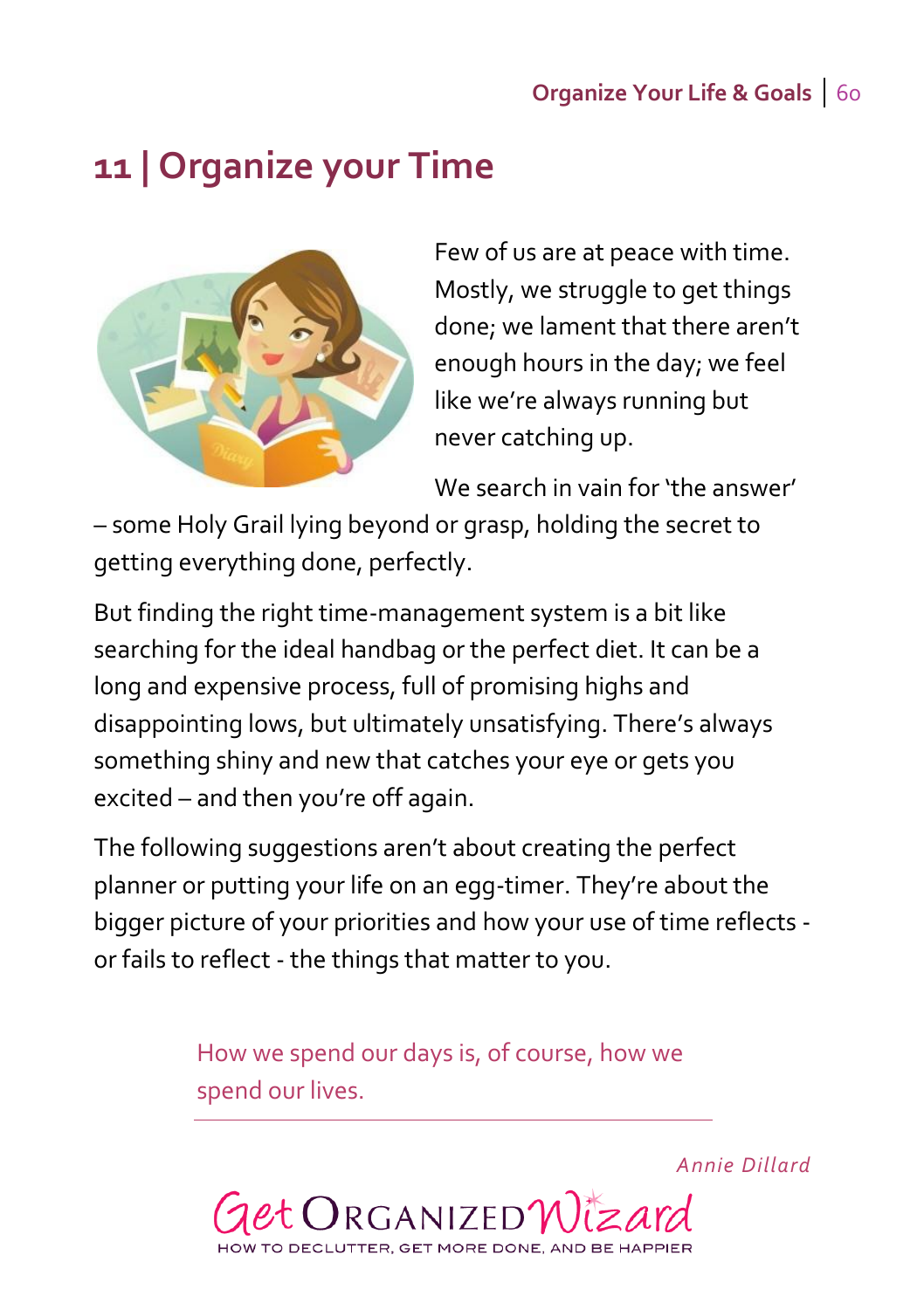# 11 | Organize your Time

Few of us are at peace with time. Mostly, we struggle to get things done; we lament that there aren't enough hours in the day; we feel like we're always running but never catching up.

We search in vain for 'the answer' – some Holy Grail lying beyond or grasp, holding the secret to getting everything done, perfectly.

But finding the right time-management system is a bit like searching for the ideal handbag or the perfect diet. It can be a long and expensive process, full of promising highs and disappointing lows, but ultimately unsatisfying. There's always something shiny and new that catches your eye or gets you excited – and then you're off again.

The following suggestions aren't about creating the perfect planner or putting your life on an egg-timer. They're about the bigger picture of your priorities and how your use of time reflects - or fails to reflect - the things that matter to you.

> How we spend our days is, of course, how we spend our lives.
>
> *Annie Dillard*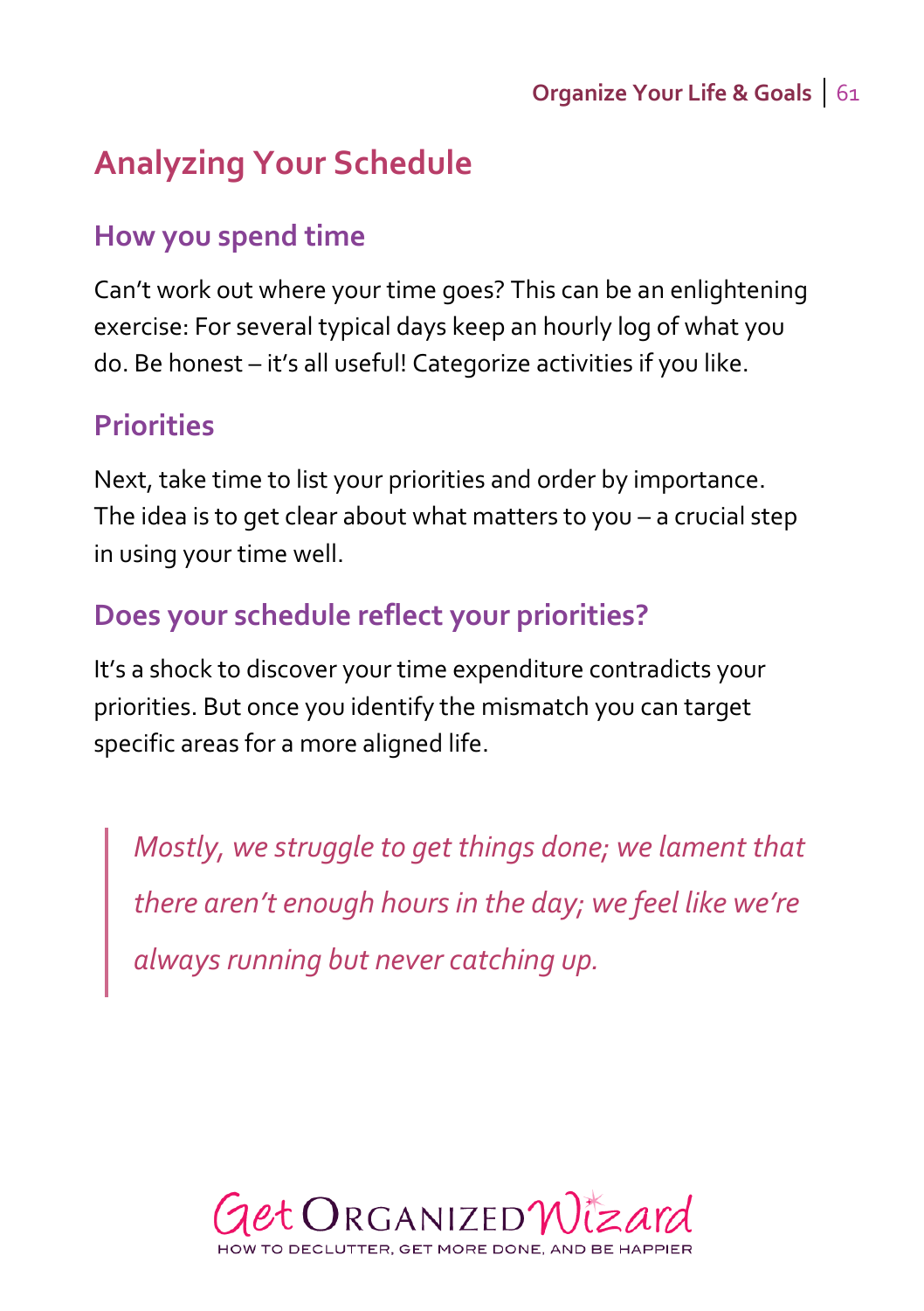# Analyzing Your Schedule

## How you spend time

Can't work out where your time goes? This can be an enlightening exercise: For several typical days keep an hourly log of what you do. Be honest – it's all useful! Categorize activities if you like.

## Priorities

Next, take time to list your priorities and order by importance. The idea is to get clear about what matters to you – a crucial step in using your time well.

## Does your schedule reflect your priorities?

It's a shock to discover your time expenditure contradicts your priorities. But once you identify the mismatch you can target specific areas for a more aligned life.

> *Mostly, we struggle to get things done; we lament that there aren't enough hours in the day; we feel like we're always running but never catching up.*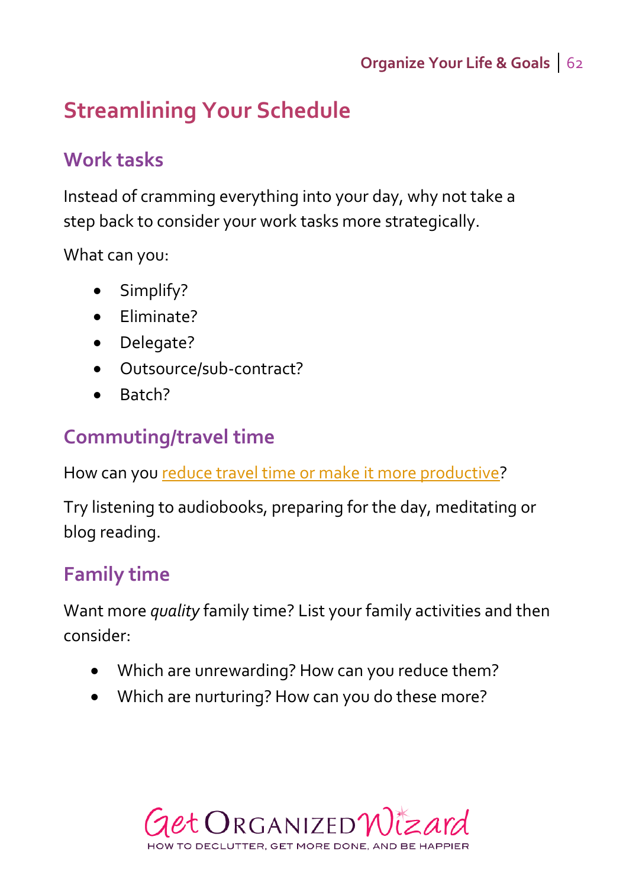## Streamlining Your Schedule

### Work tasks

Instead of cramming everything into your day, why not take a step back to consider your work tasks more strategically.

What can you:

- Simplify?
- Eliminate?
- Delegate?
- Outsource/sub-contract?
- Batch?

### Commuting/travel time

How can you reduce travel time or make it more productive?

Try listening to audiobooks, preparing for the day, meditating or blog reading.

### Family time

Want more *quality* family time? List your family activities and then consider:

- Which are unrewarding? How can you reduce them?
- Which are nurturing? How can you do these more?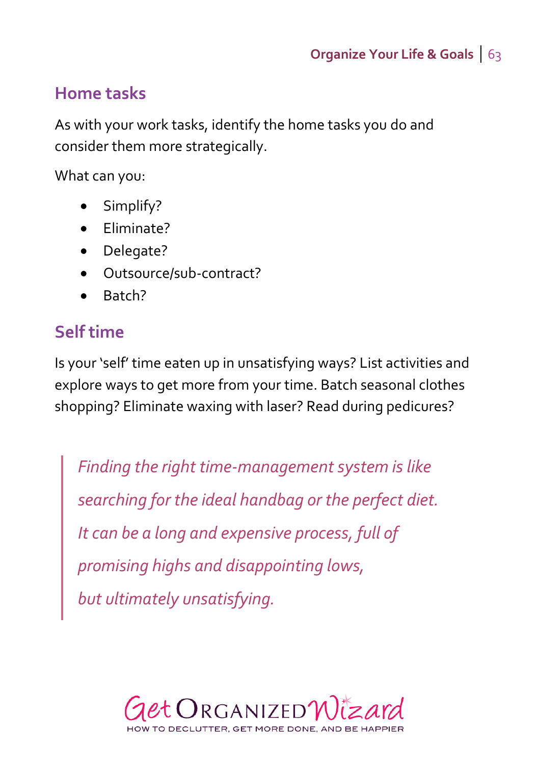## Home tasks

As with your work tasks, identify the home tasks you do and consider them more strategically.

What can you:

- Simplify?
- Eliminate?
- Delegate?
- Outsource/sub-contract?
- Batch?

## Self time

Is your 'self' time eaten up in unsatisfying ways? List activities and explore ways to get more from your time. Batch seasonal clothes shopping? Eliminate waxing with laser? Read during pedicures?

> *Finding the right time-management system is like searching for the ideal handbag or the perfect diet. It can be a long and expensive process, full of promising highs and disappointing lows, but ultimately unsatisfying.*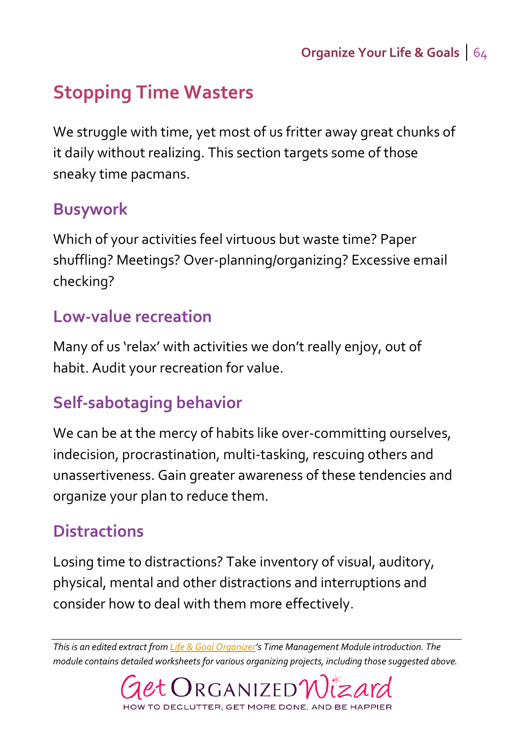## Stopping Time Wasters

We struggle with time, yet most of us fritter away great chunks of it daily without realizing. This section targets some of those sneaky time pacmans.

### Busywork

Which of your activities feel virtuous but waste time? Paper shuffling? Meetings? Over-planning/organizing? Excessive email checking?

### Low-value recreation

Many of us 'relax' with activities we don't really enjoy, out of habit. Audit your recreation for value.

### Self-sabotaging behavior

We can be at the mercy of habits like over-committing ourselves, indecision, procrastination, multi-tasking, rescuing others and unassertiveness. Gain greater awareness of these tendencies and organize your plan to reduce them.

### Distractions

Losing time to distractions? Take inventory of visual, auditory, physical, mental and other distractions and interruptions and consider how to deal with them more effectively.

---

*This is an edited extract from Life & Goal Organizer's Time Management Module introduction. The module contains detailed worksheets for various organizing projects, including those suggested above.*

Get Organized Wizard
HOW TO DECLUTTER, GET MORE DONE, AND BE HAPPIER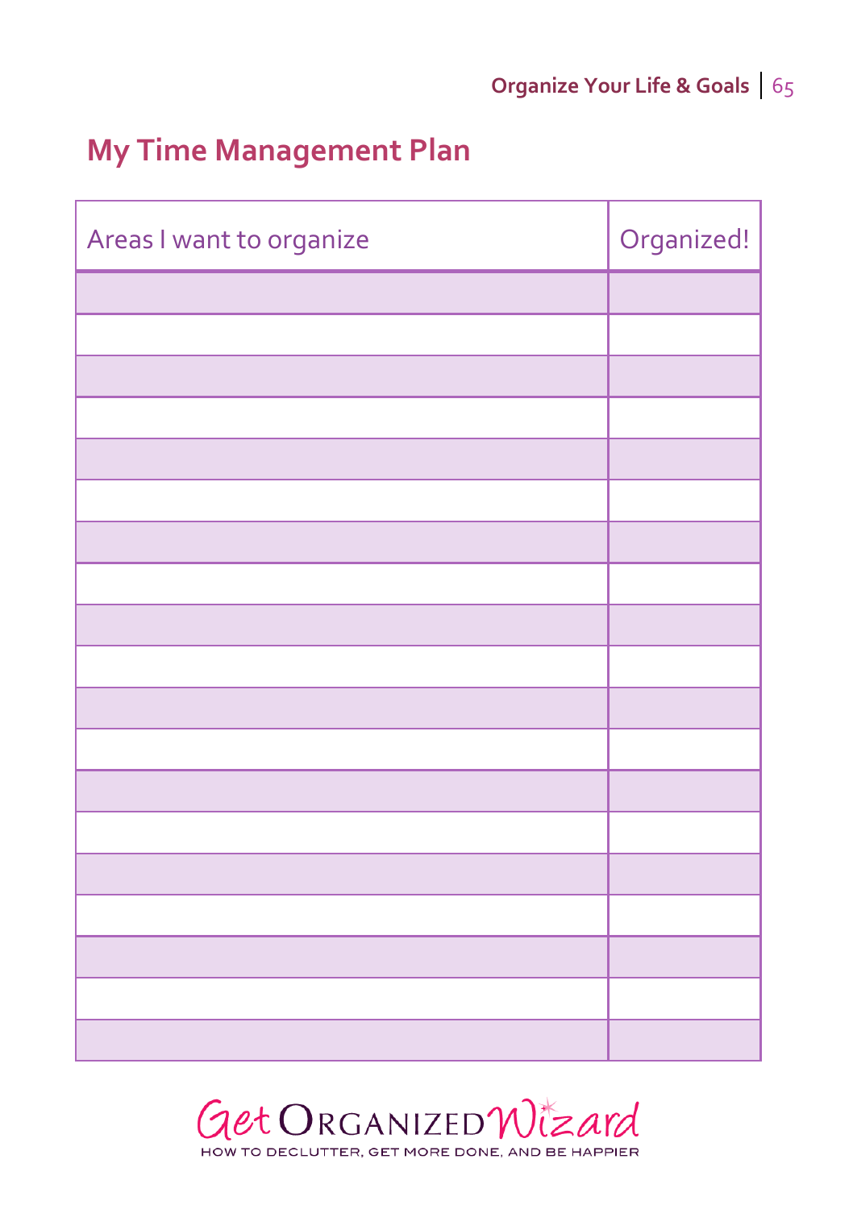## My Time Management Plan

| Areas I want to organize | Organized! |
| --- | --- |
| | |
| | |
| | |
| | |
| | |
| | |
| | |
| | |
| | |
| | |
| | |
| | |
| | |
| | |
| | |
| | |
| | |
| | |
| | |

Get Organized Wizard
HOW TO DECLUTTER, GET MORE DONE, AND BE HAPPIER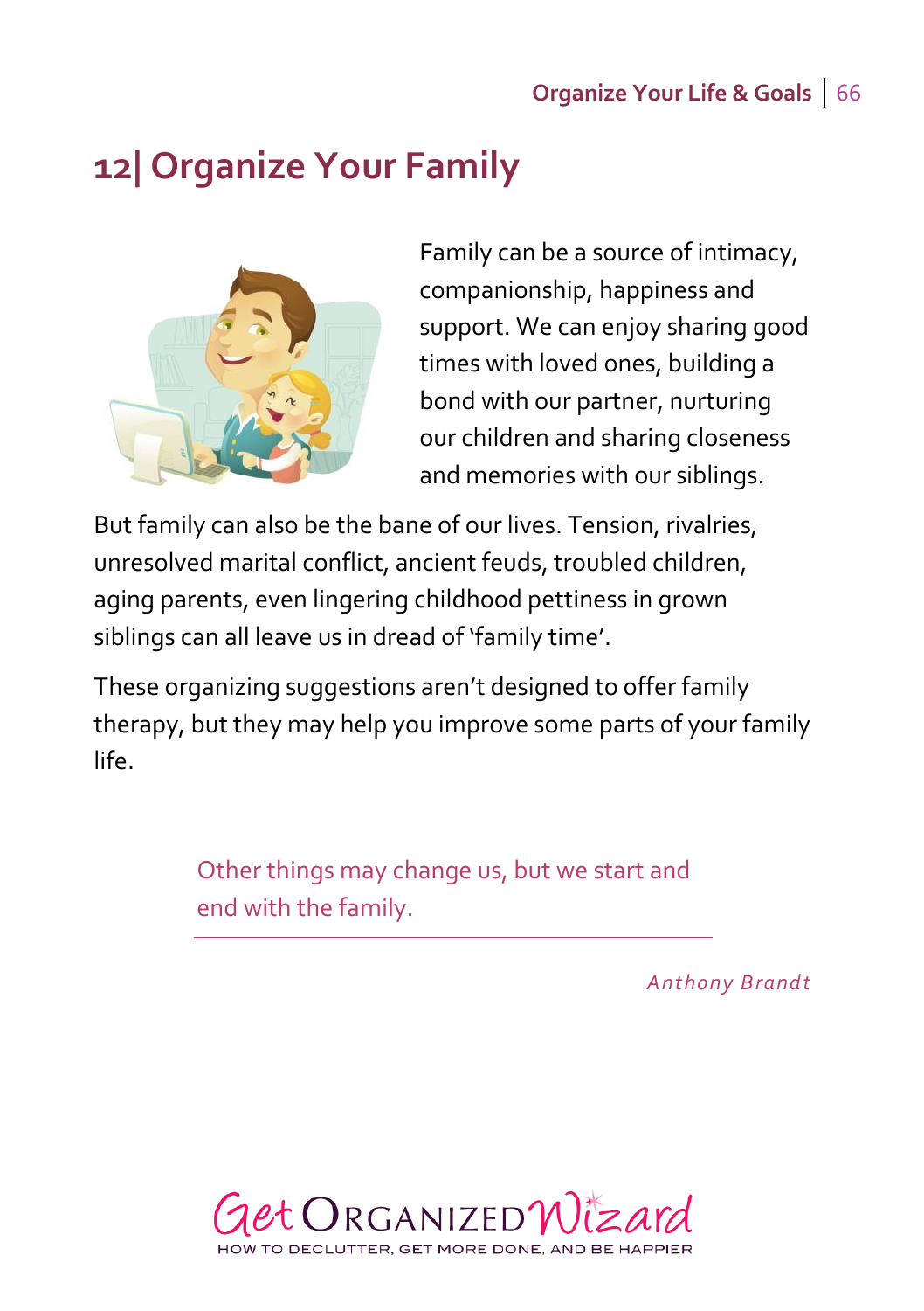# 12| Organize Your Family

Family can be a source of intimacy, companionship, happiness and support. We can enjoy sharing good times with loved ones, building a bond with our partner, nurturing our children and sharing closeness and memories with our siblings.

But family can also be the bane of our lives. Tension, rivalries, unresolved marital conflict, ancient feuds, troubled children, aging parents, even lingering childhood pettiness in grown siblings can all leave us in dread of 'family time'.

These organizing suggestions aren't designed to offer family therapy, but they may help you improve some parts of your family life.

> Other things may change us, but we start and end with the family.
>
> *Anthony Brandt*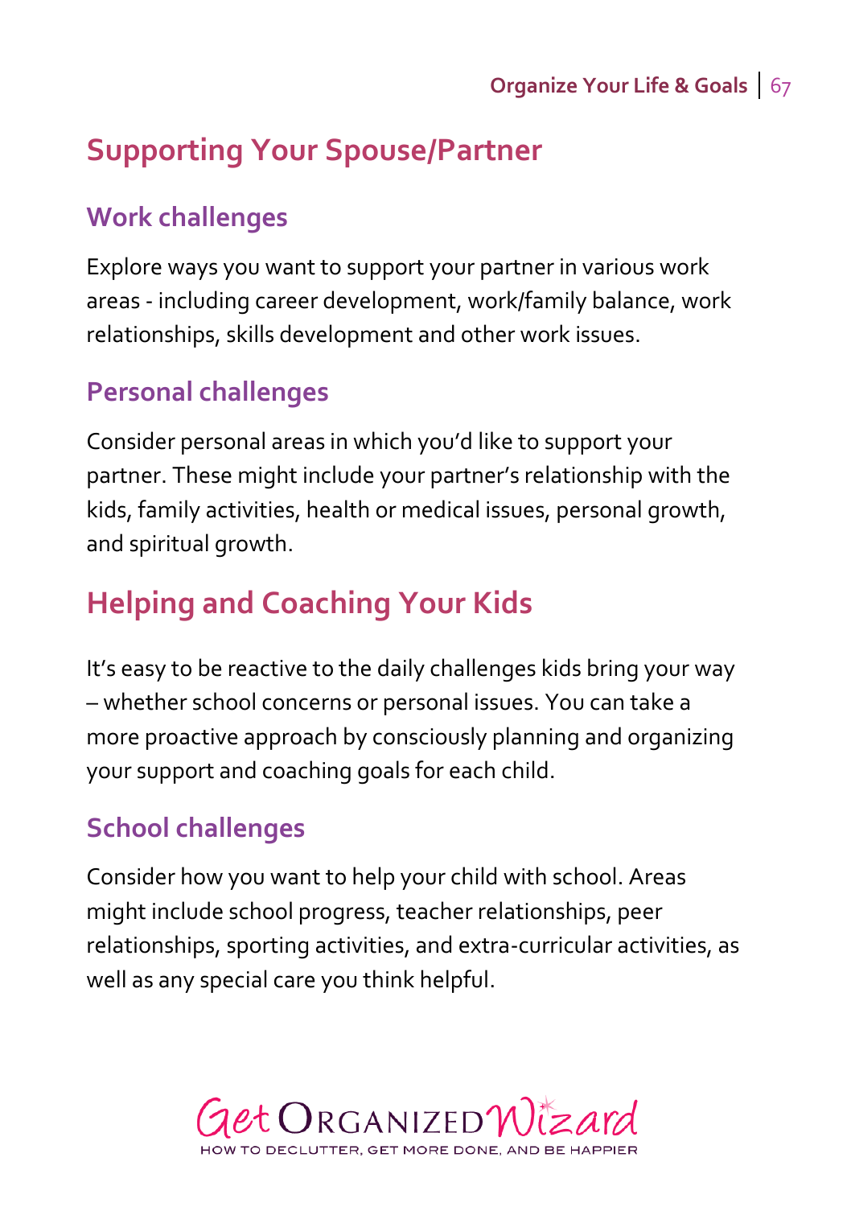## Supporting Your Spouse/Partner

### Work challenges

Explore ways you want to support your partner in various work areas - including career development, work/family balance, work relationships, skills development and other work issues.

### Personal challenges

Consider personal areas in which you'd like to support your partner. These might include your partner's relationship with the kids, family activities, health or medical issues, personal growth, and spiritual growth.

## Helping and Coaching Your Kids

It's easy to be reactive to the daily challenges kids bring your way – whether school concerns or personal issues. You can take a more proactive approach by consciously planning and organizing your support and coaching goals for each child.

### School challenges

Consider how you want to help your child with school. Areas might include school progress, teacher relationships, peer relationships, sporting activities, and extra-curricular activities, as well as any special care you think helpful.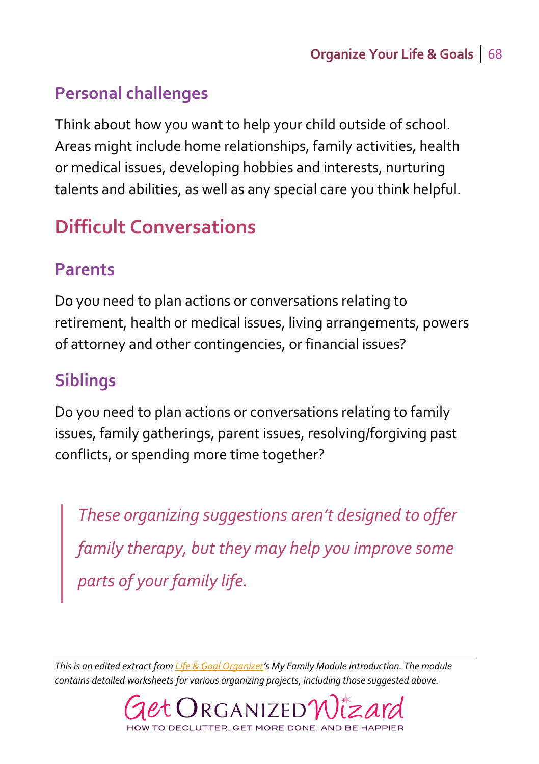### Personal challenges

Think about how you want to help your child outside of school. Areas might include home relationships, family activities, health or medical issues, developing hobbies and interests, nurturing talents and abilities, as well as any special care you think helpful.

## Difficult Conversations

### Parents

Do you need to plan actions or conversations relating to retirement, health or medical issues, living arrangements, powers of attorney and other contingencies, or financial issues?

### Siblings

Do you need to plan actions or conversations relating to family issues, family gatherings, parent issues, resolving/forgiving past conflicts, or spending more time together?

> *These organizing suggestions aren't designed to offer family therapy, but they may help you improve some parts of your family life.*

---

*This is an edited extract from Life & Goal Organizer's My Family Module introduction. The module contains detailed worksheets for various organizing projects, including those suggested above.*

Get Organized Wizard
HOW TO DECLUTTER, GET MORE DONE, AND BE HAPPIER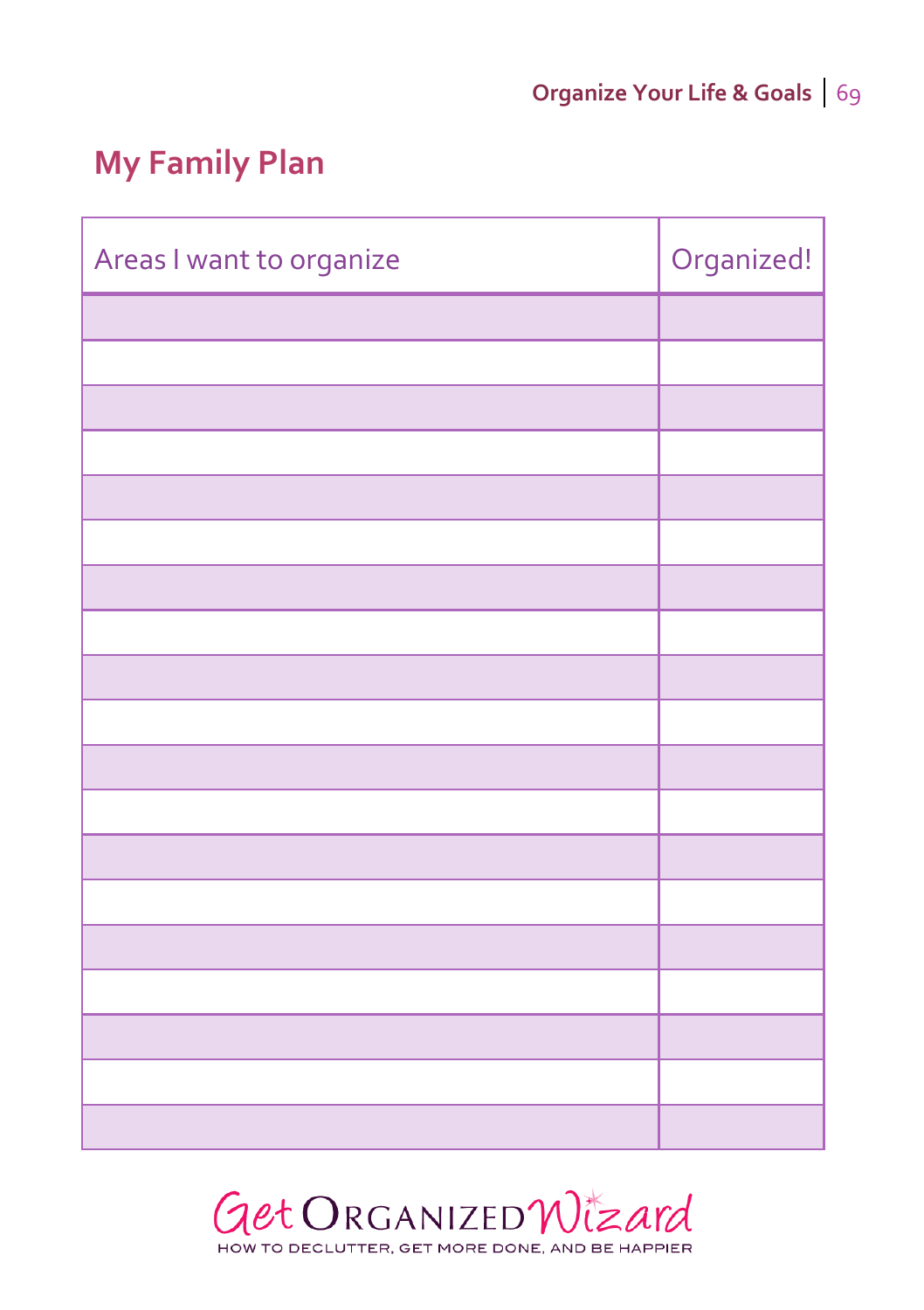## My Family Plan

| Areas I want to organize | Organized! |
|---|---|
| | |
| | |
| | |
| | |
| | |
| | |
| | |
| | |
| | |
| | |
| | |
| | |
| | |
| | |
| | |
| | |
| | |
| | |
| | |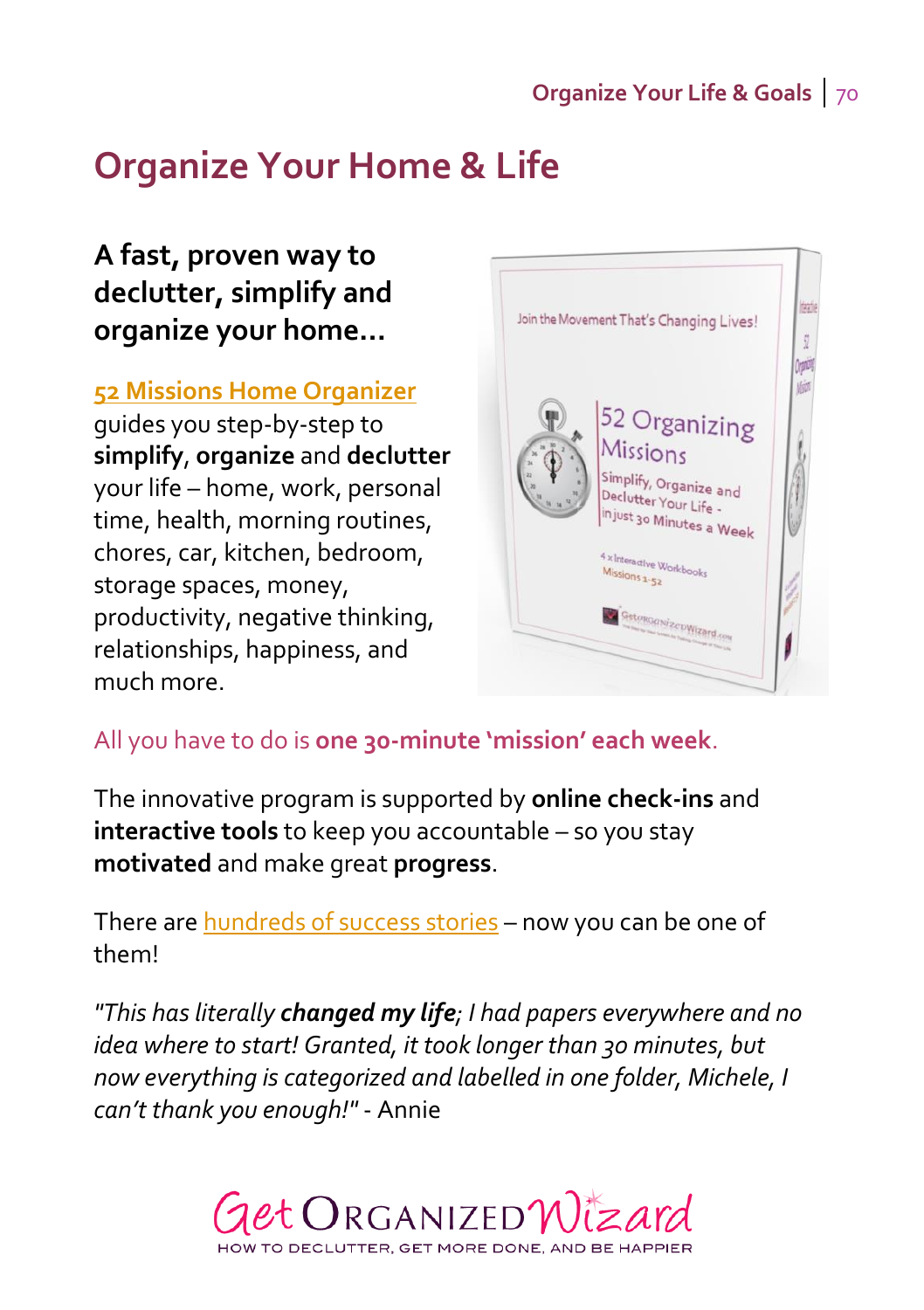# Organize Your Home & Life

**A fast, proven way to declutter, simplify and organize your home…**

52 Missions Home Organizer guides you step-by-step to **simplify**, **organize** and **declutter** your life – home, work, personal time, health, morning routines, chores, car, kitchen, bedroom, storage spaces, money, productivity, negative thinking, relationships, happiness, and much more.

All you have to do is **one 30-minute 'mission' each week**.

The innovative program is supported by **online check-ins** and **interactive tools** to keep you accountable – so you stay **motivated** and make great **progress**.

There are hundreds of success stories – now you can be one of them!

*"This has literally **changed my life**; I had papers everywhere and no idea where to start! Granted, it took longer than 30 minutes, but now everything is categorized and labelled in one folder, Michele, I can't thank you enough!"* - Annie

GetOrganizedWizard
HOW TO DECLUTTER, GET MORE DONE, AND BE HAPPIER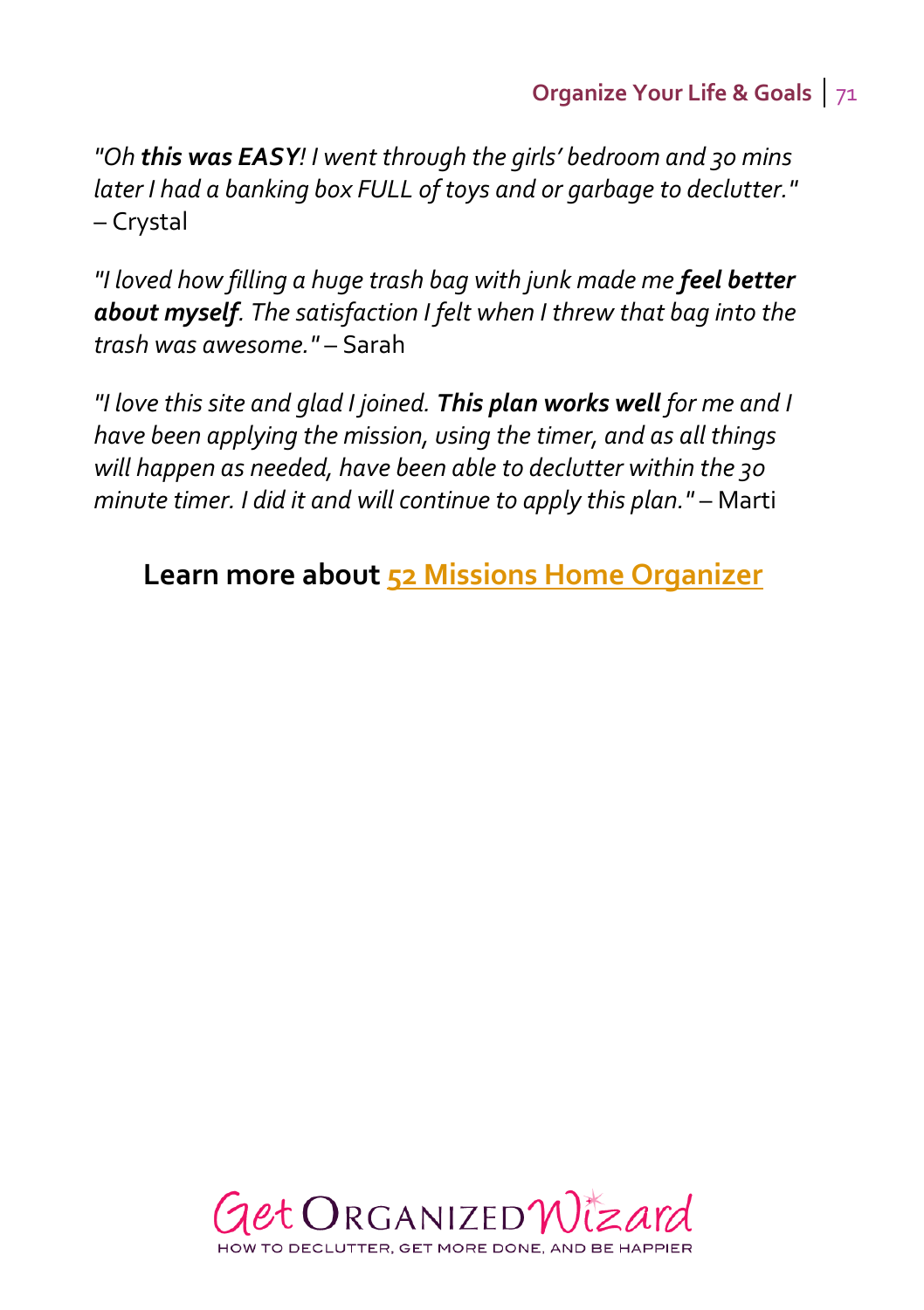*"Oh **this was EASY**! I went through the girls' bedroom and 30 mins later I had a banking box FULL of toys and or garbage to declutter."* – Crystal

*"I loved how filling a huge trash bag with junk made me **feel better about myself**. The satisfaction I felt when I threw that bag into the trash was awesome."* – Sarah

*"I love this site and glad I joined. **This plan works well** for me and I have been applying the mission, using the timer, and as all things will happen as needed, have been able to declutter within the 30 minute timer. I did it and will continue to apply this plan."* – Marti

**Learn more about 52 Missions Home Organizer**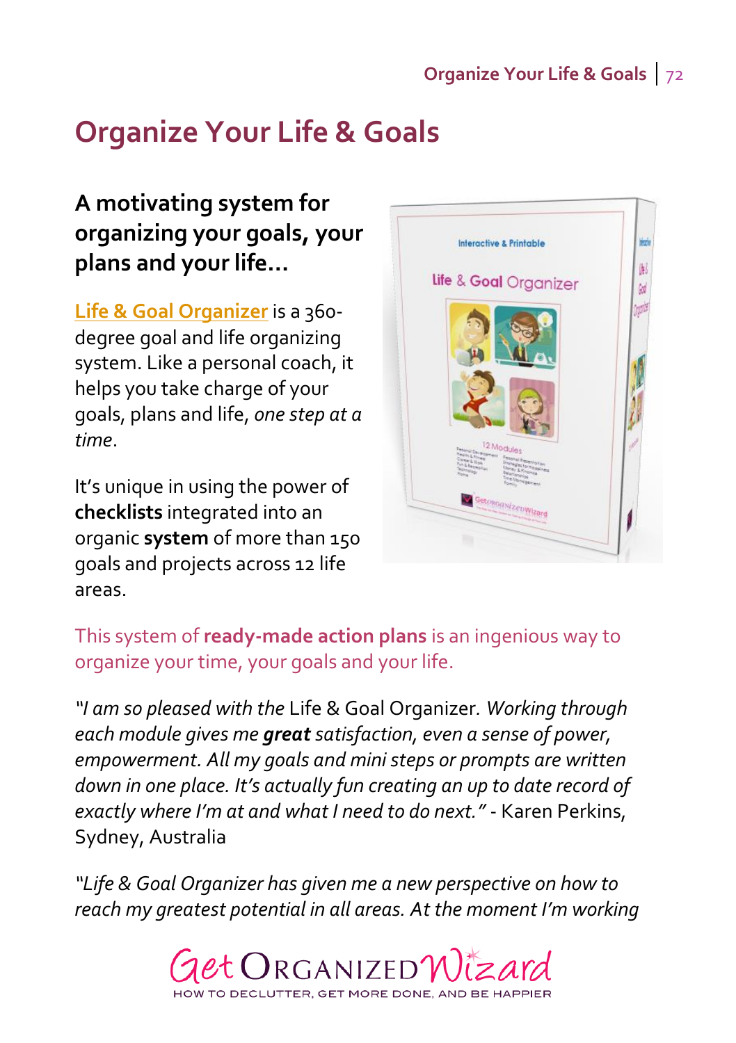# Organize Your Life & Goals

### A motivating system for organizing your goals, your plans and your life…

**Life & Goal Organizer** is a 360-degree goal and life organizing system. Like a personal coach, it helps you take charge of your goals, plans and life, *one step at a time*.

It's unique in using the power of **checklists** integrated into an organic **system** of more than 150 goals and projects across 12 life areas.

This system of **ready-made action plans** is an ingenious way to organize your time, your goals and your life.

*"I am so pleased with the* Life & Goal Organizer*. Working through each module gives me **great** satisfaction, even a sense of power, empowerment. All my goals and mini steps or prompts are written down in one place. It's actually fun creating an up to date record of exactly where I'm at and what I need to do next."* - Karen Perkins, Sydney, Australia

*"Life & Goal Organizer has given me a new perspective on how to reach my greatest potential in all areas. At the moment I'm working*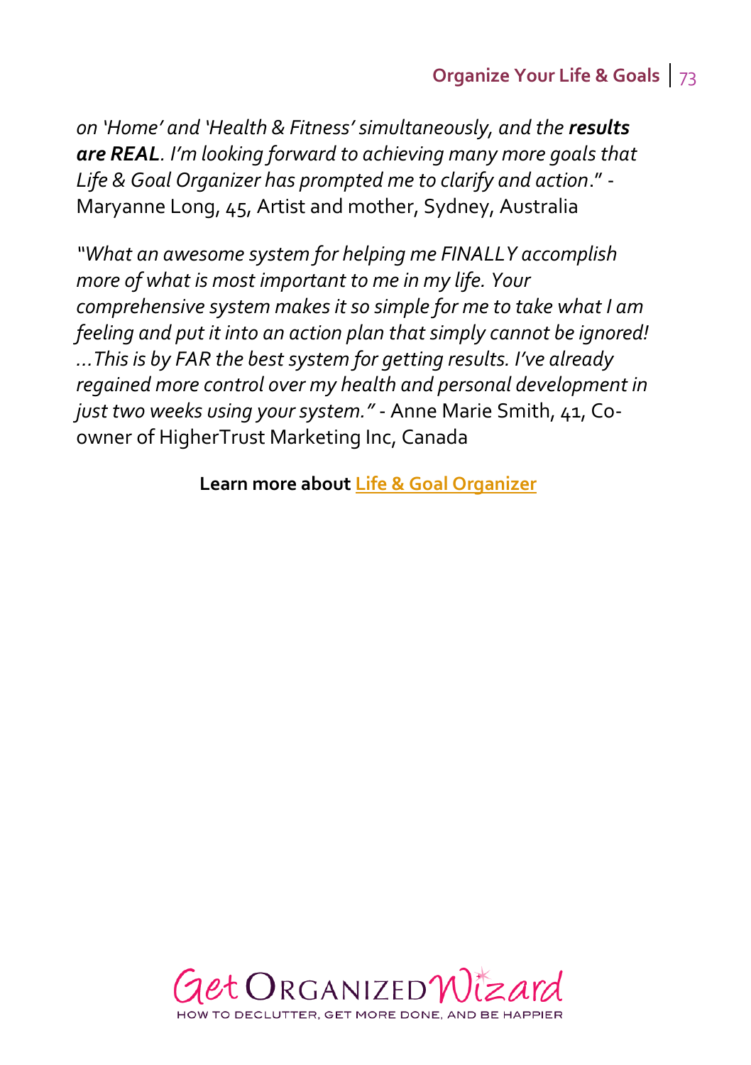*on 'Home' and 'Health & Fitness' simultaneously, and the **results are REAL**. I'm looking forward to achieving many more goals that Life & Goal Organizer has prompted me to clarify and action*." - Maryanne Long, 45, Artist and mother, Sydney, Australia

*"What an awesome system for helping me FINALLY accomplish more of what is most important to me in my life. Your comprehensive system makes it so simple for me to take what I am feeling and put it into an action plan that simply cannot be ignored! ...This is by FAR the best system for getting results. I've already regained more control over my health and personal development in just two weeks using your system."* - Anne Marie Smith, 41, Co-owner of HigherTrust Marketing Inc, Canada

**Learn more about Life & Goal Organizer**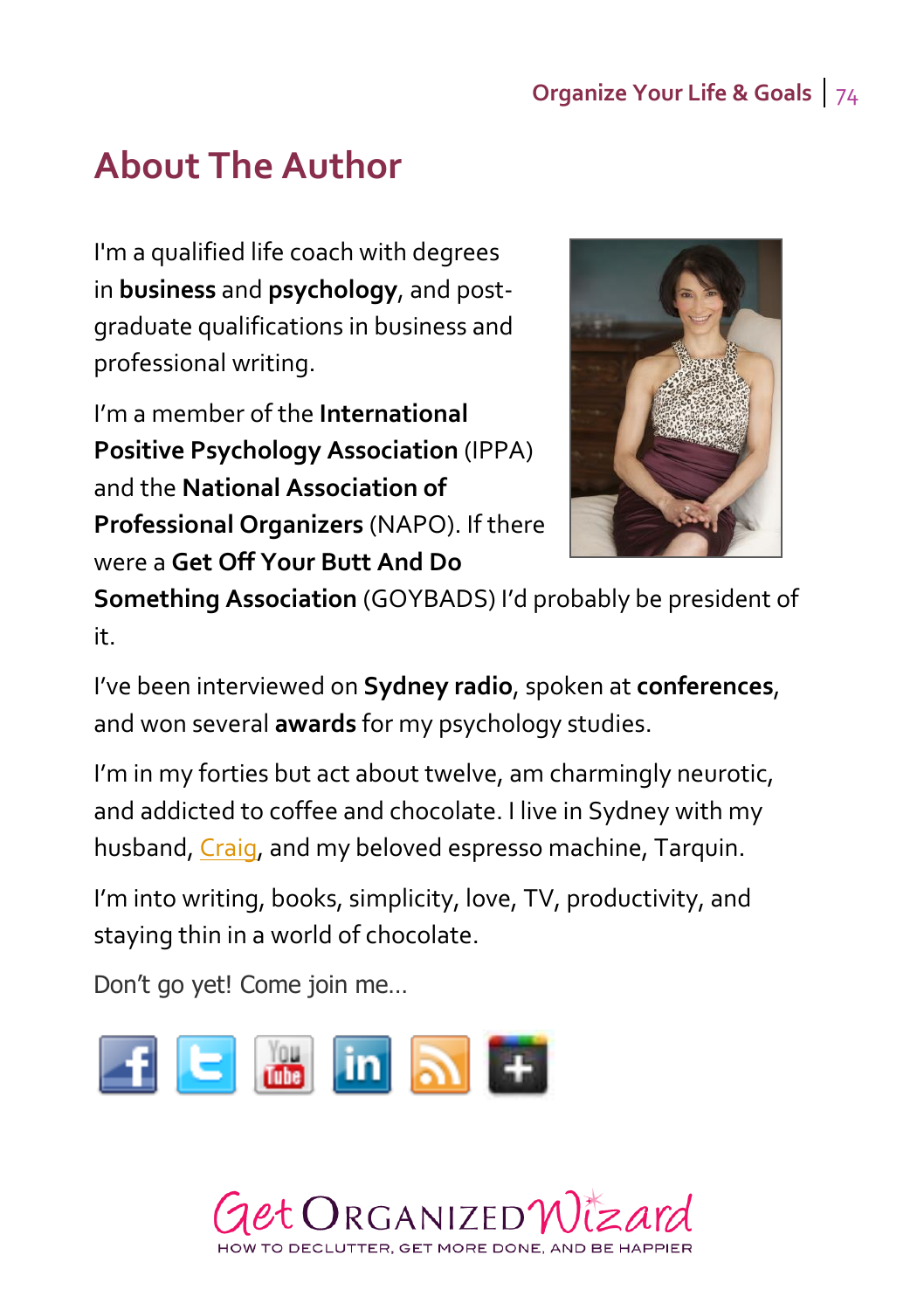## About The Author

I'm a qualified life coach with degrees in **business** and **psychology**, and post-graduate qualifications in business and professional writing.

I'm a member of the **International Positive Psychology Association** (IPPA) and the **National Association of Professional Organizers** (NAPO). If there were a **Get Off Your Butt And Do Something Association** (GOYBADS) I'd probably be president of it.

I've been interviewed on **Sydney radio**, spoken at **conferences**, and won several **awards** for my psychology studies.

I'm in my forties but act about twelve, am charmingly neurotic, and addicted to coffee and chocolate. I live in Sydney with my husband, Craig, and my beloved espresso machine, Tarquin.

I'm into writing, books, simplicity, love, TV, productivity, and staying thin in a world of chocolate.

Don't go yet! Come join me...

Get Organized Wizard

HOW TO DECLUTTER, GET MORE DONE, AND BE HAPPIER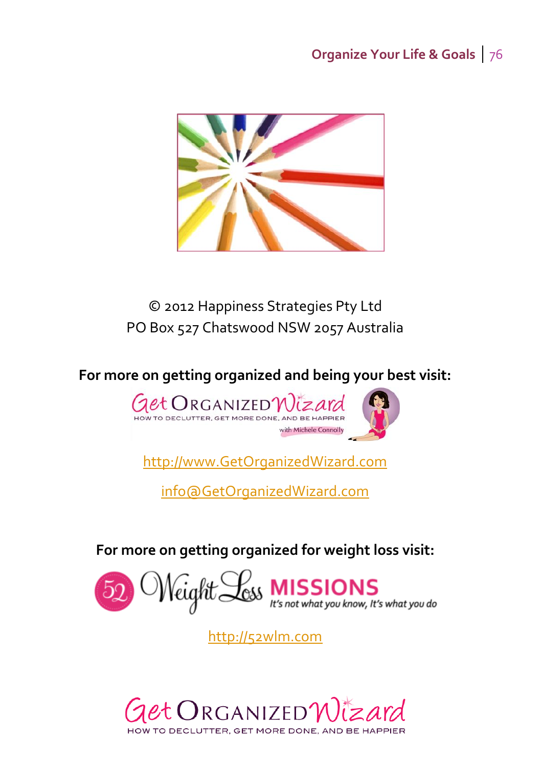© 2012 Happiness Strategies Pty Ltd
PO Box 527 Chatswood NSW 2057 Australia

**For more on getting organized and being your best visit:**

Get Organized Wizard
HOW TO DECLUTTER, GET MORE DONE, AND BE HAPPIER
with Michele Connolly

http://www.GetOrganizedWizard.com

info@GetOrganizedWizard.com

**For more on getting organized for weight loss visit:**

52 Weight Loss MISSIONS
It's not what you know, It's what you do

http://52wlm.com

Get Organized Wizard
HOW TO DECLUTTER, GET MORE DONE, AND BE HAPPIER